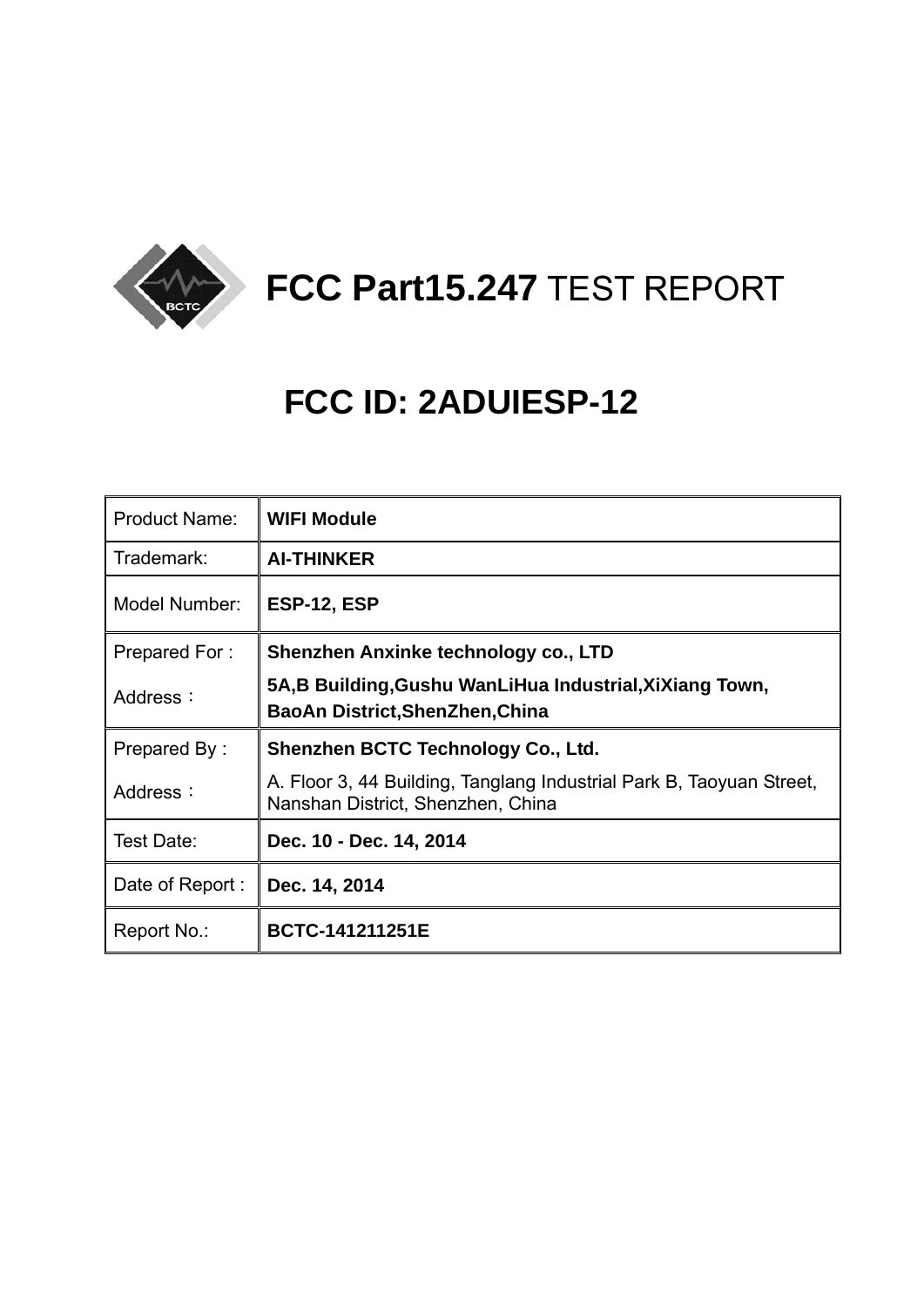# FCC Part15.247 TEST REPORT

## FCC ID: 2ADUIESP-12

| | |
|---|---|
| Product Name: | **WIFI Module** |
| Trademark: | **AI-THINKER** |
| Model Number: | **ESP-12, ESP** |
| Prepared For : | **Shenzhen Anxinke technology co., LTD** |
| Address： | **5A,B Building,Gushu WanLiHua Industrial,XiXiang Town, BaoAn District,ShenZhen,China** |
| Prepared By : | **Shenzhen BCTC Technology Co., Ltd.** |
| Address： | A. Floor 3, 44 Building, Tanglang Industrial Park B, Taoyuan Street, Nanshan District, Shenzhen, China |
| Test Date: | **Dec. 10 - Dec. 14, 2014** |
| Date of Report : | **Dec. 14, 2014** |
| Report No.: | **BCTC-141211251E** |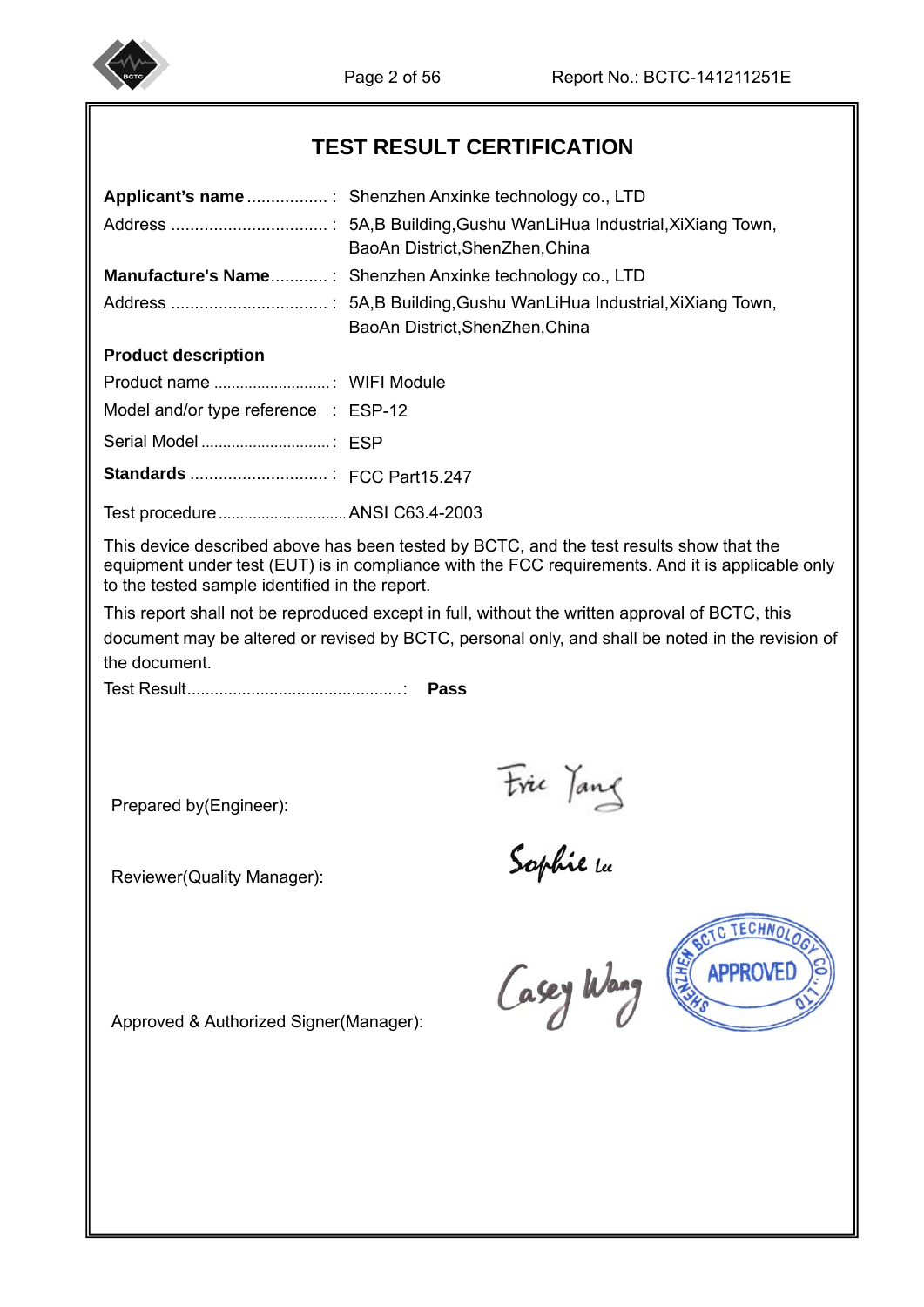# TEST RESULT CERTIFICATION

**Applicant's name** ................. : Shenzhen Anxinke technology co., LTD

Address ................................. : 5A,B Building,Gushu WanLiHua Industrial,XiXiang Town, BaoAn District,ShenZhen,China

**Manufacture's Name**............ : Shenzhen Anxinke technology co., LTD

Address ................................. : 5A,B Building,Gushu WanLiHua Industrial,XiXiang Town, BaoAn District,ShenZhen,China

**Product description**

Product name ...........................: WIFI Module

Model and/or type reference : ESP-12

Serial Model ..............................: ESP

**Standards** ............................ : FCC Part15.247

Test procedure.............................ANSI C63.4-2003

This device described above has been tested by BCTC, and the test results show that the equipment under test (EUT) is in compliance with the FCC requirements. And it is applicable only to the tested sample identified in the report.

This report shall not be reproduced except in full, without the written approval of BCTC, this document may be altered or revised by BCTC, personal only, and shall be noted in the revision of the document.

Test Result...............................................: **Pass**

Prepared by(Engineer): Eric Yang

Reviewer(Quality Manager): Sophie Lee

Approved & Authorized Signer(Manager): Casey Wang

SHENZHEN BCTC TECHNOLOGY CO.,LTD APPROVED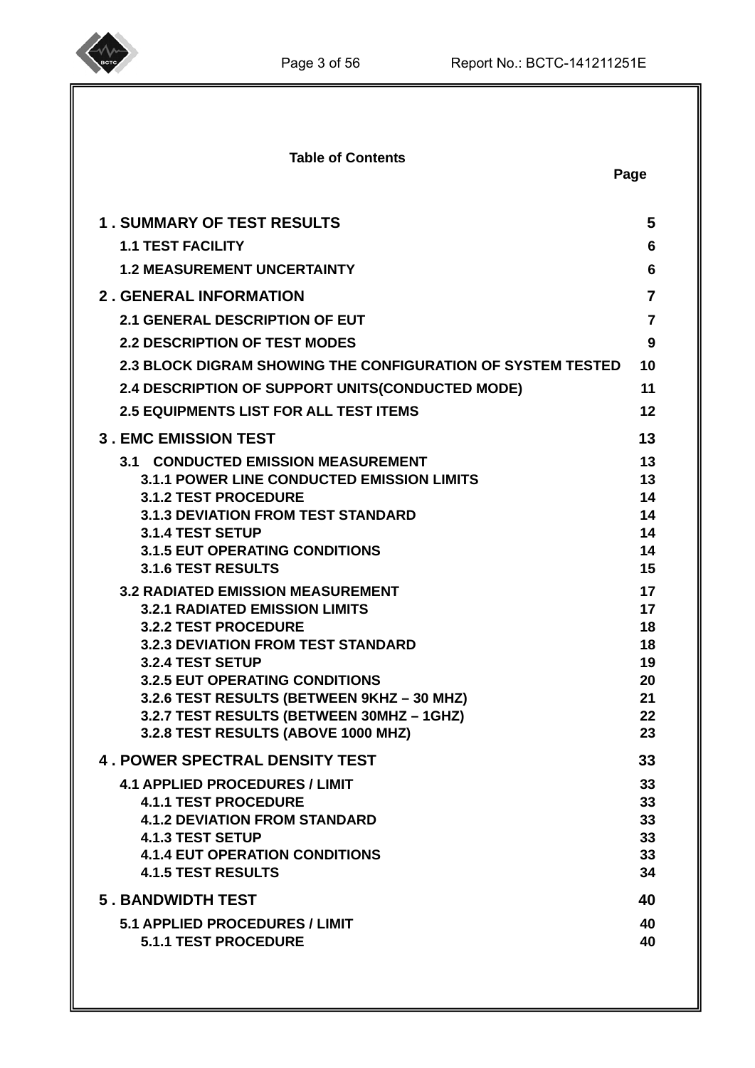**Table of Contents**

| | Page |
|---|---|
| **1 . SUMMARY OF TEST RESULTS** | **5** |
| **1.1 TEST FACILITY** | **6** |
| **1.2 MEASUREMENT UNCERTAINTY** | **6** |
| **2 . GENERAL INFORMATION** | **7** |
| **2.1 GENERAL DESCRIPTION OF EUT** | **7** |
| **2.2 DESCRIPTION OF TEST MODES** | **9** |
| **2.3 BLOCK DIGRAM SHOWING THE CONFIGURATION OF SYSTEM TESTED** | **10** |
| **2.4 DESCRIPTION OF SUPPORT UNITS(CONDUCTED MODE)** | **11** |
| **2.5 EQUIPMENTS LIST FOR ALL TEST ITEMS** | **12** |
| **3 . EMC EMISSION TEST** | **13** |
| **3.1 CONDUCTED EMISSION MEASUREMENT** | **13** |
| **3.1.1 POWER LINE CONDUCTED EMISSION LIMITS** | **13** |
| **3.1.2 TEST PROCEDURE** | **14** |
| **3.1.3 DEVIATION FROM TEST STANDARD** | **14** |
| **3.1.4 TEST SETUP** | **14** |
| **3.1.5 EUT OPERATING CONDITIONS** | **14** |
| **3.1.6 TEST RESULTS** | **15** |
| **3.2 RADIATED EMISSION MEASUREMENT** | **17** |
| **3.2.1 RADIATED EMISSION LIMITS** | **17** |
| **3.2.2 TEST PROCEDURE** | **18** |
| **3.2.3 DEVIATION FROM TEST STANDARD** | **18** |
| **3.2.4 TEST SETUP** | **19** |
| **3.2.5 EUT OPERATING CONDITIONS** | **20** |
| **3.2.6 TEST RESULTS (BETWEEN 9KHZ – 30 MHZ)** | **21** |
| **3.2.7 TEST RESULTS (BETWEEN 30MHZ – 1GHZ)** | **22** |
| **3.2.8 TEST RESULTS (ABOVE 1000 MHZ)** | **23** |
| **4 . POWER SPECTRAL DENSITY TEST** | **33** |
| **4.1 APPLIED PROCEDURES / LIMIT** | **33** |
| **4.1.1 TEST PROCEDURE** | **33** |
| **4.1.2 DEVIATION FROM STANDARD** | **33** |
| **4.1.3 TEST SETUP** | **33** |
| **4.1.4 EUT OPERATION CONDITIONS** | **33** |
| **4.1.5 TEST RESULTS** | **34** |
| **5 . BANDWIDTH TEST** | **40** |
| **5.1 APPLIED PROCEDURES / LIMIT** | **40** |
| **5.1.1 TEST PROCEDURE** | **40** |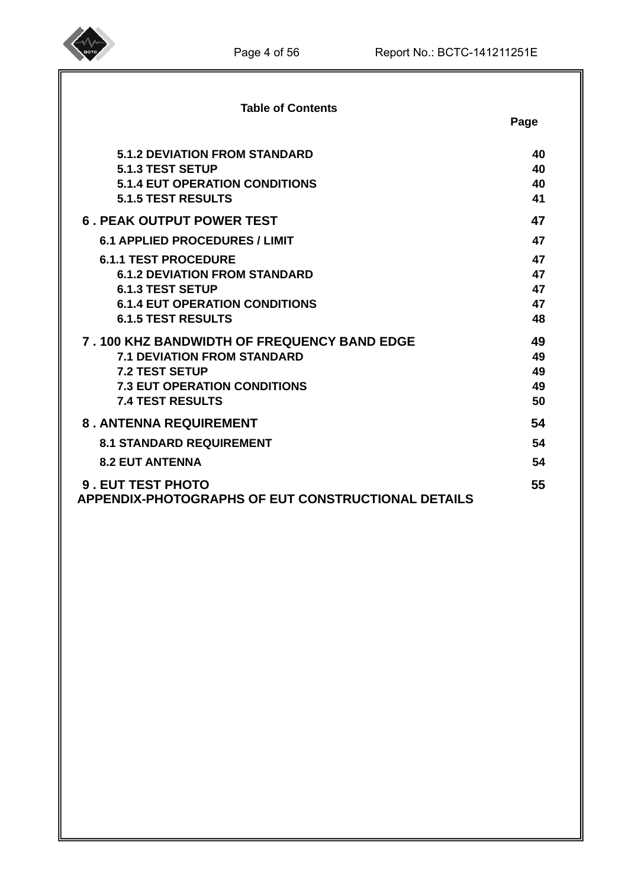**Table of Contents**

| | Page |
|---|---|
| 5.1.2 DEVIATION FROM STANDARD | 40 |
| 5.1.3 TEST SETUP | 40 |
| 5.1.4 EUT OPERATION CONDITIONS | 40 |
| 5.1.5 TEST RESULTS | 41 |
| **6 . PEAK OUTPUT POWER TEST** | 47 |
| 6.1 APPLIED PROCEDURES / LIMIT | 47 |
| 6.1.1 TEST PROCEDURE | 47 |
| 6.1.2 DEVIATION FROM STANDARD | 47 |
| 6.1.3 TEST SETUP | 47 |
| 6.1.4 EUT OPERATION CONDITIONS | 47 |
| 6.1.5 TEST RESULTS | 48 |
| **7 . 100 KHZ BANDWIDTH OF FREQUENCY BAND EDGE** | 49 |
| 7.1 DEVIATION FROM STANDARD | 49 |
| 7.2 TEST SETUP | 49 |
| 7.3 EUT OPERATION CONDITIONS | 49 |
| 7.4 TEST RESULTS | 50 |
| **8 . ANTENNA REQUIREMENT** | 54 |
| 8.1 STANDARD REQUIREMENT | 54 |
| 8.2 EUT ANTENNA | 54 |
| **9 . EUT TEST PHOTO** | 55 |
| **APPENDIX-PHOTOGRAPHS OF EUT CONSTRUCTIONAL DETAILS** | |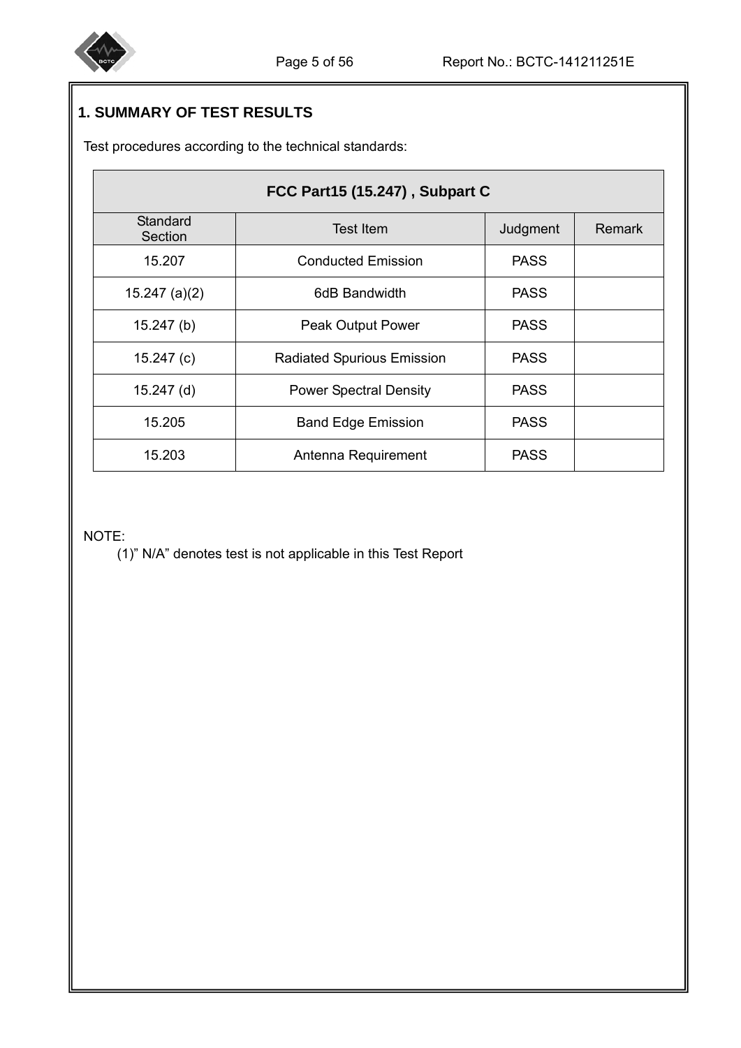# 1. SUMMARY OF TEST RESULTS

Test procedures according to the technical standards:

| FCC Part15 (15.247) , Subpart C | | | |
|---|---|---|---|
| Standard Section | Test Item | Judgment | Remark |
| 15.207 | Conducted Emission | PASS | |
| 15.247 (a)(2) | 6dB Bandwidth | PASS | |
| 15.247 (b) | Peak Output Power | PASS | |
| 15.247 (c) | Radiated Spurious Emission | PASS | |
| 15.247 (d) | Power Spectral Density | PASS | |
| 15.205 | Band Edge Emission | PASS | |
| 15.203 | Antenna Requirement | PASS | |

NOTE:

(1)" N/A" denotes test is not applicable in this Test Report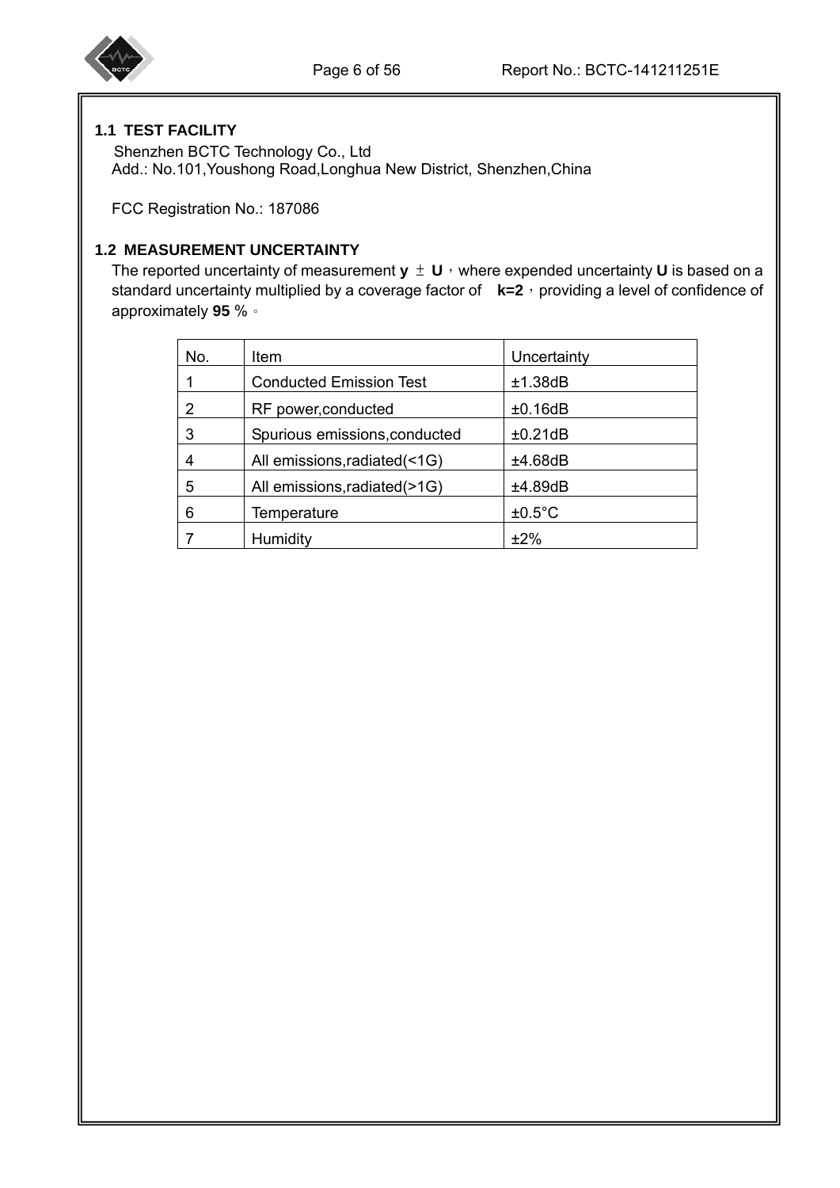## 1.1 TEST FACILITY

Shenzhen BCTC Technology Co., Ltd
Add.: No.101,Youshong Road,Longhua New District, Shenzhen,China

FCC Registration No.: 187086

## 1.2 MEASUREMENT UNCERTAINTY

The reported uncertainty of measurement **y ± U**，where expended uncertainty **U** is based on a standard uncertainty multiplied by a coverage factor of **k=2**，providing a level of confidence of approximately **95** %。

| No. | Item | Uncertainty |
|---|---|---|
| 1 | Conducted Emission Test | ±1.38dB |
| 2 | RF power,conducted | ±0.16dB |
| 3 | Spurious emissions,conducted | ±0.21dB |
| 4 | All emissions,radiated(<1G) | ±4.68dB |
| 5 | All emissions,radiated(>1G) | ±4.89dB |
| 6 | Temperature | ±0.5°C |
| 7 | Humidity | ±2% |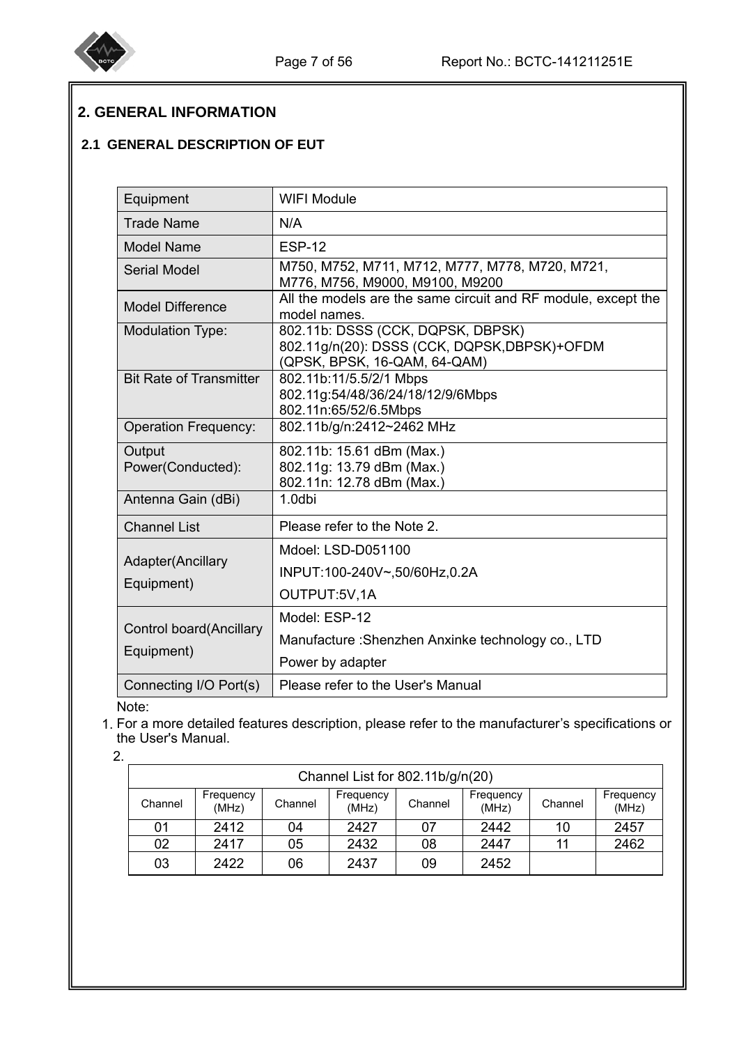## 2. GENERAL INFORMATION

### 2.1 GENERAL DESCRIPTION OF EUT

| Equipment | WIFI Module |
|---|---|
| Trade Name | N/A |
| Model Name | ESP-12 |
| Serial Model | M750, M752, M711, M712, M777, M778, M720, M721, M776, M756, M9000, M9100, M9200 |
| Model Difference | All the models are the same circuit and RF module, except the model names. |
| Modulation Type: | 802.11b: DSSS (CCK, DQPSK, DBPSK)<br>802.11g/n(20): DSSS (CCK, DQPSK,DBPSK)+OFDM (QPSK, BPSK, 16-QAM, 64-QAM) |
| Bit Rate of Transmitter | 802.11b:11/5.5/2/1 Mbps<br>802.11g:54/48/36/24/18/12/9/6Mbps<br>802.11n:65/52/6.5Mbps |
| Operation Frequency: | 802.11b/g/n:2412~2462 MHz |
| Output Power(Conducted): | 802.11b: 15.61 dBm (Max.)<br>802.11g: 13.79 dBm (Max.)<br>802.11n: 12.78 dBm (Max.) |
| Antenna Gain (dBi) | 1.0dbi |
| Channel List | Please refer to the Note 2. |
| Adapter(Ancillary Equipment) | Mdoel: LSD-D051100<br>INPUT:100-240V~,50/60Hz,0.2A<br>OUTPUT:5V,1A |
| Control board(Ancillary Equipment) | Model: ESP-12<br>Manufacture :Shenzhen Anxinke technology co., LTD<br>Power by adapter |
| Connecting I/O Port(s) | Please refer to the User's Manual |

Note:

1. For a more detailed features description, please refer to the manufacturer's specifications or the User's Manual.
2.

| Channel List for 802.11b/g/n(20) | | | | | | | |
|---|---|---|---|---|---|---|---|
| Channel | Frequency (MHz) | Channel | Frequency (MHz) | Channel | Frequency (MHz) | Channel | Frequency (MHz) |
| 01 | 2412 | 04 | 2427 | 07 | 2442 | 10 | 2457 |
| 02 | 2417 | 05 | 2432 | 08 | 2447 | 11 | 2462 |
| 03 | 2422 | 06 | 2437 | 09 | 2452 | | |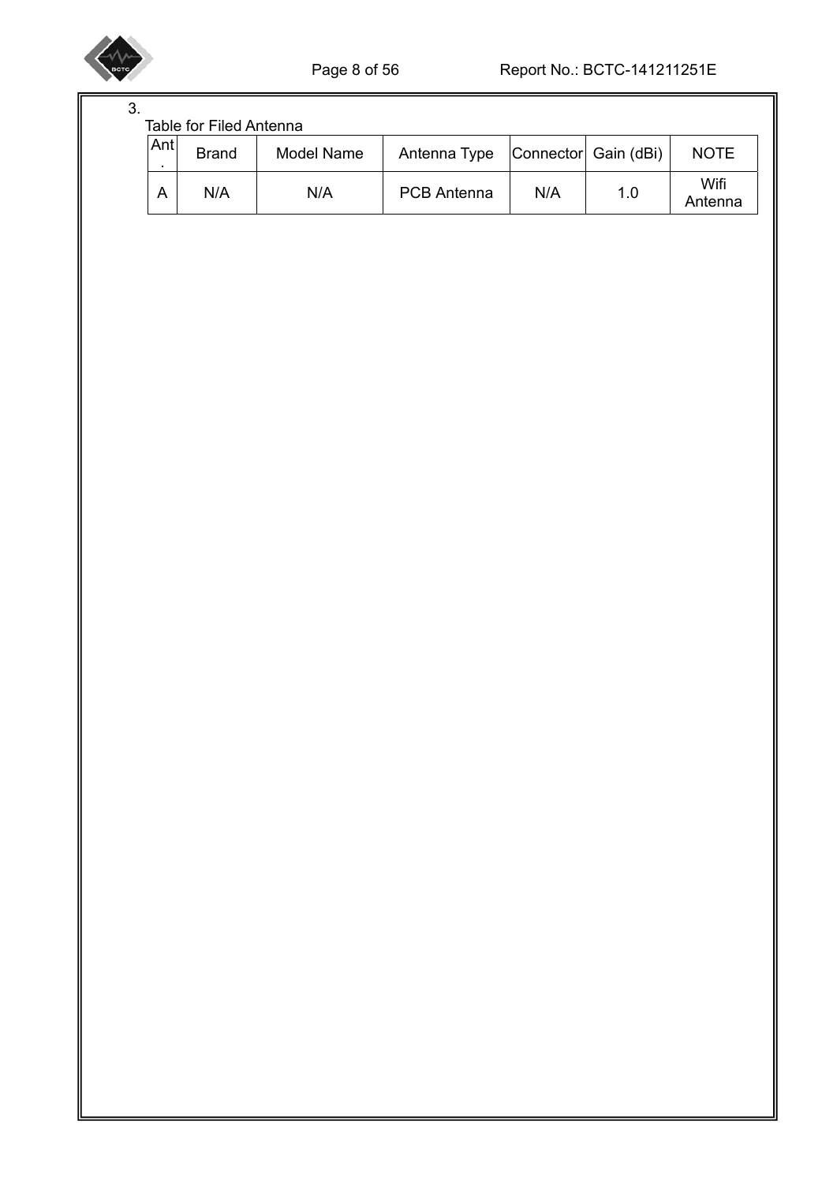3.

Table for Filed Antenna

| Ant. | Brand | Model Name | Antenna Type | Connector | Gain (dBi) | NOTE |
|---|---|---|---|---|---|---|
| A | N/A | N/A | PCB Antenna | N/A | 1.0 | Wifi Antenna |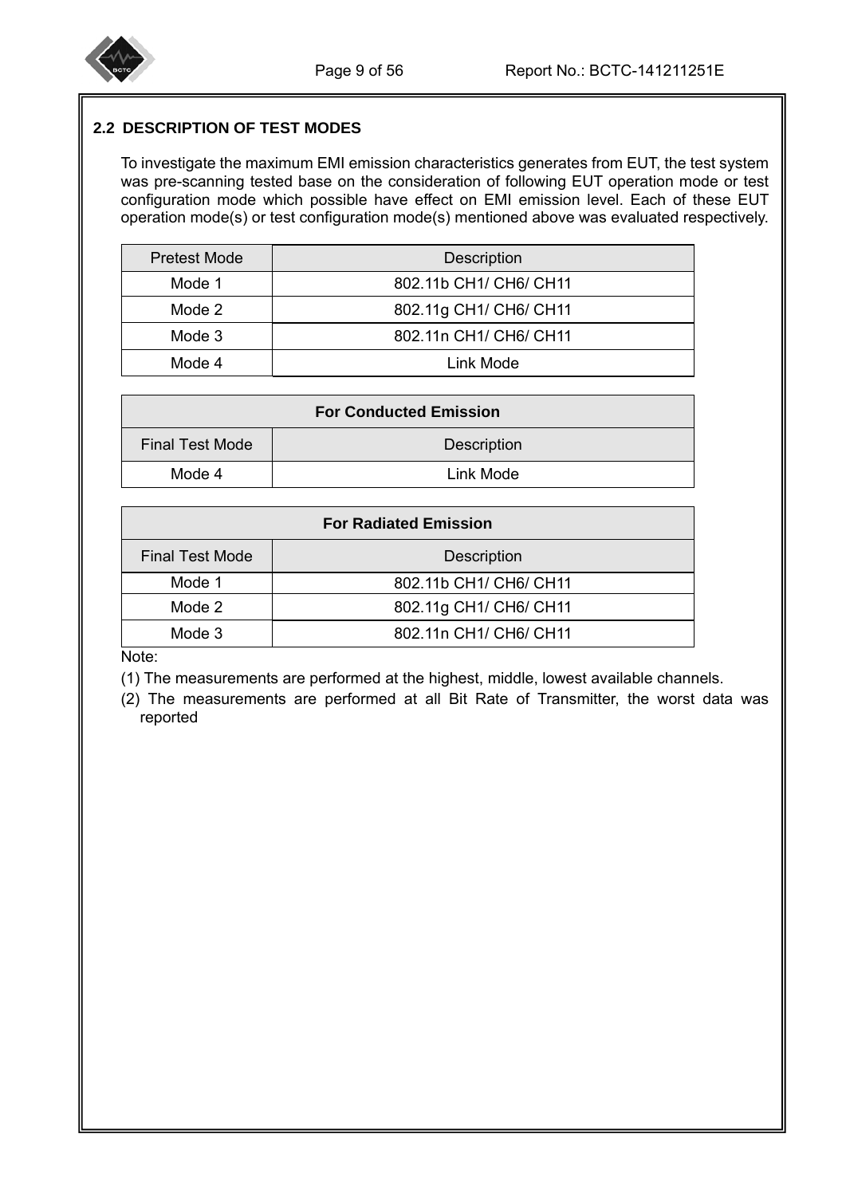## 2.2 DESCRIPTION OF TEST MODES

To investigate the maximum EMI emission characteristics generates from EUT, the test system was pre-scanning tested base on the consideration of following EUT operation mode or test configuration mode which possible have effect on EMI emission level. Each of these EUT operation mode(s) or test configuration mode(s) mentioned above was evaluated respectively.

| Pretest Mode | Description |
|---|---|
| Mode 1 | 802.11b CH1/ CH6/ CH11 |
| Mode 2 | 802.11g CH1/ CH6/ CH11 |
| Mode 3 | 802.11n CH1/ CH6/ CH11 |
| Mode 4 | Link Mode |

| **For Conducted Emission** | |
|---|---|
| Final Test Mode | Description |
| Mode 4 | Link Mode |

| **For Radiated Emission** | |
|---|---|
| Final Test Mode | Description |
| Mode 1 | 802.11b CH1/ CH6/ CH11 |
| Mode 2 | 802.11g CH1/ CH6/ CH11 |
| Mode 3 | 802.11n CH1/ CH6/ CH11 |

Note:

(1) The measurements are performed at the highest, middle, lowest available channels.

(2) The measurements are performed at all Bit Rate of Transmitter, the worst data was reported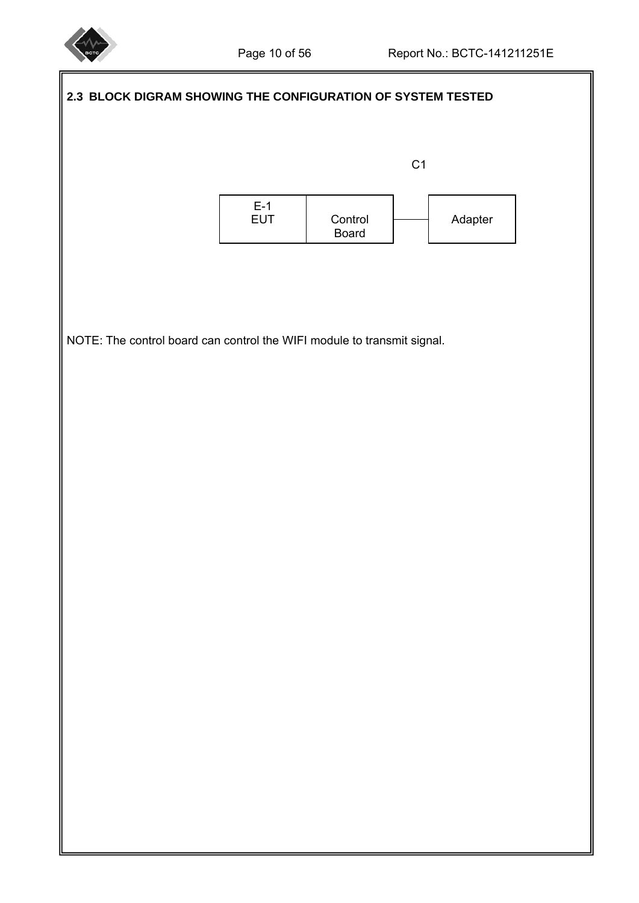## 2.3 BLOCK DIGRAM SHOWING THE CONFIGURATION OF SYSTEM TESTED

C1

| E-1 EUT | Control Board | — | Adapter |
|---|---|---|---|

NOTE: The control board can control the WIFI module to transmit signal.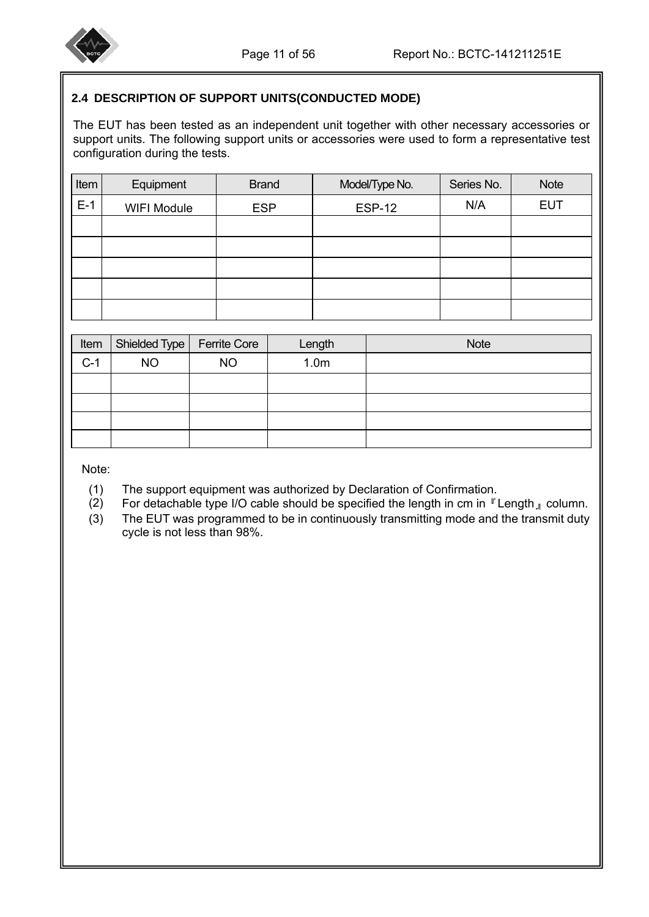## 2.4 DESCRIPTION OF SUPPORT UNITS(CONDUCTED MODE)

The EUT has been tested as an independent unit together with other necessary accessories or support units. The following support units or accessories were used to form a representative test configuration during the tests.

| Item | Equipment | Brand | Model/Type No. | Series No. | Note |
|---|---|---|---|---|---|
| E-1 | WIFI Module | ESP | ESP-12 | N/A | EUT |
| | | | | | |
| | | | | | |
| | | | | | |
| | | | | | |
| | | | | | |

| Item | Shielded Type | Ferrite Core | Length | Note |
|---|---|---|---|---|
| C-1 | NO | NO | 1.0m | |
| | | | | |
| | | | | |
| | | | | |
| | | | | |

Note:

(1) The support equipment was authorized by Declaration of Confirmation.
(2) For detachable type I/O cable should be specified the length in cm in 『Length』 column.
(3) The EUT was programmed to be in continuously transmitting mode and the transmit duty cycle is not less than 98%.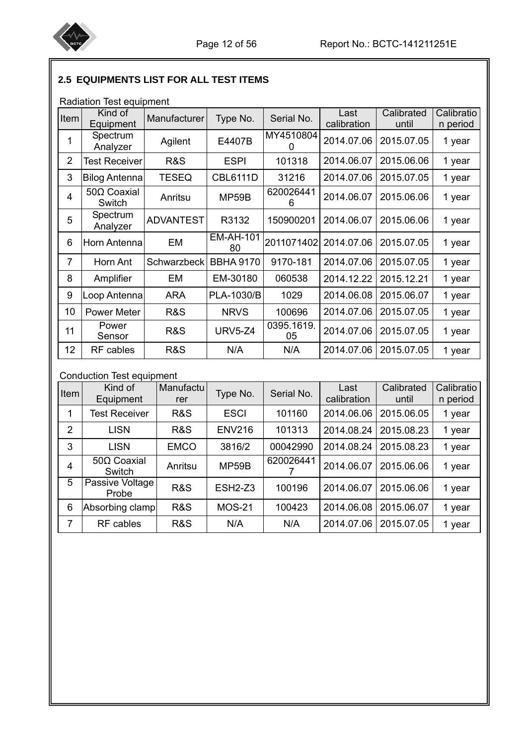## 2.5 EQUIPMENTS LIST FOR ALL TEST ITEMS

Radiation Test equipment

| Item | Kind of Equipment | Manufacturer | Type No. | Serial No. | Last calibration | Calibrated until | Calibration period |
|---|---|---|---|---|---|---|---|
| 1 | Spectrum Analyzer | Agilent | E4407B | MY45108040 | 2014.07.06 | 2015.07.05 | 1 year |
| 2 | Test Receiver | R&S | ESPI | 101318 | 2014.06.07 | 2015.06.06 | 1 year |
| 3 | Bilog Antenna | TESEQ | CBL6111D | 31216 | 2014.07.06 | 2015.07.05 | 1 year |
| 4 | 50Ω Coaxial Switch | Anritsu | MP59B | 6200264416 | 2014.06.07 | 2015.06.06 | 1 year |
| 5 | Spectrum Analyzer | ADVANTEST | R3132 | 150900201 | 2014.06.07 | 2015.06.06 | 1 year |
| 6 | Horn Antenna | EM | EM-AH-10180 | 2011071402 | 2014.07.06 | 2015.07.05 | 1 year |
| 7 | Horn Ant | Schwarzbeck | BBHA 9170 | 9170-181 | 2014.07.06 | 2015.07.05 | 1 year |
| 8 | Amplifier | EM | EM-30180 | 060538 | 2014.12.22 | 2015.12.21 | 1 year |
| 9 | Loop Antenna | ARA | PLA-1030/B | 1029 | 2014.06.08 | 2015.06.07 | 1 year |
| 10 | Power Meter | R&S | NRVS | 100696 | 2014.07.06 | 2015.07.05 | 1 year |
| 11 | Power Sensor | R&S | URV5-Z4 | 0395.1619.05 | 2014.07.06 | 2015.07.05 | 1 year |
| 12 | RF cables | R&S | N/A | N/A | 2014.07.06 | 2015.07.05 | 1 year |

Conduction Test equipment

| Item | Kind of Equipment | Manufacturer | Type No. | Serial No. | Last calibration | Calibrated until | Calibration period |
|---|---|---|---|---|---|---|---|
| 1 | Test Receiver | R&S | ESCI | 101160 | 2014.06.06 | 2015.06.05 | 1 year |
| 2 | LISN | R&S | ENV216 | 101313 | 2014.08.24 | 2015.08.23 | 1 year |
| 3 | LISN | EMCO | 3816/2 | 00042990 | 2014.08.24 | 2015.08.23 | 1 year |
| 4 | 50Ω Coaxial Switch | Anritsu | MP59B | 6200264417 | 2014.06.07 | 2015.06.06 | 1 year |
| 5 | Passive Voltage Probe | R&S | ESH2-Z3 | 100196 | 2014.06.07 | 2015.06.06 | 1 year |
| 6 | Absorbing clamp | R&S | MOS-21 | 100423 | 2014.06.08 | 2015.06.07 | 1 year |
| 7 | RF cables | R&S | N/A | N/A | 2014.07.06 | 2015.07.05 | 1 year |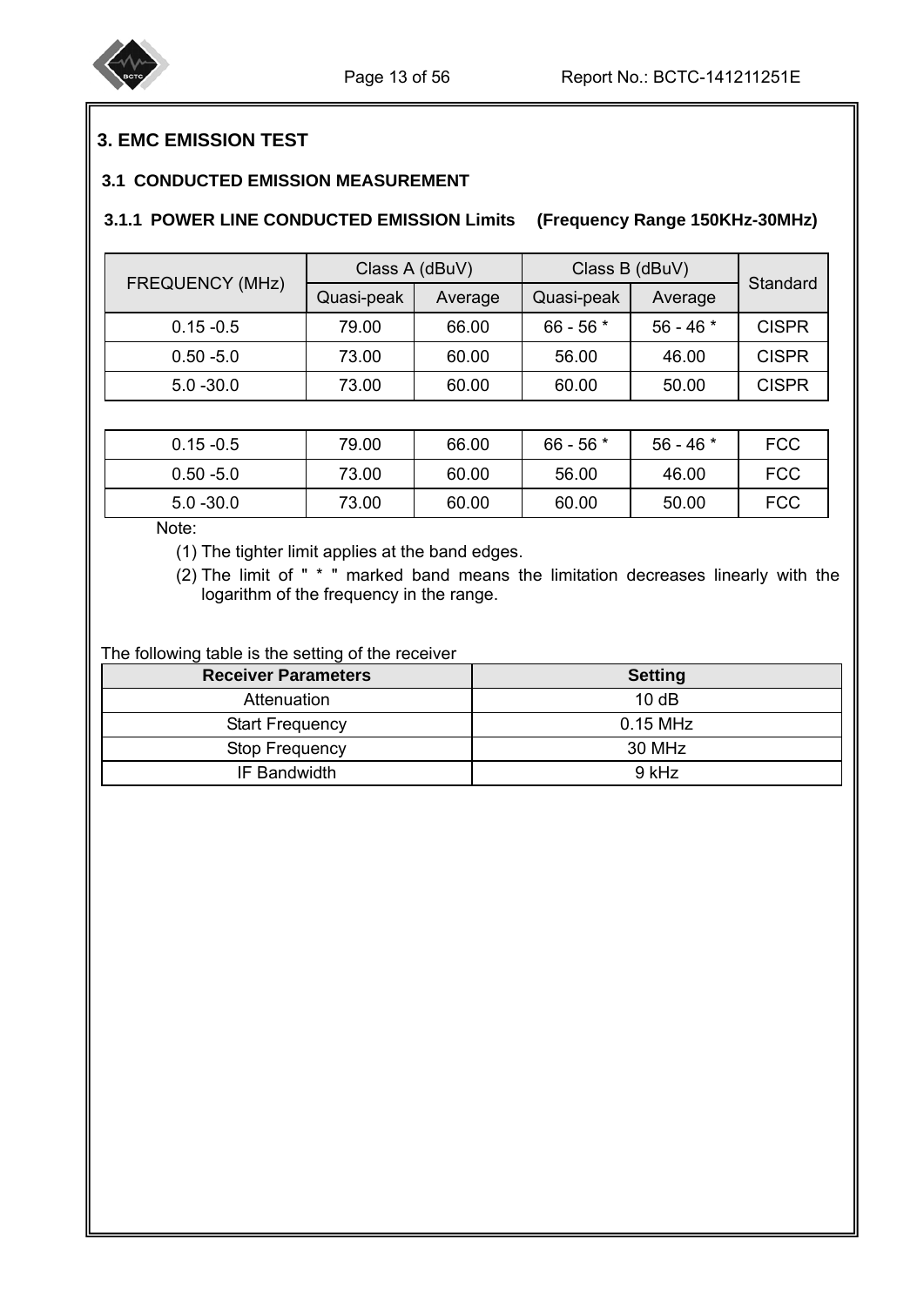# 3. EMC EMISSION TEST

## 3.1 CONDUCTED EMISSION MEASUREMENT

### 3.1.1 POWER LINE CONDUCTED EMISSION Limits (Frequency Range 150KHz-30MHz)

| FREQUENCY (MHz) | Class A (dBuV) | | Class B (dBuV) | | Standard |
|---|---|---|---|---|---|
| | Quasi-peak | Average | Quasi-peak | Average | |
| 0.15 -0.5 | 79.00 | 66.00 | 66 - 56 * | 56 - 46 * | CISPR |
| 0.50 -5.0 | 73.00 | 60.00 | 56.00 | 46.00 | CISPR |
| 5.0 -30.0 | 73.00 | 60.00 | 60.00 | 50.00 | CISPR |
| 0.15 -0.5 | 79.00 | 66.00 | 66 - 56 * | 56 - 46 * | FCC |
| 0.50 -5.0 | 73.00 | 60.00 | 56.00 | 46.00 | FCC |
| 5.0 -30.0 | 73.00 | 60.00 | 60.00 | 50.00 | FCC |

Note:

(1) The tighter limit applies at the band edges.

(2) The limit of " * " marked band means the limitation decreases linearly with the logarithm of the frequency in the range.

The following table is the setting of the receiver

| Receiver Parameters | Setting |
|---|---|
| Attenuation | 10 dB |
| Start Frequency | 0.15 MHz |
| Stop Frequency | 30 MHz |
| IF Bandwidth | 9 kHz |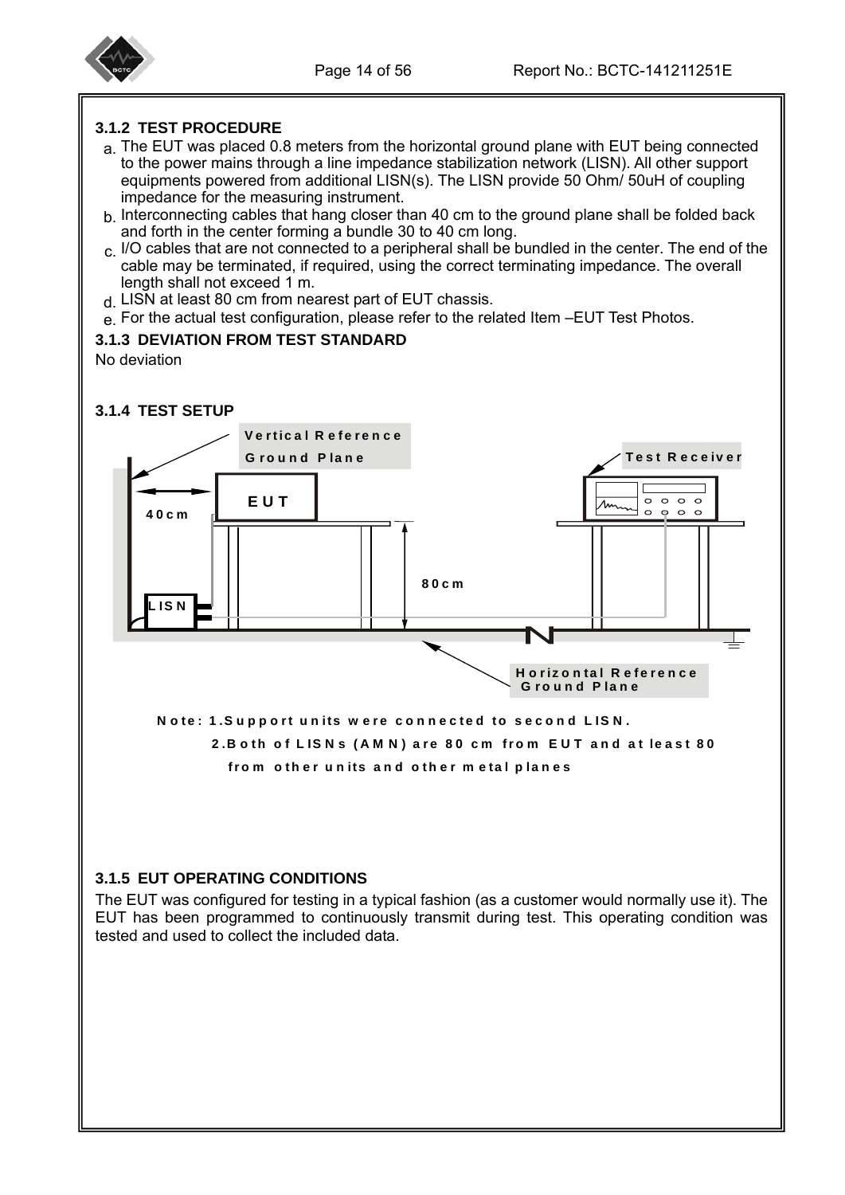### 3.1.2 TEST PROCEDURE

a. The EUT was placed 0.8 meters from the horizontal ground plane with EUT being connected to the power mains through a line impedance stabilization network (LISN). All other support equipments powered from additional LISN(s). The LISN provide 50 Ohm/ 50uH of coupling impedance for the measuring instrument.

b. Interconnecting cables that hang closer than 40 cm to the ground plane shall be folded back and forth in the center forming a bundle 30 to 40 cm long.

c. I/O cables that are not connected to a peripheral shall be bundled in the center. The end of the cable may be terminated, if required, using the correct terminating impedance. The overall length shall not exceed 1 m.

d. LISN at least 80 cm from nearest part of EUT chassis.

e. For the actual test configuration, please refer to the related Item –EUT Test Photos.

### 3.1.3 DEVIATION FROM TEST STANDARD

No deviation

### 3.1.4 TEST SETUP

Vertical Reference Ground Plane

Test Receiver

EUT

40cm

80cm

LISN

Horizontal Reference Ground Plane

Note: 1.Support units were connected to second LISN.

2.Both of LISNs (AMN) are 80 cm from EUT and at least 80 from other units and other metal planes

### 3.1.5 EUT OPERATING CONDITIONS

The EUT was configured for testing in a typical fashion (as a customer would normally use it). The EUT has been programmed to continuously transmit during test. This operating condition was tested and used to collect the included data.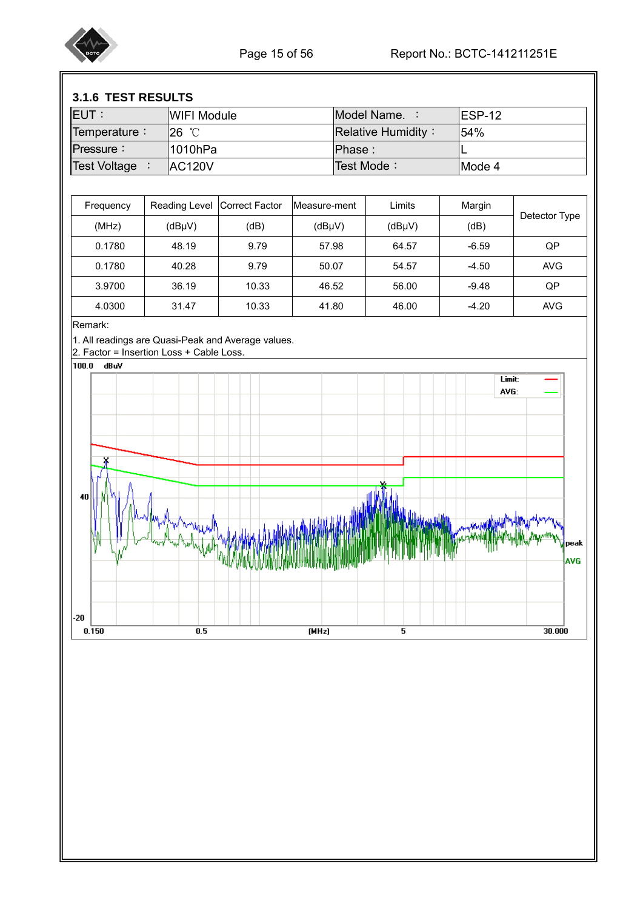### 3.1.6 TEST RESULTS

| EUT： | WIFI Module | Model Name. ： | ESP-12 |
|---|---|---|---|
| Temperature： | 26 ℃ | Relative Humidity： | 54% |
| Pressure： | 1010hPa | Phase : | L |
| Test Voltage ： | AC120V | Test Mode： | Mode 4 |

| Frequency (MHz) | Reading Level (dBμV) | Correct Factor (dB) | Measure-ment (dBμV) | Limits (dBμV) | Margin (dB) | Detector Type |
|---|---|---|---|---|---|---|
| 0.1780 | 48.19 | 9.79 | 57.98 | 64.57 | -6.59 | QP |
| 0.1780 | 40.28 | 9.79 | 50.07 | 54.57 | -4.50 | AVG |
| 3.9700 | 36.19 | 10.33 | 46.52 | 56.00 | -9.48 | QP |
| 4.0300 | 31.47 | 10.33 | 41.80 | 46.00 | -4.20 | AVG |

Remark:

1. All readings are Quasi-Peak and Average values.
2. Factor = Insertion Loss + Cable Loss.

100.0 dBuV

Limit:
AVG:

40

peak
AVG

-20

0.150 0.5 (MHz) 5 30.000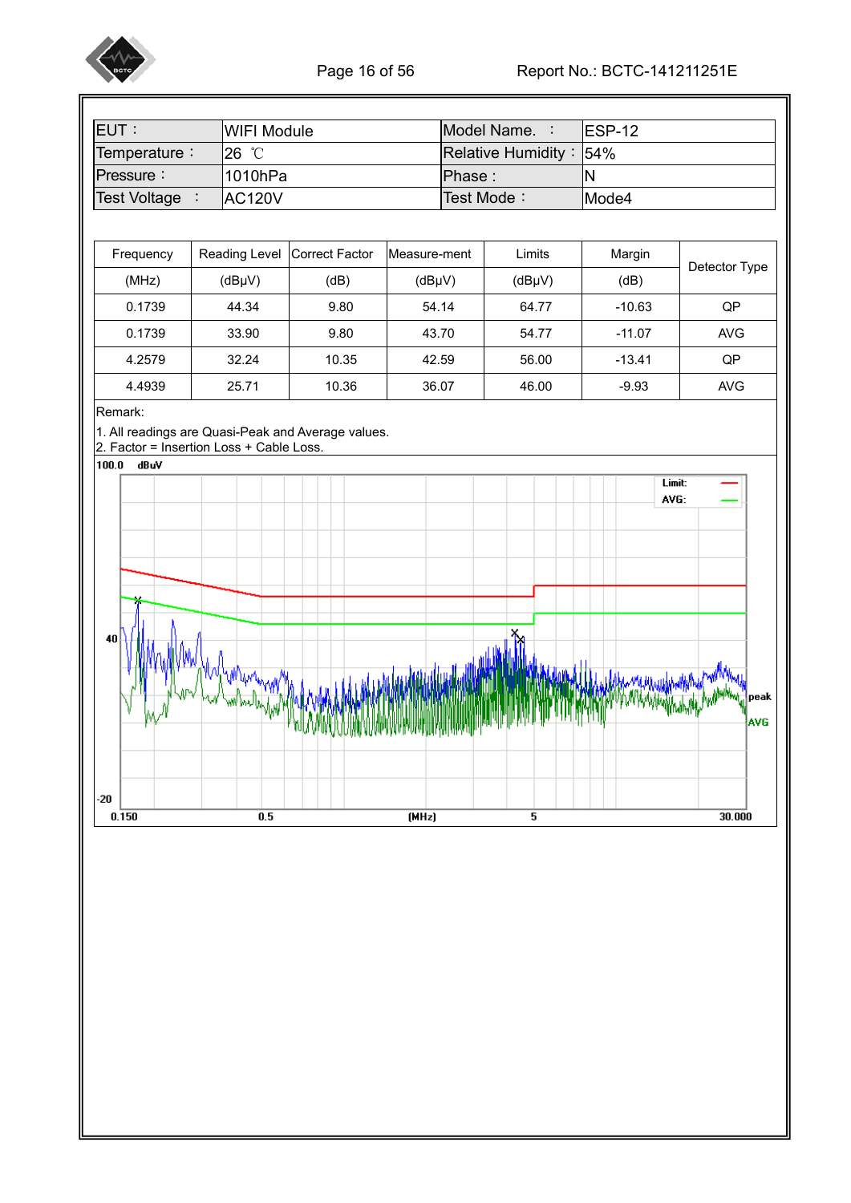| EUT： | WIFI Module | Model Name.  ： | ESP-12 |
|---|---|---|---|
| Temperature： | 26 ℃ | Relative Humidity： | 54% |
| Pressure： | 1010hPa | Phase : | N |
| Test Voltage  ： | AC120V | Test Mode： | Mode4 |

| Frequency (MHz) | Reading Level (dBμV) | Correct Factor (dB) | Measure-ment (dBμV) | Limits (dBμV) | Margin (dB) | Detector Type |
|---|---|---|---|---|---|---|
| 0.1739 | 44.34 | 9.80 | 54.14 | 64.77 | -10.63 | QP |
| 0.1739 | 33.90 | 9.80 | 43.70 | 54.77 | -11.07 | AVG |
| 4.2579 | 32.24 | 10.35 | 42.59 | 56.00 | -13.41 | QP |
| 4.4939 | 25.71 | 10.36 | 36.07 | 46.00 | -9.93 | AVG |

Remark:

1. All readings are Quasi-Peak and Average values.
2. Factor = Insertion Loss + Cable Loss.

100.0 dBuV

Limit:
AVG:

40

peak
AVG

-20

0.150 0.5 (MHz) 5 30.000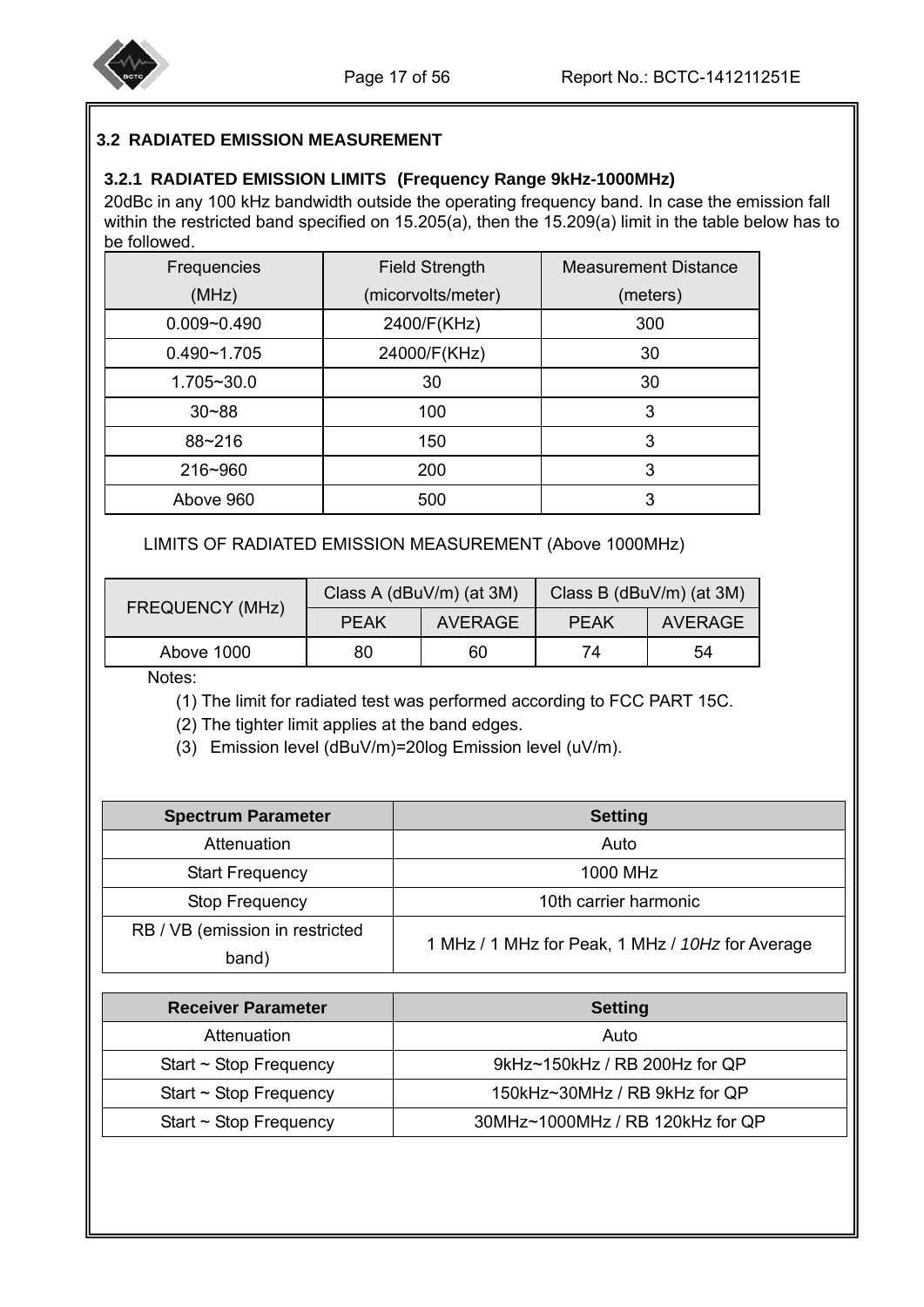### 3.2 RADIATED EMISSION MEASUREMENT

#### 3.2.1 RADIATED EMISSION LIMITS (Frequency Range 9kHz-1000MHz)

20dBc in any 100 kHz bandwidth outside the operating frequency band. In case the emission fall within the restricted band specified on 15.205(a), then the 15.209(a) limit in the table below has to be followed.

| Frequencies (MHz) | Field Strength (micorvolts/meter) | Measurement Distance (meters) |
|---|---|---|
| 0.009~0.490 | 2400/F(KHz) | 300 |
| 0.490~1.705 | 24000/F(KHz) | 30 |
| 1.705~30.0 | 30 | 30 |
| 30~88 | 100 | 3 |
| 88~216 | 150 | 3 |
| 216~960 | 200 | 3 |
| Above 960 | 500 | 3 |

LIMITS OF RADIATED EMISSION MEASUREMENT (Above 1000MHz)

| FREQUENCY (MHz) | Class A (dBuV/m) (at 3M) | | Class B (dBuV/m) (at 3M) | |
|---|---|---|---|---|
| | PEAK | AVERAGE | PEAK | AVERAGE |
| Above 1000 | 80 | 60 | 74 | 54 |

Notes:

(1) The limit for radiated test was performed according to FCC PART 15C.

(2) The tighter limit applies at the band edges.

(3) Emission level (dBuV/m)=20log Emission level (uV/m).

| Spectrum Parameter | Setting |
|---|---|
| Attenuation | Auto |
| Start Frequency | 1000 MHz |
| Stop Frequency | 10th carrier harmonic |
| RB / VB (emission in restricted band) | 1 MHz / 1 MHz for Peak, 1 MHz / *10Hz* for Average |

| Receiver Parameter | Setting |
|---|---|
| Attenuation | Auto |
| Start ~ Stop Frequency | 9kHz~150kHz / RB 200Hz for QP |
| Start ~ Stop Frequency | 150kHz~30MHz / RB 9kHz for QP |
| Start ~ Stop Frequency | 30MHz~1000MHz / RB 120kHz for QP |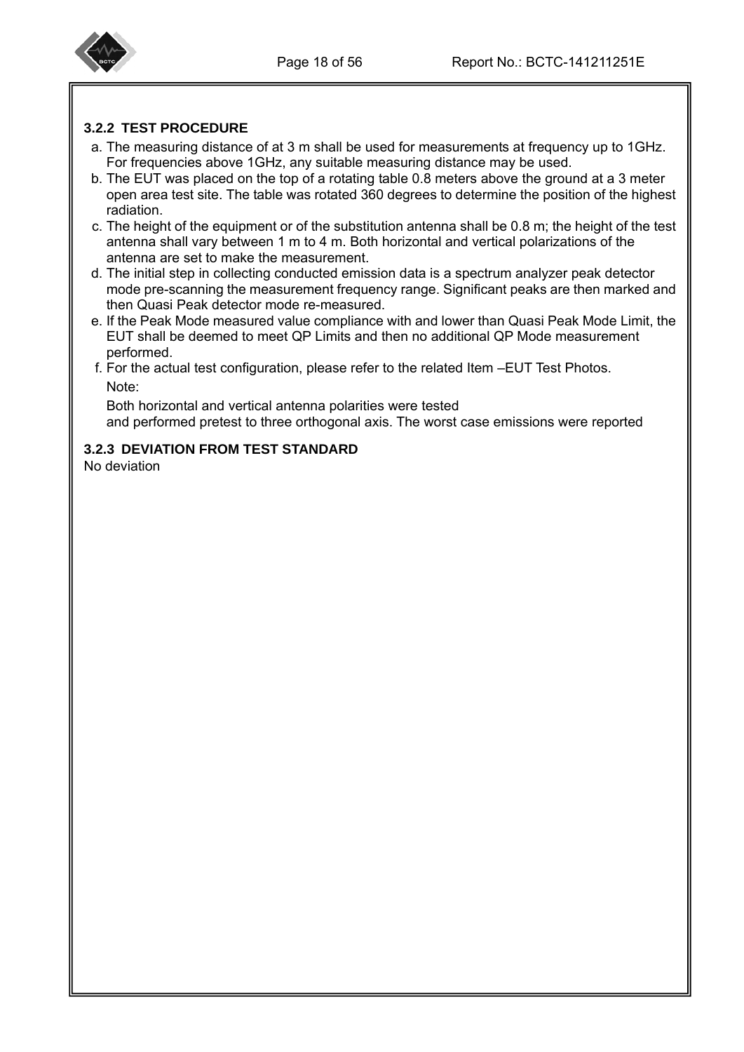### 3.2.2 TEST PROCEDURE

a. The measuring distance of at 3 m shall be used for measurements at frequency up to 1GHz. For frequencies above 1GHz, any suitable measuring distance may be used.

b. The EUT was placed on the top of a rotating table 0.8 meters above the ground at a 3 meter open area test site. The table was rotated 360 degrees to determine the position of the highest radiation.

c. The height of the equipment or of the substitution antenna shall be 0.8 m; the height of the test antenna shall vary between 1 m to 4 m. Both horizontal and vertical polarizations of the antenna are set to make the measurement.

d. The initial step in collecting conducted emission data is a spectrum analyzer peak detector mode pre-scanning the measurement frequency range. Significant peaks are then marked and then Quasi Peak detector mode re-measured.

e. If the Peak Mode measured value compliance with and lower than Quasi Peak Mode Limit, the EUT shall be deemed to meet QP Limits and then no additional QP Mode measurement performed.

f. For the actual test configuration, please refer to the related Item –EUT Test Photos.

Note:

Both horizontal and vertical antenna polarities were tested
and performed pretest to three orthogonal axis. The worst case emissions were reported

### 3.2.3 DEVIATION FROM TEST STANDARD

No deviation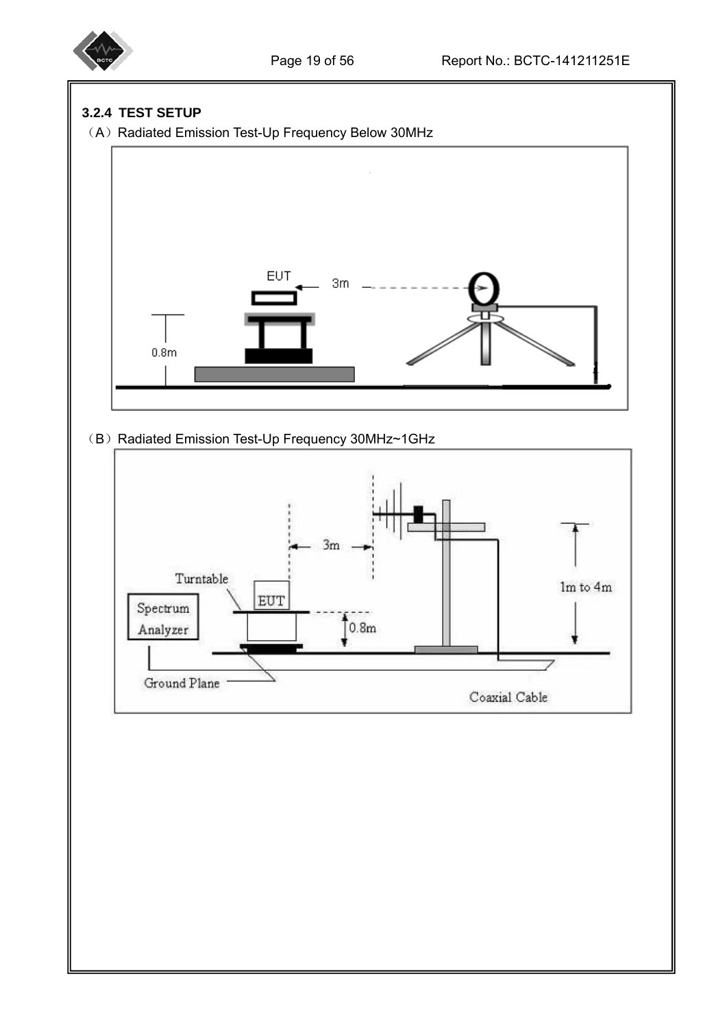### 3.2.4 TEST SETUP

（A）Radiated Emission Test-Up Frequency Below 30MHz

EUT

3m

0.8m

（B）Radiated Emission Test-Up Frequency 30MHz~1GHz

3m

Turntable

EUT

Spectrum Analyzer

0.8m

1m to 4m

Ground Plane

Coaxial Cable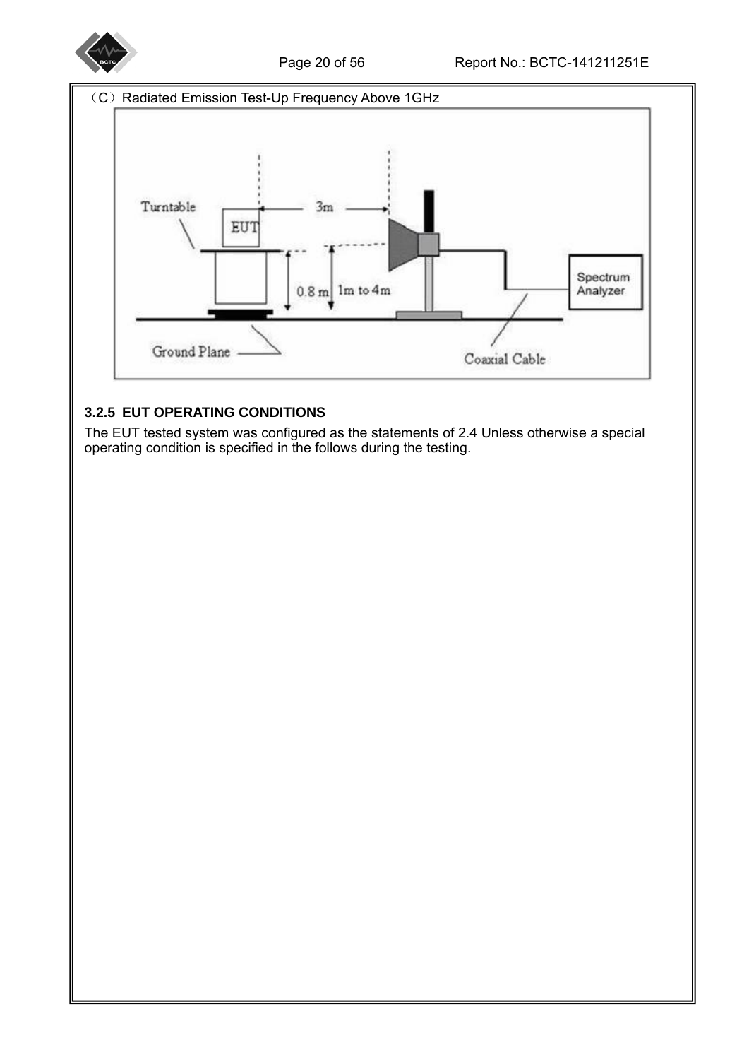（C）Radiated Emission Test-Up Frequency Above 1GHz

### 3.2.5 EUT OPERATING CONDITIONS

The EUT tested system was configured as the statements of 2.4 Unless otherwise a special operating condition is specified in the follows during the testing.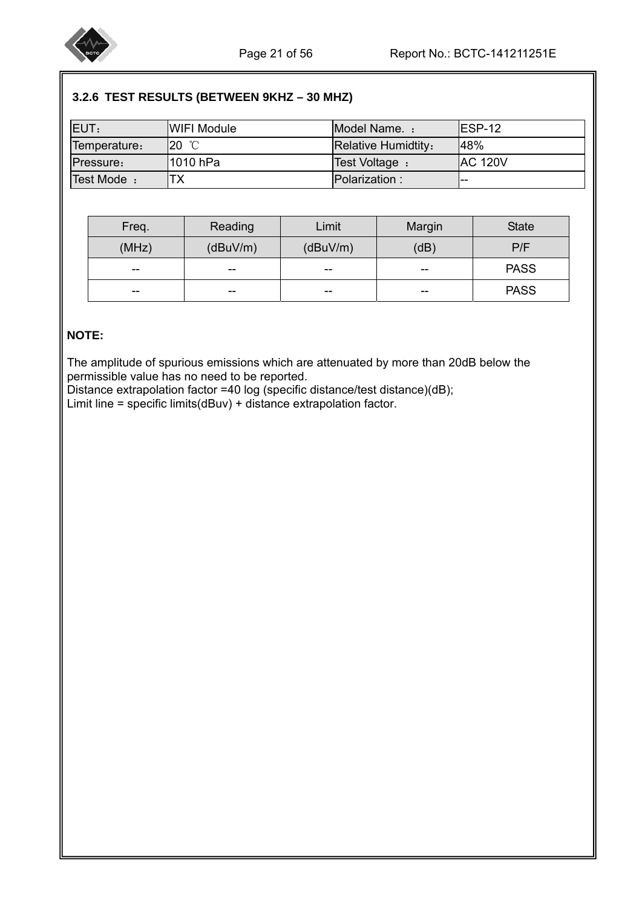### 3.2.6 TEST RESULTS (BETWEEN 9KHZ – 30 MHZ)

| EUT： | WIFI Module | Model Name. ： | ESP-12 |
|---|---|---|---|
| Temperature： | 20 ℃ | Relative Humidtity： | 48% |
| Pressure： | 1010 hPa | Test Voltage ： | AC 120V |
| Test Mode ： | TX | Polarization : | -- |

| Freq. | Reading | Limit | Margin | State |
|---|---|---|---|---|
| (MHz) | (dBuV/m) | (dBuV/m) | (dB) | P/F |
| -- | -- | -- | -- | PASS |
| -- | -- | -- | -- | PASS |

**NOTE:**

The amplitude of spurious emissions which are attenuated by more than 20dB below the permissible value has no need to be reported.
Distance extrapolation factor =40 log (specific distance/test distance)(dB);
Limit line = specific limits(dBuv) + distance extrapolation factor.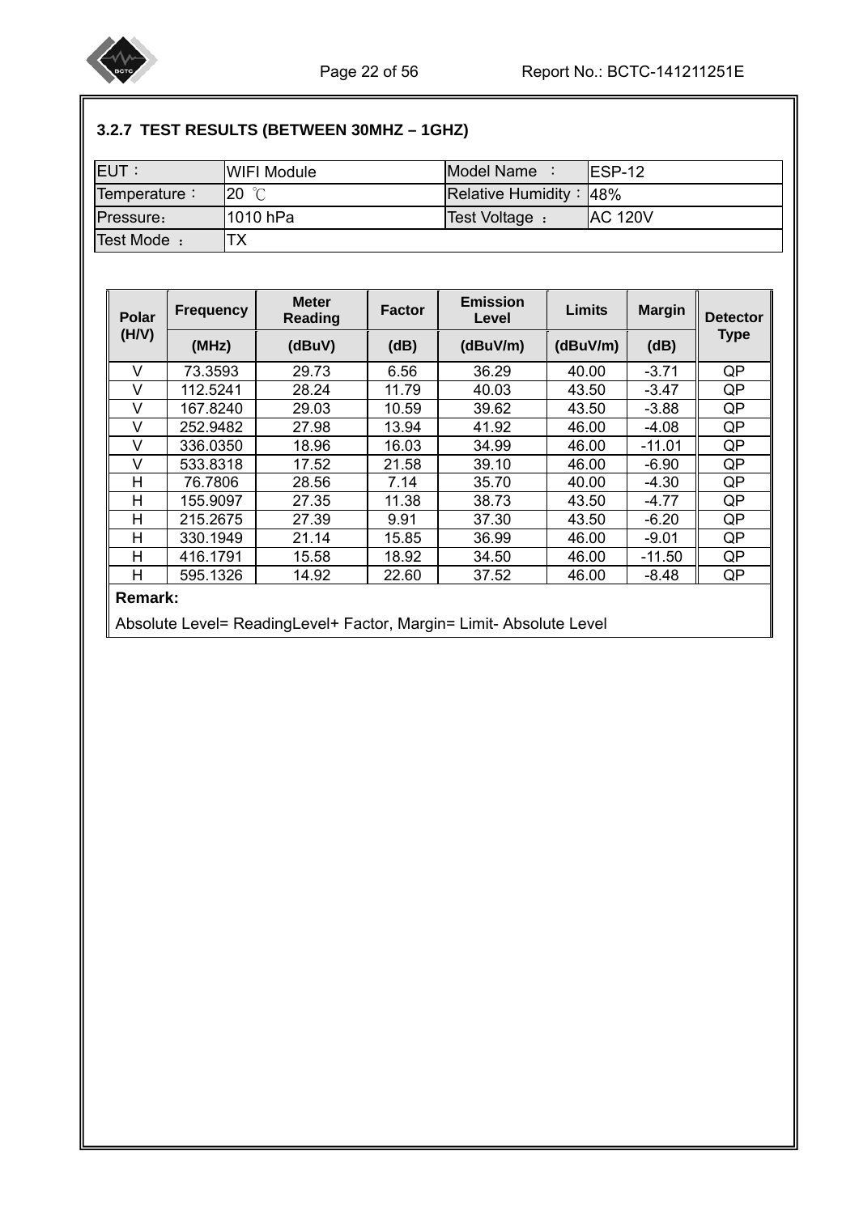### 3.2.7 TEST RESULTS (BETWEEN 30MHZ – 1GHZ)

| EUT： | WIFI Module | Model Name ： | ESP-12 |
|---|---|---|---|
| Temperature： | 20 ℃ | Relative Humidity： | 48% |
| Pressure： | 1010 hPa | Test Voltage ： | AC 120V |
| Test Mode ： | TX | | |

| Polar (H/V) | Frequency (MHz) | Meter Reading (dBuV) | Factor (dB) | Emission Level (dBuV/m) | Limits (dBuV/m) | Margin (dB) | Detector Type |
|---|---|---|---|---|---|---|---|
| V | 73.3593 | 29.73 | 6.56 | 36.29 | 40.00 | -3.71 | QP |
| V | 112.5241 | 28.24 | 11.79 | 40.03 | 43.50 | -3.47 | QP |
| V | 167.8240 | 29.03 | 10.59 | 39.62 | 43.50 | -3.88 | QP |
| V | 252.9482 | 27.98 | 13.94 | 41.92 | 46.00 | -4.08 | QP |
| V | 336.0350 | 18.96 | 16.03 | 34.99 | 46.00 | -11.01 | QP |
| V | 533.8318 | 17.52 | 21.58 | 39.10 | 46.00 | -6.90 | QP |
| H | 76.7806 | 28.56 | 7.14 | 35.70 | 40.00 | -4.30 | QP |
| H | 155.9097 | 27.35 | 11.38 | 38.73 | 43.50 | -4.77 | QP |
| H | 215.2675 | 27.39 | 9.91 | 37.30 | 43.50 | -6.20 | QP |
| H | 330.1949 | 21.14 | 15.85 | 36.99 | 46.00 | -9.01 | QP |
| H | 416.1791 | 15.58 | 18.92 | 34.50 | 46.00 | -11.50 | QP |
| H | 595.1326 | 14.92 | 22.60 | 37.52 | 46.00 | -8.48 | QP |

**Remark:**

Absolute Level= ReadingLevel+ Factor, Margin= Limit- Absolute Level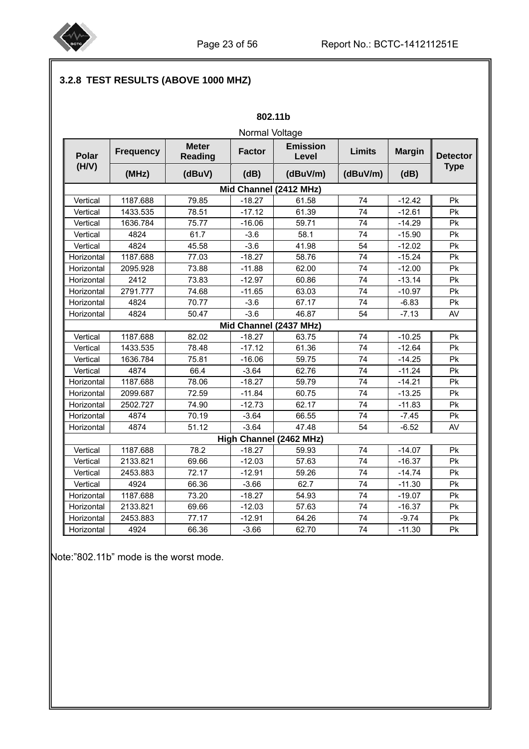### 3.2.8 TEST RESULTS (ABOVE 1000 MHZ)

**802.11b**

Normal Voltage

| Polar (H/V) | Frequency (MHz) | Meter Reading (dBuV) | Factor (dB) | Emission Level (dBuV/m) | Limits (dBuV/m) | Margin (dB) | Detector Type |
|---|---|---|---|---|---|---|---|
| **Mid Channel (2412 MHz)** | | | | | | | |
| Vertical | 1187.688 | 79.85 | -18.27 | 61.58 | 74 | -12.42 | Pk |
| Vertical | 1433.535 | 78.51 | -17.12 | 61.39 | 74 | -12.61 | Pk |
| Vertical | 1636.784 | 75.77 | -16.06 | 59.71 | 74 | -14.29 | Pk |
| Vertical | 4824 | 61.7 | -3.6 | 58.1 | 74 | -15.90 | Pk |
| Vertical | 4824 | 45.58 | -3.6 | 41.98 | 54 | -12.02 | Pk |
| Horizontal | 1187.688 | 77.03 | -18.27 | 58.76 | 74 | -15.24 | Pk |
| Horizontal | 2095.928 | 73.88 | -11.88 | 62.00 | 74 | -12.00 | Pk |
| Horizontal | 2412 | 73.83 | -12.97 | 60.86 | 74 | -13.14 | Pk |
| Horizontal | 2791.777 | 74.68 | -11.65 | 63.03 | 74 | -10.97 | Pk |
| Horizontal | 4824 | 70.77 | -3.6 | 67.17 | 74 | -6.83 | Pk |
| Horizontal | 4824 | 50.47 | -3.6 | 46.87 | 54 | -7.13 | AV |
| **Mid Channel (2437 MHz)** | | | | | | | |
| Vertical | 1187.688 | 82.02 | -18.27 | 63.75 | 74 | -10.25 | Pk |
| Vertical | 1433.535 | 78.48 | -17.12 | 61.36 | 74 | -12.64 | Pk |
| Vertical | 1636.784 | 75.81 | -16.06 | 59.75 | 74 | -14.25 | Pk |
| Vertical | 4874 | 66.4 | -3.64 | 62.76 | 74 | -11.24 | Pk |
| Horizontal | 1187.688 | 78.06 | -18.27 | 59.79 | 74 | -14.21 | Pk |
| Horizontal | 2099.687 | 72.59 | -11.84 | 60.75 | 74 | -13.25 | Pk |
| Horizontal | 2502.727 | 74.90 | -12.73 | 62.17 | 74 | -11.83 | Pk |
| Horizontal | 4874 | 70.19 | -3.64 | 66.55 | 74 | -7.45 | Pk |
| Horizontal | 4874 | 51.12 | -3.64 | 47.48 | 54 | -6.52 | AV |
| **High Channel (2462 MHz)** | | | | | | | |
| Vertical | 1187.688 | 78.2 | -18.27 | 59.93 | 74 | -14.07 | Pk |
| Vertical | 2133.821 | 69.66 | -12.03 | 57.63 | 74 | -16.37 | Pk |
| Vertical | 2453.883 | 72.17 | -12.91 | 59.26 | 74 | -14.74 | Pk |
| Vertical | 4924 | 66.36 | -3.66 | 62.7 | 74 | -11.30 | Pk |
| Horizontal | 1187.688 | 73.20 | -18.27 | 54.93 | 74 | -19.07 | Pk |
| Horizontal | 2133.821 | 69.66 | -12.03 | 57.63 | 74 | -16.37 | Pk |
| Horizontal | 2453.883 | 77.17 | -12.91 | 64.26 | 74 | -9.74 | Pk |
| Horizontal | 4924 | 66.36 | -3.66 | 62.70 | 74 | -11.30 | Pk |

Note:”802.11b” mode is the worst mode.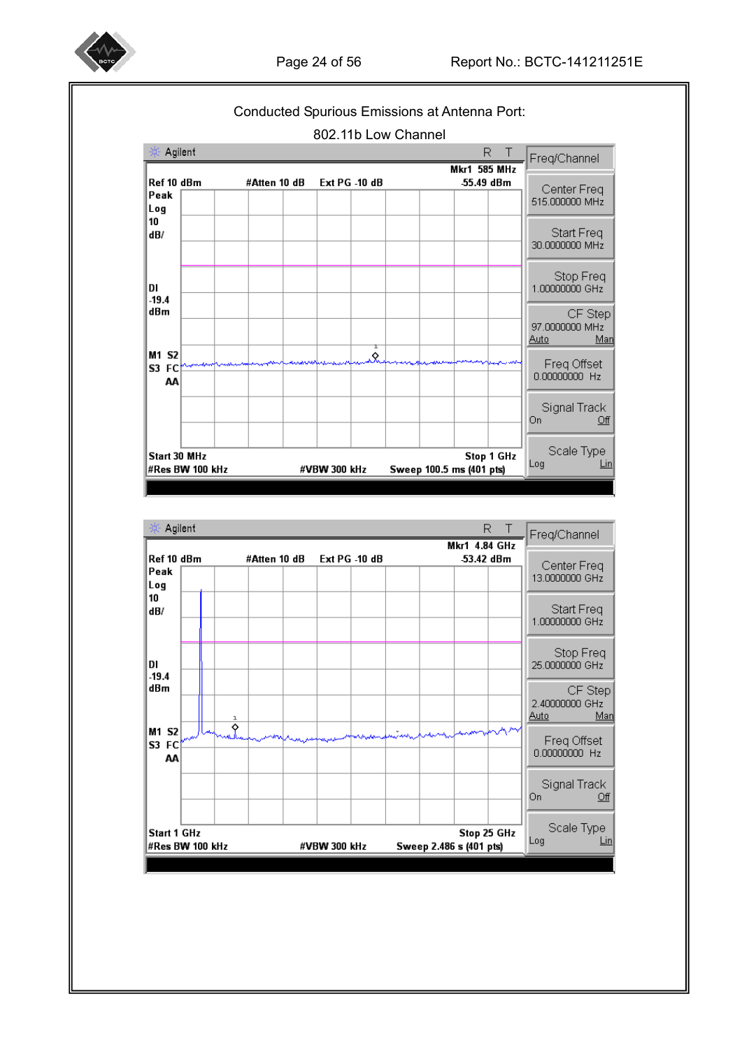Conducted Spurious Emissions at Antenna Port:

802.11b Low Channel

Agilent R T

Mkr1 585 MHz

Ref 10 dBm #Atten 10 dB Ext PG -10 dB -55.49 dBm

Peak
Log
10
dB/

Dl
-19.4
dBm

M1 S2
S3 FC
AA

Start 30 MHz Stop 1 GHz

#Res BW 100 kHz #VBW 300 kHz Sweep 100.5 ms (401 pts)

Freq/Channel

Center Freq
515.000000 MHz

Start Freq
30.0000000 MHz

Stop Freq
1.00000000 GHz

CF Step
97.0000000 MHz
Auto Man

Freq Offset
0.00000000 Hz

Signal Track
On Off

Scale Type
Log Lin

Agilent R T

Mkr1 4.84 GHz

Ref 10 dBm #Atten 10 dB Ext PG -10 dB -53.42 dBm

Peak
Log
10
dB/

Dl
-19.4
dBm

M1 S2
S3 FC
AA

Start 1 GHz Stop 25 GHz

#Res BW 100 kHz #VBW 300 kHz Sweep 2.486 s (401 pts)

Freq/Channel

Center Freq
13.0000000 GHz

Start Freq
1.00000000 GHz

Stop Freq
25.0000000 GHz

CF Step
2.40000000 GHz
Auto Man

Freq Offset
0.00000000 Hz

Signal Track
On Off

Scale Type
Log Lin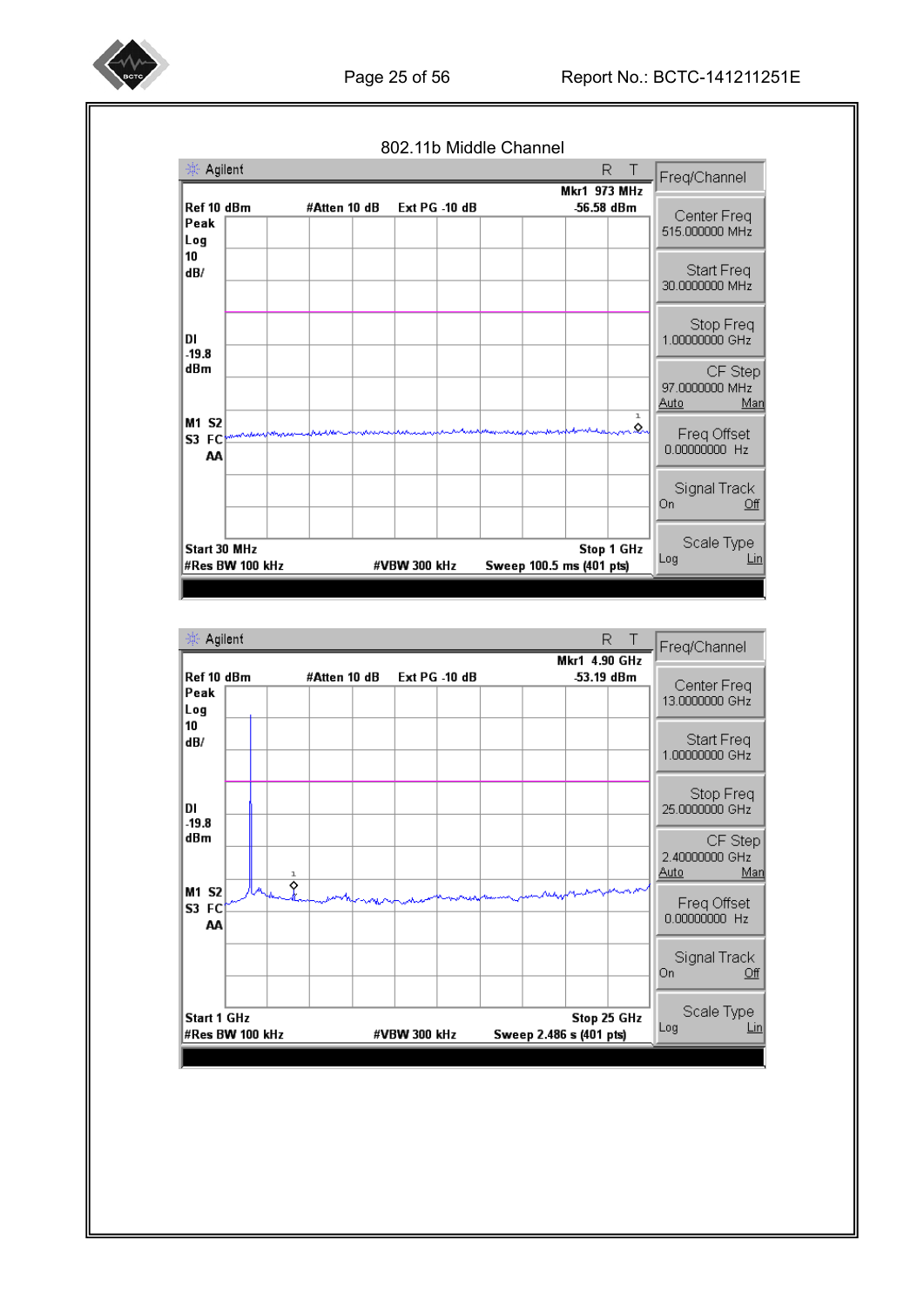802.11b Middle Channel

Agilent R T

Mkr1 973 MHz

Ref 10 dBm #Atten 10 dB Ext PG -10 dB -56.58 dBm

Peak
Log
10
dB/

Dl
-19.8
dBm

M1 S2
S3 FC
AA

Start 30 MHz Stop 1 GHz
#Res BW 100 kHz #VBW 300 kHz Sweep 100.5 ms (401 pts)

Freq/Channel

Center Freq
515.000000 MHz

Start Freq
30.0000000 MHz

Stop Freq
1.00000000 GHz

CF Step
97.0000000 MHz
Auto Man

Freq Offset
0.00000000 Hz

Signal Track
On Off

Scale Type
Log Lin

Agilent R T

Mkr1 4.90 GHz

Ref 10 dBm #Atten 10 dB Ext PG -10 dB -53.19 dBm

Peak
Log
10
dB/

Dl
-19.8
dBm

M1 S2
S3 FC
AA

Start 1 GHz Stop 25 GHz
#Res BW 100 kHz #VBW 300 kHz Sweep 2.486 s (401 pts)

Freq/Channel

Center Freq
13.0000000 GHz

Start Freq
1.00000000 GHz

Stop Freq
25.0000000 GHz

CF Step
2.40000000 GHz
Auto Man

Freq Offset
0.00000000 Hz

Signal Track
On Off

Scale Type
Log Lin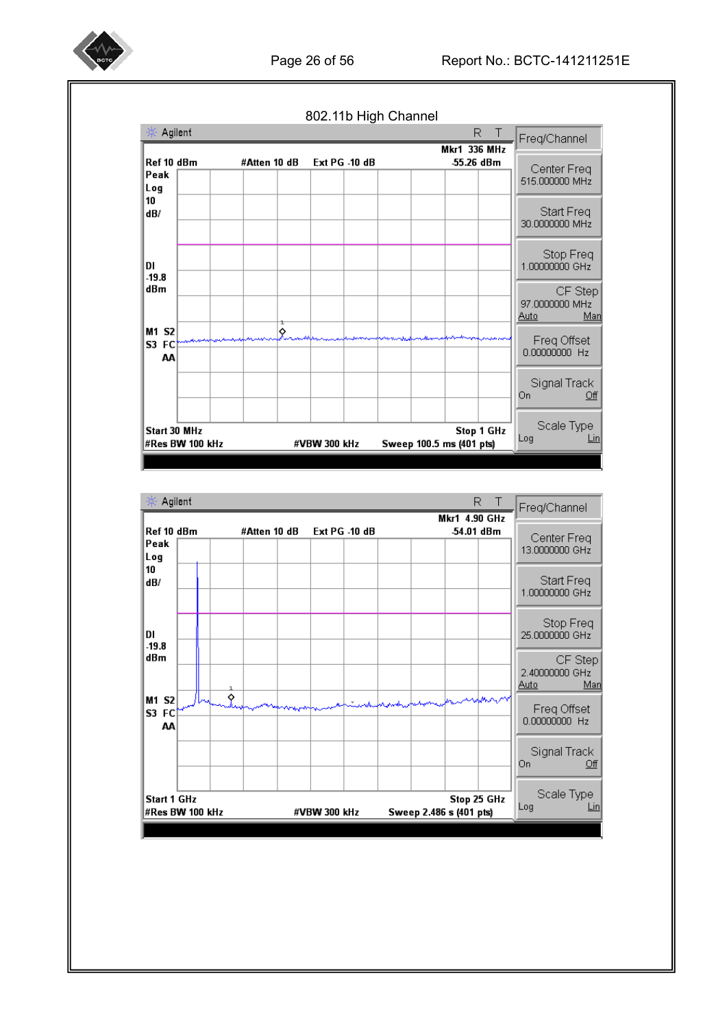802.11b High Channel

Agilent R T

Mkr1 336 MHz
Ref 10 dBm #Atten 10 dB Ext PG -10 dB -55.26 dBm
Peak
Log
10
dB/

Dl
-19.8
dBm

M1 S2
S3 FC
AA

Start 30 MHz Stop 1 GHz
#Res BW 100 kHz #VBW 300 kHz Sweep 100.5 ms (401 pts)

Freq/Channel
Center Freq 515.000000 MHz
Start Freq 30.0000000 MHz
Stop Freq 1.00000000 GHz
CF Step 97.0000000 MHz Auto Man
Freq Offset 0.00000000 Hz
Signal Track On Off
Scale Type Log Lin

Agilent R T

Mkr1 4.90 GHz
Ref 10 dBm #Atten 10 dB Ext PG -10 dB -54.01 dBm
Peak
Log
10
dB/

Dl
-19.8
dBm

M1 S2
S3 FC
AA

Start 1 GHz Stop 25 GHz
#Res BW 100 kHz #VBW 300 kHz Sweep 2.486 s (401 pts)

Freq/Channel
Center Freq 13.0000000 GHz
Start Freq 1.00000000 GHz
Stop Freq 25.0000000 GHz
CF Step 2.40000000 GHz Auto Man
Freq Offset 0.00000000 Hz
Signal Track On Off
Scale Type Log Lin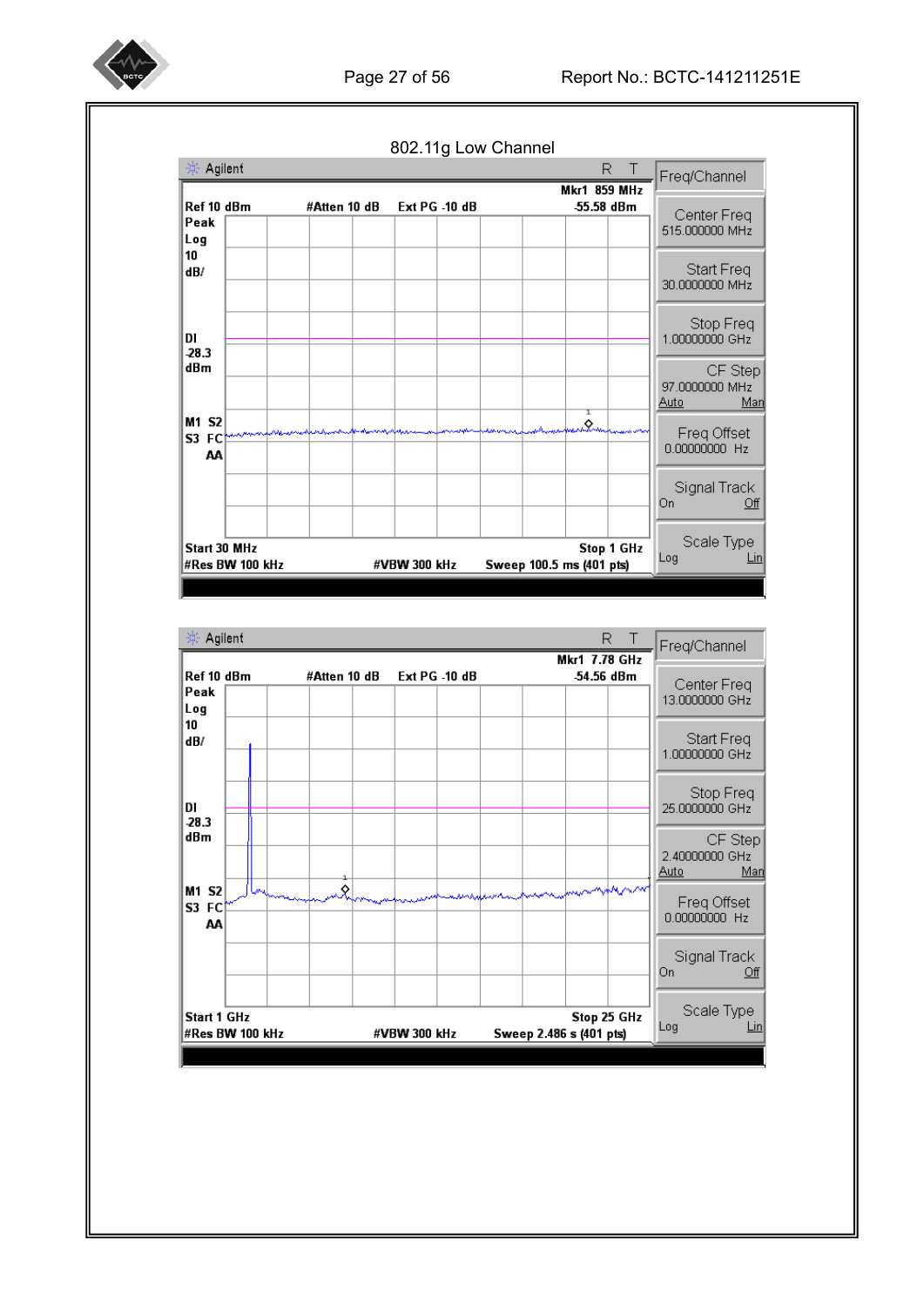802.11g Low Channel

Agilent R T

Mkr1 859 MHz
Ref 10 dBm #Atten 10 dB Ext PG -10 dB -55.58 dBm
Peak
Log
10
dB/

Dl
-28.3
dBm

M1 S2
S3 FC
AA

Start 30 MHz Stop 1 GHz
#Res BW 100 kHz #VBW 300 kHz Sweep 100.5 ms (401 pts)

Freq/Channel

Center Freq
515.000000 MHz

Start Freq
30.0000000 MHz

Stop Freq
1.00000000 GHz

CF Step
97.0000000 MHz
Auto Man

Freq Offset
0.00000000 Hz

Signal Track
On Off

Scale Type
Log Lin

Agilent R T

Mkr1 7.78 GHz
Ref 10 dBm #Atten 10 dB Ext PG -10 dB -54.56 dBm
Peak
Log
10
dB/

Dl
-28.3
dBm

M1 S2
S3 FC
AA

Start 1 GHz Stop 25 GHz
#Res BW 100 kHz #VBW 300 kHz Sweep 2.486 s (401 pts)

Freq/Channel

Center Freq
13.0000000 GHz

Start Freq
1.00000000 GHz

Stop Freq
25.0000000 GHz

CF Step
2.40000000 GHz
Auto Man

Freq Offset
0.00000000 Hz

Signal Track
On Off

Scale Type
Log Lin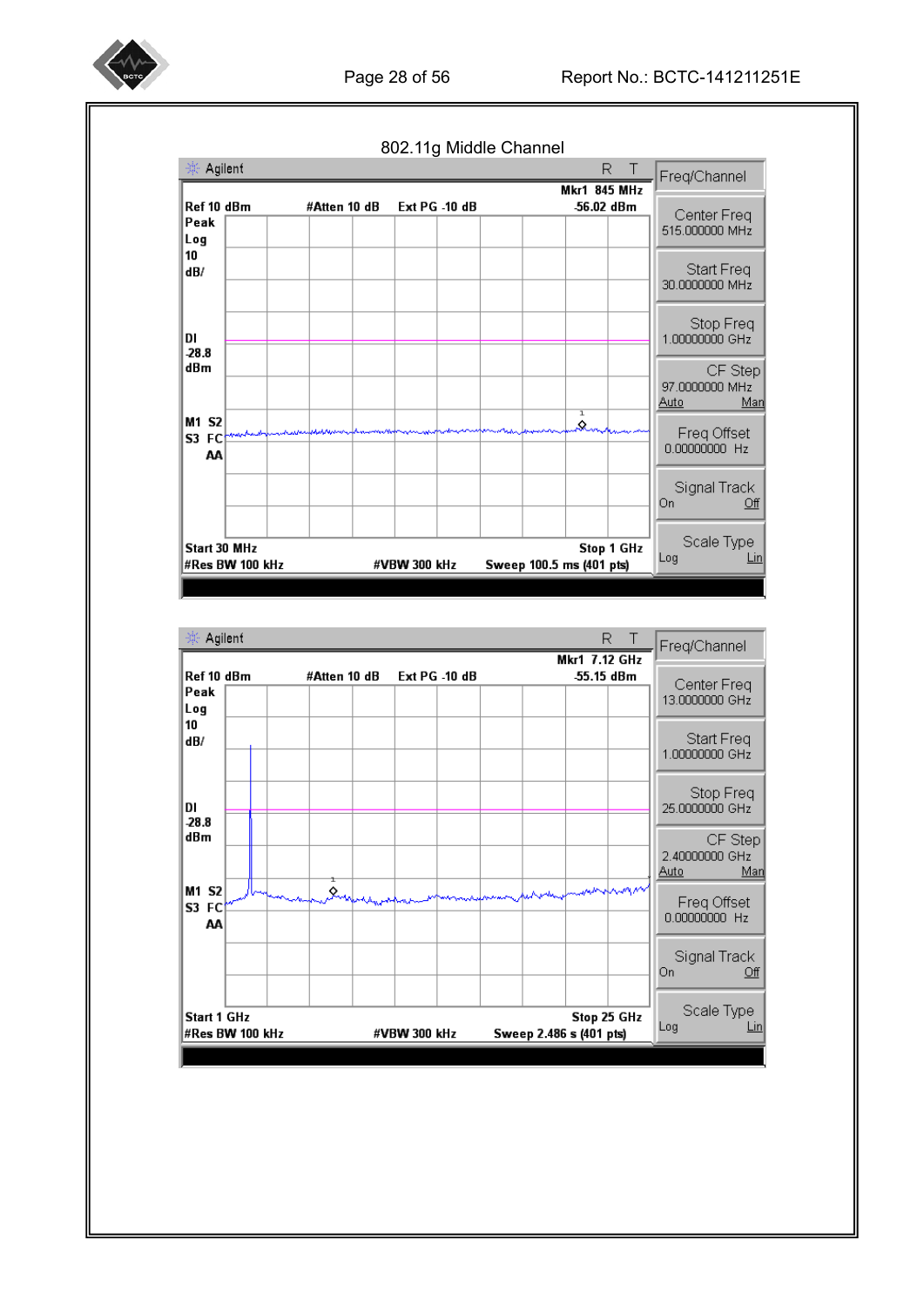802.11g Middle Channel

Agilent R T

Mkr1 845 MHz
Ref 10 dBm #Atten 10 dB Ext PG -10 dB -56.02 dBm
Peak
Log
10
dB/

Dl
-28.8
dBm

M1 S2
S3 FC
AA

Start 30 MHz Stop 1 GHz
#Res BW 100 kHz #VBW 300 kHz Sweep 100.5 ms (401 pts)

Freq/Channel
Center Freq 515.000000 MHz
Start Freq 30.0000000 MHz
Stop Freq 1.00000000 GHz
CF Step 97.0000000 MHz Auto Man
Freq Offset 0.00000000 Hz
Signal Track On Off
Scale Type Log Lin

Agilent R T

Mkr1 7.12 GHz
Ref 10 dBm #Atten 10 dB Ext PG -10 dB -55.15 dBm
Peak
Log
10
dB/

Dl
-28.8
dBm

M1 S2
S3 FC
AA

Start 1 GHz Stop 25 GHz
#Res BW 100 kHz #VBW 300 kHz Sweep 2.486 s (401 pts)

Freq/Channel
Center Freq 13.0000000 GHz
Start Freq 1.00000000 GHz
Stop Freq 25.0000000 GHz
CF Step 2.40000000 GHz Auto Man
Freq Offset 0.00000000 Hz
Signal Track On Off
Scale Type Log Lin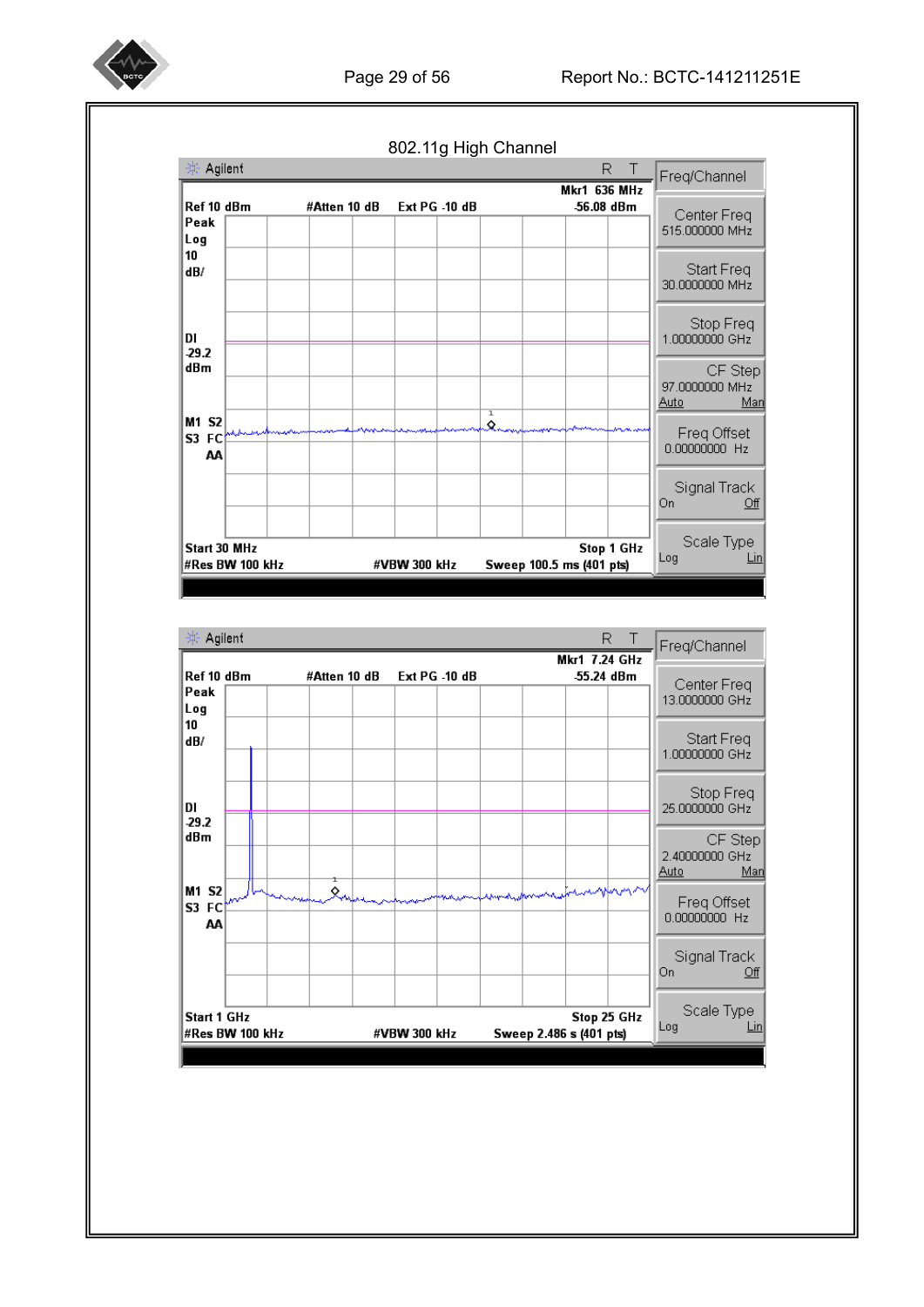802.11g High Channel

Agilent — R T

Mkr1 636 MHz
Ref 10 dBm #Atten 10 dB Ext PG -10 dB -56.08 dBm
Peak
Log
10
dB/

Dl
-29.2
dBm

M1 S2
S3 FC
AA

Start 30 MHz Stop 1 GHz
#Res BW 100 kHz #VBW 300 kHz Sweep 100.5 ms (401 pts)

Freq/Channel
Center Freq 515.000000 MHz
Start Freq 30.0000000 MHz
Stop Freq 1.00000000 GHz
CF Step 97.0000000 MHz Auto Man
Freq Offset 0.00000000 Hz
Signal Track On Off
Scale Type Log Lin

Agilent — R T

Mkr1 7.24 GHz
Ref 10 dBm #Atten 10 dB Ext PG -10 dB -55.24 dBm
Peak
Log
10
dB/

Dl
-29.2
dBm

M1 S2
S3 FC
AA

Start 1 GHz Stop 25 GHz
#Res BW 100 kHz #VBW 300 kHz Sweep 2.486 s (401 pts)

Freq/Channel
Center Freq 13.0000000 GHz
Start Freq 1.00000000 GHz
Stop Freq 25.0000000 GHz
CF Step 2.40000000 GHz Auto Man
Freq Offset 0.00000000 Hz
Signal Track On Off
Scale Type Log Lin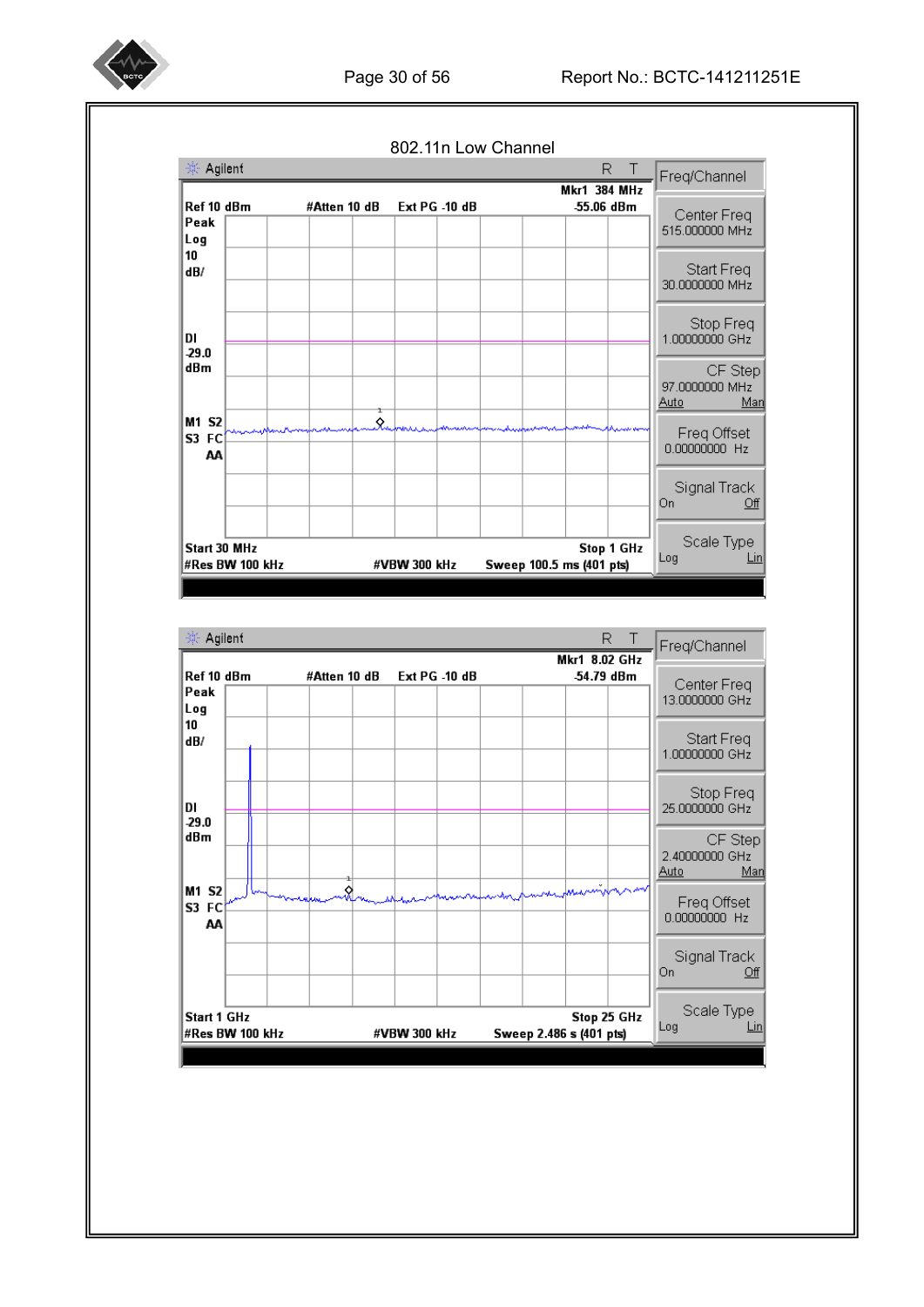802.11n Low Channel

Agilent R T

Mkr1 384 MHz

Ref 10 dBm #Atten 10 dB Ext PG -10 dB -55.06 dBm

Peak
Log
10
dB/

DI
-29.0
dBm

M1 S2
S3 FC
AA

Start 30 MHz Stop 1 GHz
#Res BW 100 kHz #VBW 300 kHz Sweep 100.5 ms (401 pts)

Freq/Channel

Center Freq
515.000000 MHz

Start Freq
30.0000000 MHz

Stop Freq
1.00000000 GHz

CF Step
97.0000000 MHz
Auto Man

Freq Offset
0.00000000 Hz

Signal Track
On Off

Scale Type
Log Lin

Agilent R T

Mkr1 8.02 GHz

Ref 10 dBm #Atten 10 dB Ext PG -10 dB -54.79 dBm

Peak
Log
10
dB/

DI
-29.0
dBm

M1 S2
S3 FC
AA

Start 1 GHz Stop 25 GHz
#Res BW 100 kHz #VBW 300 kHz Sweep 2.486 s (401 pts)

Freq/Channel

Center Freq
13.0000000 GHz

Start Freq
1.00000000 GHz

Stop Freq
25.0000000 GHz

CF Step
2.40000000 GHz
Auto Man

Freq Offset
0.00000000 Hz

Signal Track
On Off

Scale Type
Log Lin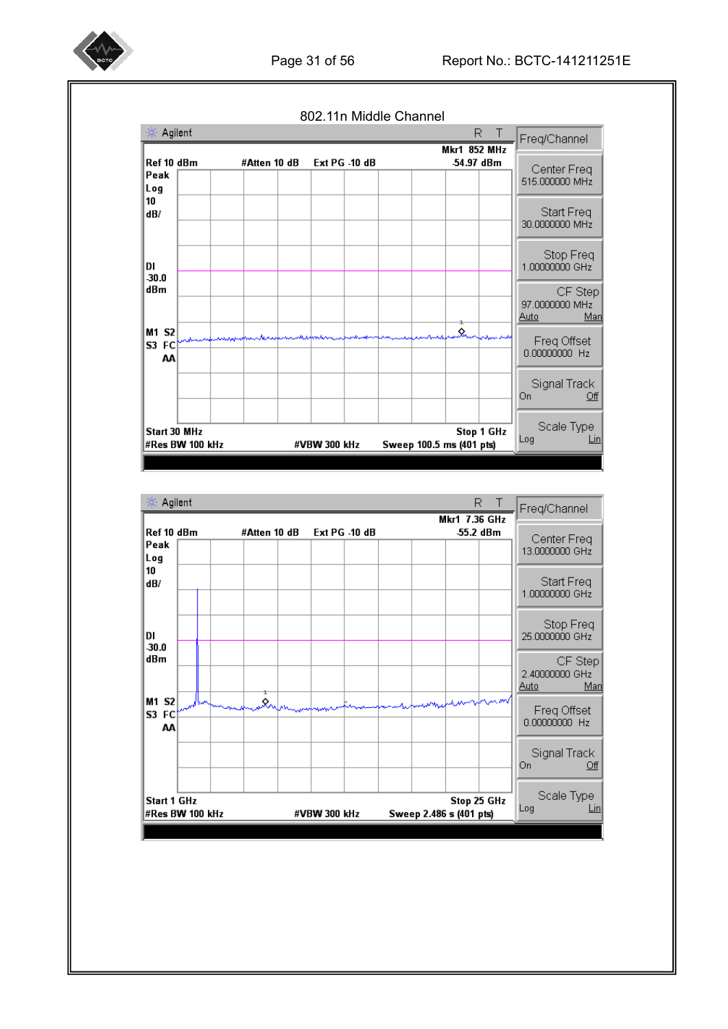802.11n Middle Channel

Agilent R T

Mkr1 852 MHz

Ref 10 dBm #Atten 10 dB Ext PG -10 dB -54.97 dBm

Peak
Log
10
dB/

Dl
-30.0
dBm

M1 S2
S3 FC
AA

Start 30 MHz Stop 1 GHz
#Res BW 100 kHz #VBW 300 kHz Sweep 100.5 ms (401 pts)

Freq/Channel

Center Freq
515.000000 MHz

Start Freq
30.0000000 MHz

Stop Freq
1.00000000 GHz

CF Step
97.0000000 MHz
Auto Man

Freq Offset
0.00000000 Hz

Signal Track
On Off

Scale Type
Log Lin

Agilent R T

Mkr1 7.36 GHz

Ref 10 dBm #Atten 10 dB Ext PG -10 dB -55.2 dBm

Peak
Log
10
dB/

Dl
-30.0
dBm

M1 S2
S3 FC
AA

Start 1 GHz Stop 25 GHz
#Res BW 100 kHz #VBW 300 kHz Sweep 2.486 s (401 pts)

Freq/Channel

Center Freq
13.0000000 GHz

Start Freq
1.00000000 GHz

Stop Freq
25.0000000 GHz

CF Step
2.40000000 GHz
Auto Man

Freq Offset
0.00000000 Hz

Signal Track
On Off

Scale Type
Log Lin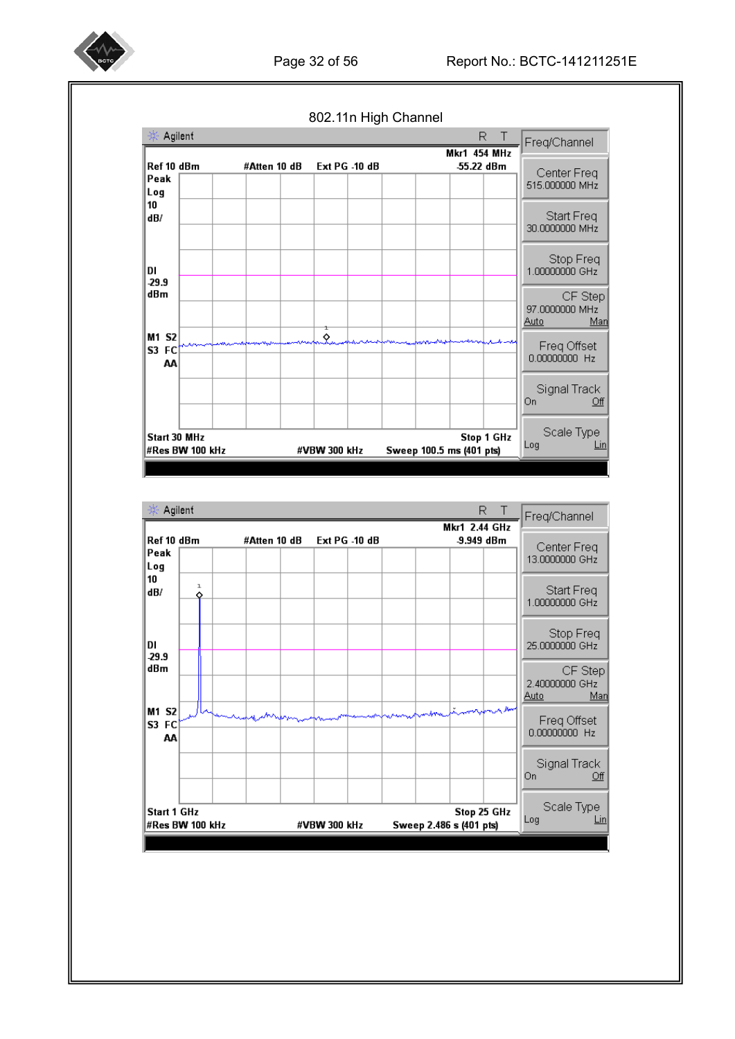802.11n High Channel

Agilent R T

Mkr1 454 MHz
Ref 10 dBm #Atten 10 dB Ext PG -10 dB -55.22 dBm
Peak
Log
10
dB/

Dl
-29.9
dBm

M1 S2
S3 FC
AA

Start 30 MHz Stop 1 GHz
#Res BW 100 kHz #VBW 300 kHz Sweep 100.5 ms (401 pts)

Freq/Channel
Center Freq 515.000000 MHz
Start Freq 30.0000000 MHz
Stop Freq 1.00000000 GHz
CF Step 97.0000000 MHz Auto Man
Freq Offset 0.00000000 Hz
Signal Track On Off
Scale Type Log Lin

Agilent R T

Mkr1 2.44 GHz
Ref 10 dBm #Atten 10 dB Ext PG -10 dB -9.949 dBm
Peak
Log
10
dB/

Dl
-29.9
dBm

M1 S2
S3 FC
AA

Start 1 GHz Stop 25 GHz
#Res BW 100 kHz #VBW 300 kHz Sweep 2.486 s (401 pts)

Freq/Channel
Center Freq 13.0000000 GHz
Start Freq 1.00000000 GHz
Stop Freq 25.0000000 GHz
CF Step 2.40000000 GHz Auto Man
Freq Offset 0.00000000 Hz
Signal Track On Off
Scale Type Log Lin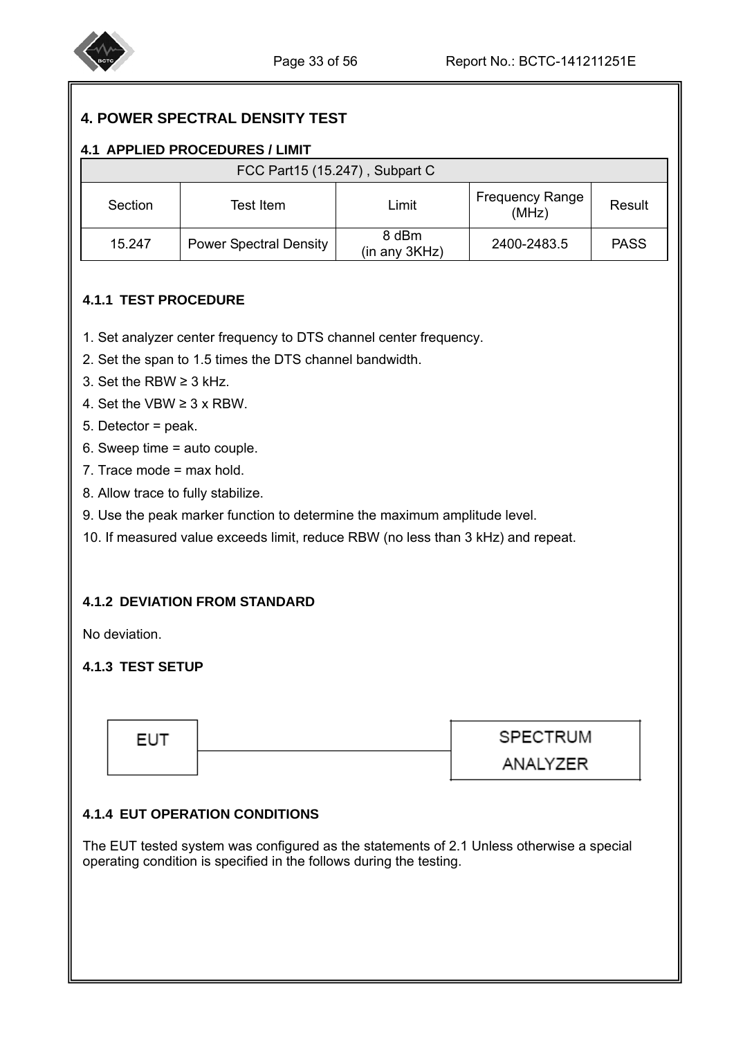# 4. POWER SPECTRAL DENSITY TEST

## 4.1 APPLIED PROCEDURES / LIMIT

| FCC Part15 (15.247) , Subpart C | | | | |
|---|---|---|---|---|
| Section | Test Item | Limit | Frequency Range (MHz) | Result |
| 15.247 | Power Spectral Density | 8 dBm (in any 3KHz) | 2400-2483.5 | PASS |

### 4.1.1 TEST PROCEDURE

1. Set analyzer center frequency to DTS channel center frequency.
2. Set the span to 1.5 times the DTS channel bandwidth.
3. Set the RBW ≥ 3 kHz.
4. Set the VBW ≥ 3 x RBW.
5. Detector = peak.
6. Sweep time = auto couple.
7. Trace mode = max hold.
8. Allow trace to fully stabilize.
9. Use the peak marker function to determine the maximum amplitude level.
10. If measured value exceeds limit, reduce RBW (no less than 3 kHz) and repeat.

### 4.1.2 DEVIATION FROM STANDARD

No deviation.

### 4.1.3 TEST SETUP

EUT ——— SPECTRUM ANALYZER

### 4.1.4 EUT OPERATION CONDITIONS

The EUT tested system was configured as the statements of 2.1 Unless otherwise a special operating condition is specified in the follows during the testing.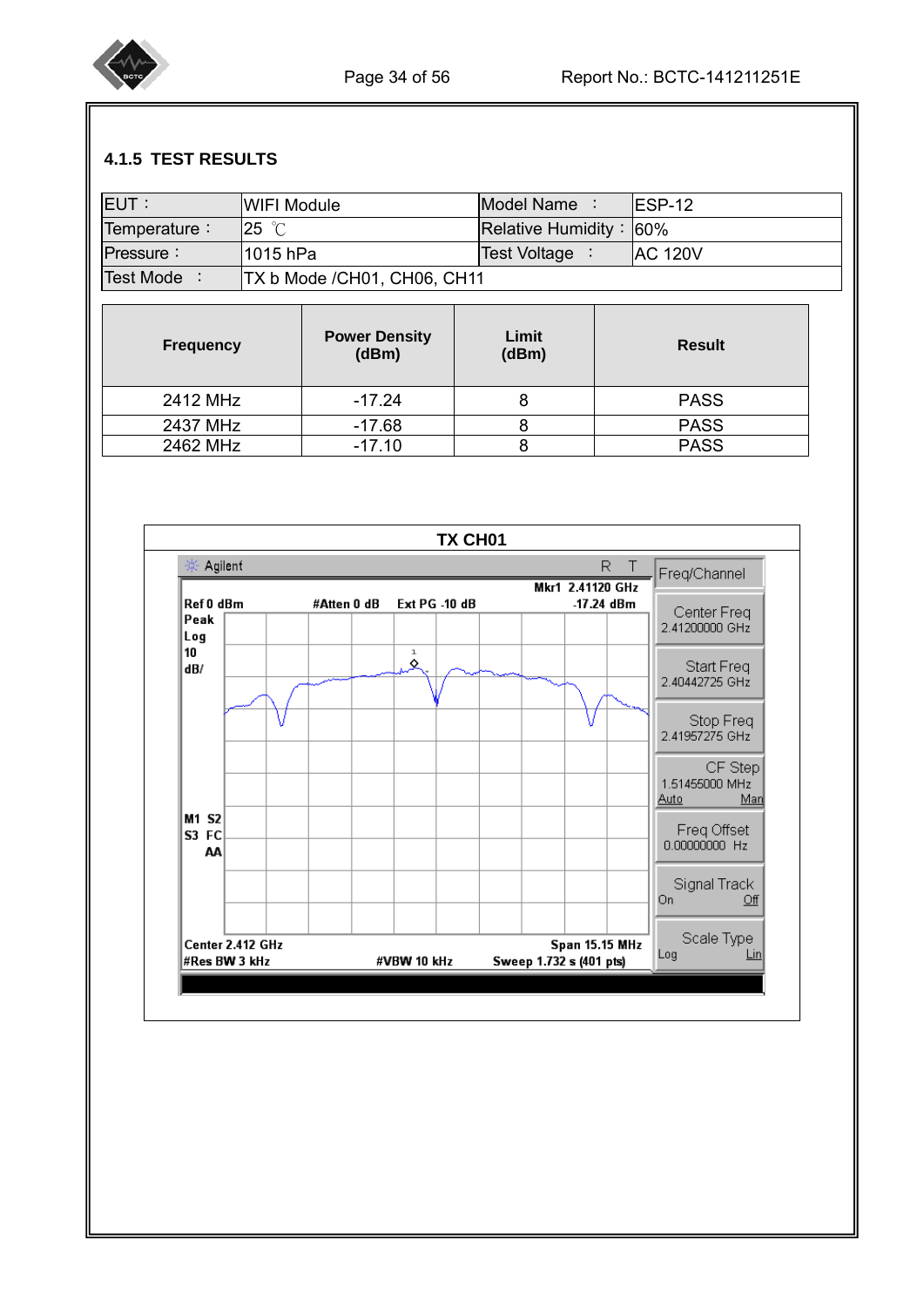### 4.1.5 TEST RESULTS

| EUT： | WIFI Module | Model Name ： | ESP-12 |
|---|---|---|---|
| Temperature： | 25 ℃ | Relative Humidity： | 60% |
| Pressure： | 1015 hPa | Test Voltage ： | AC 120V |
| Test Mode ： | TX b Mode /CH01, CH06, CH11 | | |

| Frequency | Power Density (dBm) | Limit (dBm) | Result |
|---|---|---|---|
| 2412 MHz | -17.24 | 8 | PASS |
| 2437 MHz | -17.68 | 8 | PASS |
| 2462 MHz | -17.10 | 8 | PASS |

**TX CH01**

Agilent R T

Mkr1 2.41120 GHz
Ref 0 dBm #Atten 0 dB Ext PG -10 dB -17.24 dBm
Peak
Log
10
dB/

M1 S2
S3 FC
AA

Center 2.412 GHz Span 15.15 MHz
#Res BW 3 kHz #VBW 10 kHz Sweep 1.732 s (401 pts)

Freq/Channel
Center Freq 2.41200000 GHz
Start Freq 2.40442725 GHz
Stop Freq 2.41957275 GHz
CF Step 1.51455000 MHz Auto Man
Freq Offset 0.00000000 Hz
Signal Track On Off
Scale Type Log Lin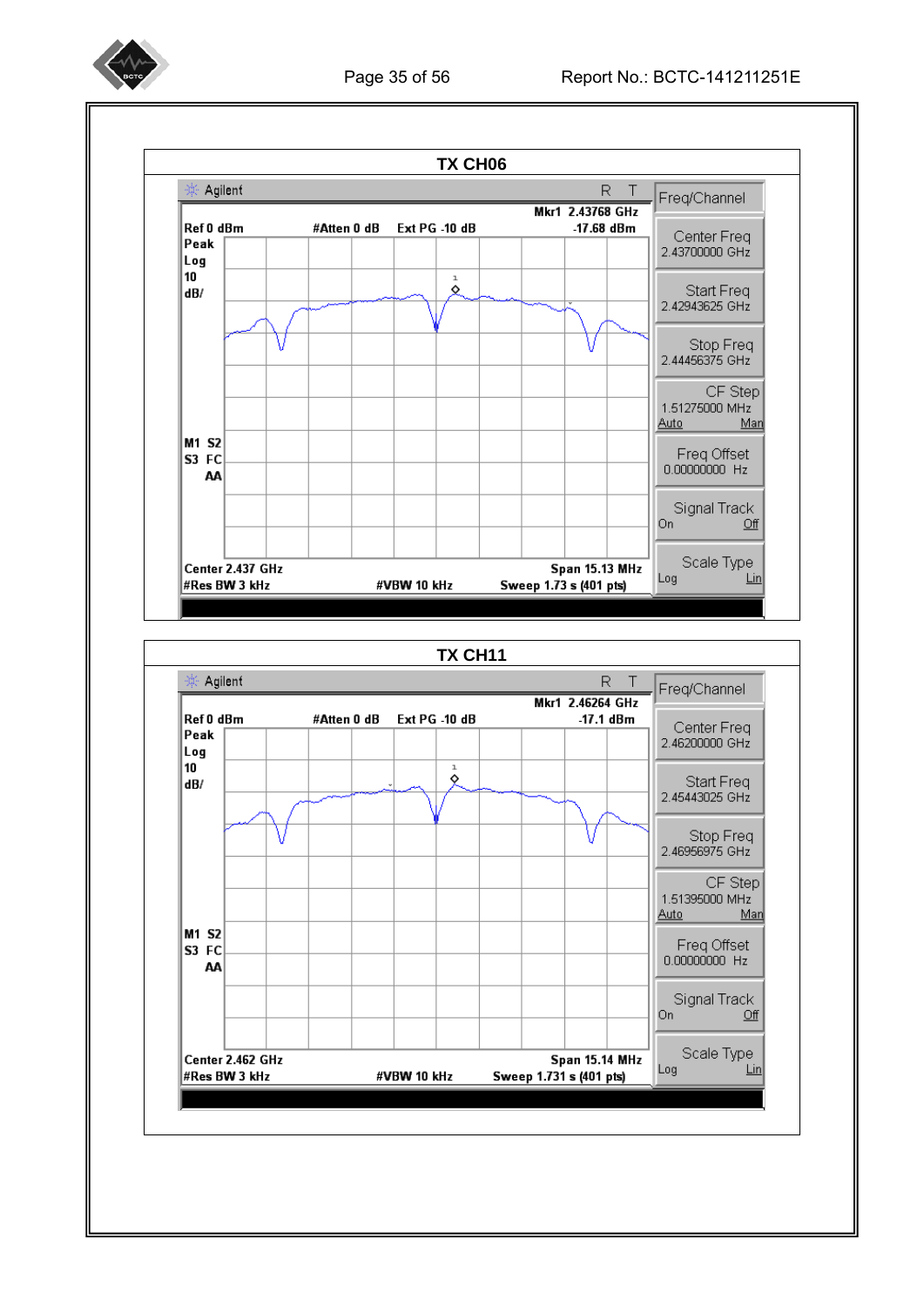**TX CH06**

Agilent R T

Mkr1 2.43768 GHz

Ref 0 dBm #Atten 0 dB Ext PG -10 dB -17.68 dBm

Peak
Log
10
dB/

M1 S2
S3 FC
AA

Center 2.437 GHz Span 15.13 MHz

#Res BW 3 kHz #VBW 10 kHz Sweep 1.73 s (401 pts)

Freq/Channel

Center Freq
2.43700000 GHz

Start Freq
2.42943625 GHz

Stop Freq
2.44456375 GHz

CF Step
1.51275000 MHz
Auto Man

Freq Offset
0.00000000 Hz

Signal Track
On Off

Scale Type
Log Lin

**TX CH11**

Agilent R T

Mkr1 2.46264 GHz

Ref 0 dBm #Atten 0 dB Ext PG -10 dB -17.1 dBm

Peak
Log
10
dB/

M1 S2
S3 FC
AA

Center 2.462 GHz Span 15.14 MHz

#Res BW 3 kHz #VBW 10 kHz Sweep 1.731 s (401 pts)

Freq/Channel

Center Freq
2.46200000 GHz

Start Freq
2.45443025 GHz

Stop Freq
2.46956975 GHz

CF Step
1.51395000 MHz
Auto Man

Freq Offset
0.00000000 Hz

Signal Track
On Off

Scale Type
Log Lin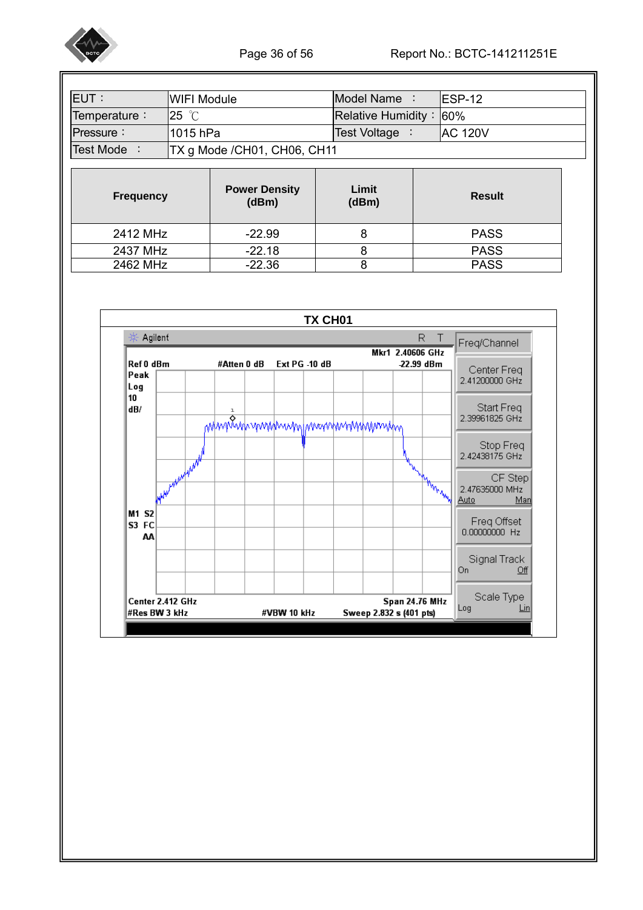| EUT： | WIFI Module | Model Name ： | ESP-12 |
|---|---|---|---|
| Temperature： | 25 ℃ | Relative Humidity： | 60% |
| Pressure： | 1015 hPa | Test Voltage ： | AC 120V |
| Test Mode ： | TX g Mode /CH01, CH06, CH11 | | |

| Frequency | Power Density (dBm) | Limit (dBm) | Result |
|---|---|---|---|
| 2412 MHz | -22.99 | 8 | PASS |
| 2437 MHz | -22.18 | 8 | PASS |
| 2462 MHz | -22.36 | 8 | PASS |

**TX CH01**

Agilent R T

Mkr1 2.40606 GHz
Ref 0 dBm #Atten 0 dB Ext PG -10 dB -22.99 dBm
Peak
Log
10
dB/

M1 S2
S3 FC
AA

Center 2.412 GHz Span 24.76 MHz
#Res BW 3 kHz #VBW 10 kHz Sweep 2.832 s (401 pts)

Freq/Channel
Center Freq 2.41200000 GHz
Start Freq 2.39961825 GHz
Stop Freq 2.42438175 GHz
CF Step 2.47635000 MHz Auto Man
Freq Offset 0.00000000 Hz
Signal Track On Off
Scale Type Log Lin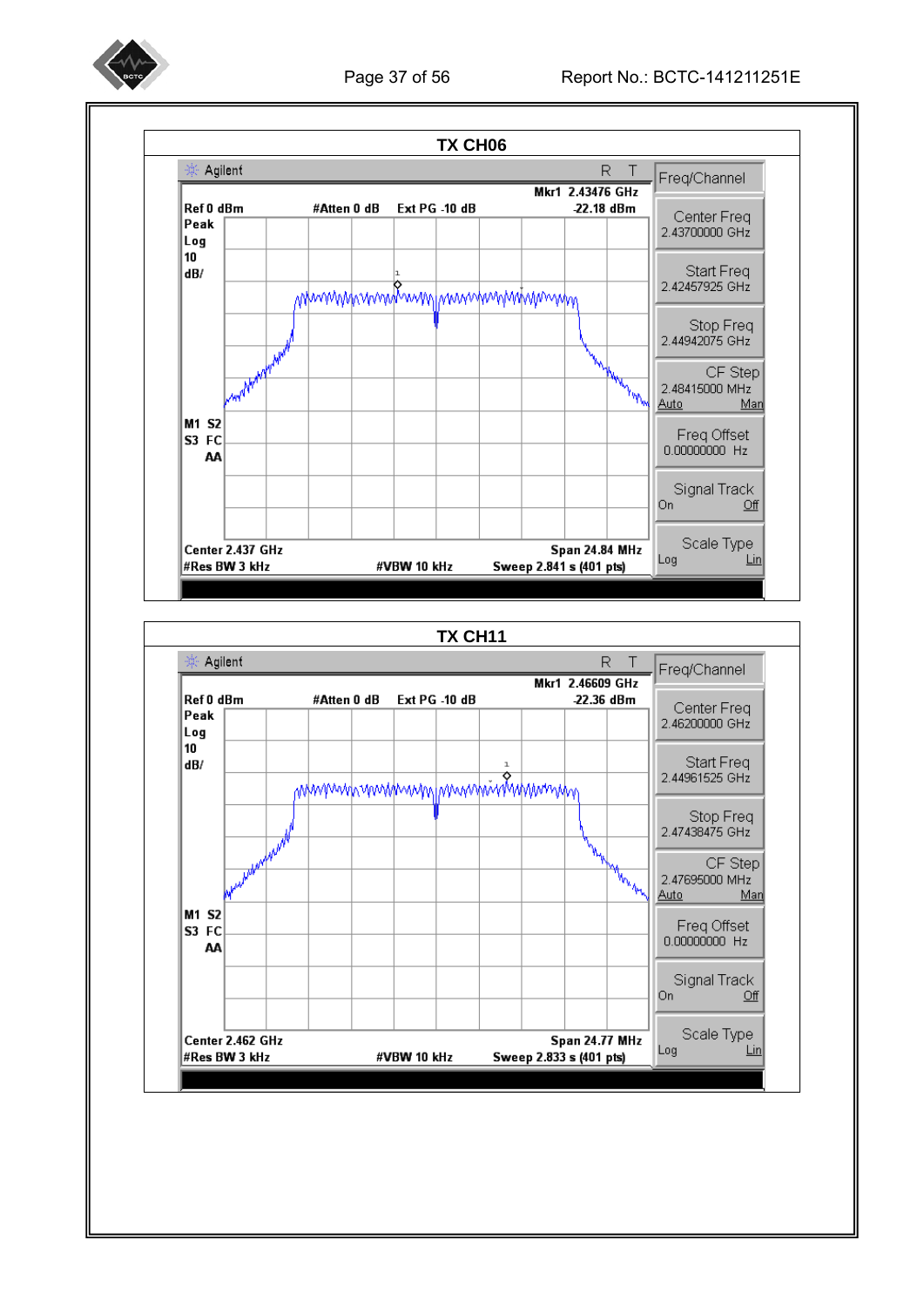**TX CH06**

Agilent R T

Mkr1 2.43476 GHz

Ref 0 dBm #Atten 0 dB Ext PG -10 dB -22.18 dBm

Peak
Log
10
dB/

M1 S2
S3 FC
AA

Center 2.437 GHz Span 24.84 MHz

#Res BW 3 kHz #VBW 10 kHz Sweep 2.841 s (401 pts)

Freq/Channel

Center Freq 2.43700000 GHz

Start Freq 2.42457925 GHz

Stop Freq 2.44942075 GHz

CF Step 2.48415000 MHz Auto Man

Freq Offset 0.00000000 Hz

Signal Track On Off

Scale Type Log Lin

**TX CH11**

Agilent R T

Mkr1 2.46609 GHz

Ref 0 dBm #Atten 0 dB Ext PG -10 dB -22.36 dBm

Peak
Log
10
dB/

M1 S2
S3 FC
AA

Center 2.462 GHz Span 24.77 MHz

#Res BW 3 kHz #VBW 10 kHz Sweep 2.833 s (401 pts)

Freq/Channel

Center Freq 2.46200000 GHz

Start Freq 2.44961525 GHz

Stop Freq 2.47438475 GHz

CF Step 2.47695000 MHz Auto Man

Freq Offset 0.00000000 Hz

Signal Track On Off

Scale Type Log Lin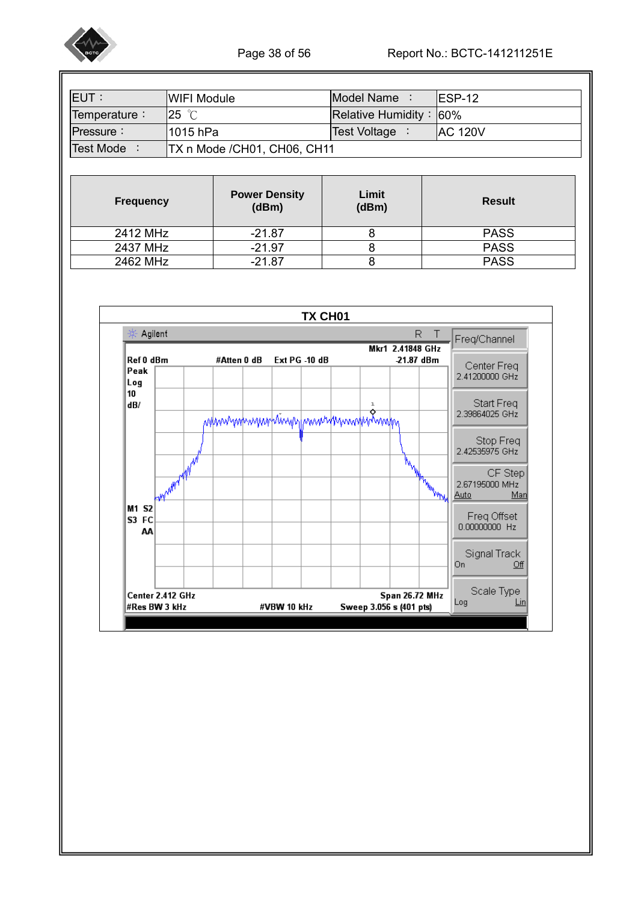| EUT： | WIFI Module | Model Name ： | ESP-12 |
|---|---|---|---|
| Temperature： | 25 ℃ | Relative Humidity： | 60% |
| Pressure： | 1015 hPa | Test Voltage ： | AC 120V |
| Test Mode ： | TX n Mode /CH01, CH06, CH11 | | |

| Frequency | Power Density (dBm) | Limit (dBm) | Result |
|---|---|---|---|
| 2412 MHz | -21.87 | 8 | PASS |
| 2437 MHz | -21.97 | 8 | PASS |
| 2462 MHz | -21.87 | 8 | PASS |

**TX CH01**

Agilent R T

Mkr1 2.41848 GHz

Ref 0 dBm #Atten 0 dB Ext PG -10 dB -21.87 dBm

Peak Log 10 dB/

M1 S2 S3 FC AA

Center 2.412 GHz Span 26.72 MHz

#Res BW 3 kHz #VBW 10 kHz Sweep 3.056 s (401 pts)

Freq/Channel

Center Freq 2.41200000 GHz

Start Freq 2.39864025 GHz

Stop Freq 2.42535975 GHz

CF Step 2.67195000 MHz Auto Man

Freq Offset 0.00000000 Hz

Signal Track On Off

Scale Type Log Lin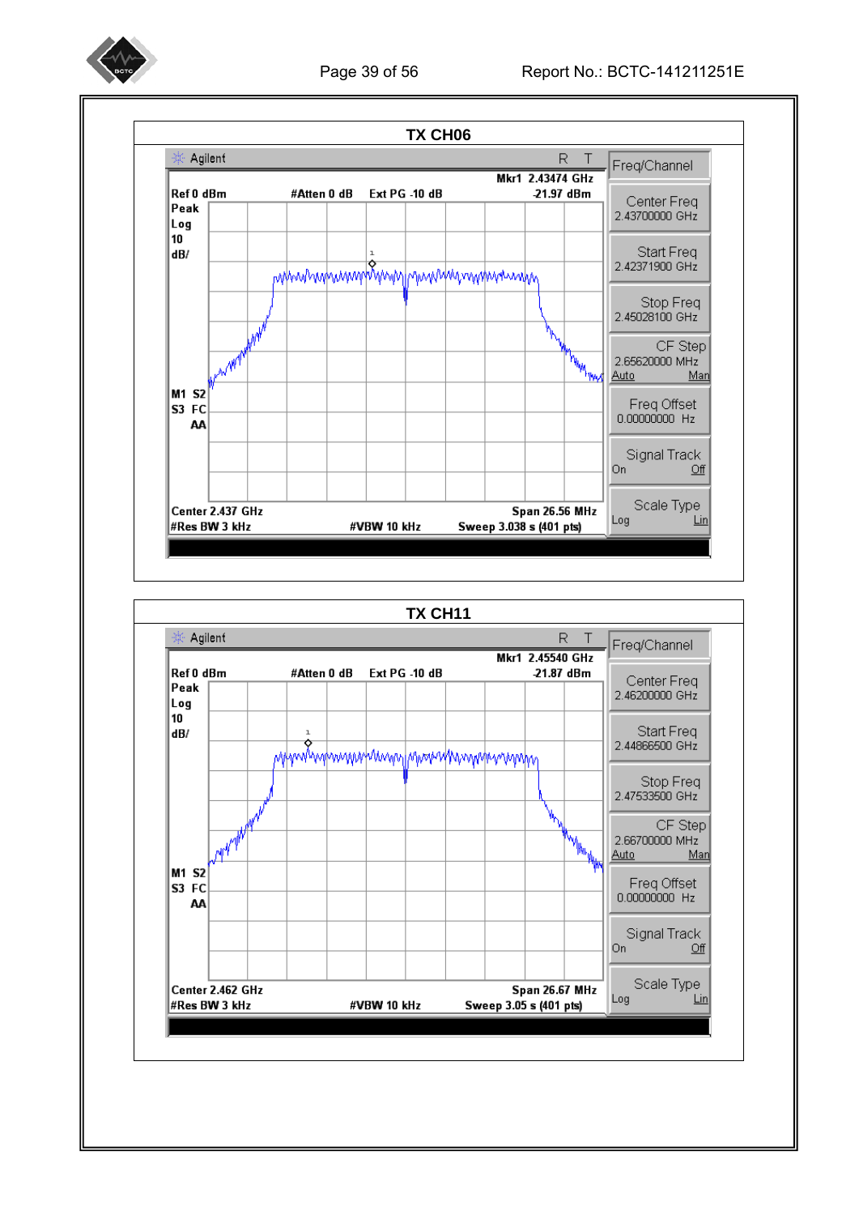## TX CH06

Agilent R T

Mkr1 2.43474 GHz

Ref 0 dBm #Atten 0 dB Ext PG -10 dB -21.97 dBm

Peak
Log
10
dB/

M1 S2
S3 FC
AA

Center 2.437 GHz Span 26.56 MHz

#Res BW 3 kHz #VBW 10 kHz Sweep 3.038 s (401 pts)

Freq/Channel

Center Freq 2.43700000 GHz

Start Freq 2.42371900 GHz

Stop Freq 2.45028100 GHz

CF Step 2.65620000 MHz Auto Man

Freq Offset 0.00000000 Hz

Signal Track On Off

Scale Type Log Lin

## TX CH11

Agilent R T

Mkr1 2.45540 GHz

Ref 0 dBm #Atten 0 dB Ext PG -10 dB -21.87 dBm

Peak
Log
10
dB/

M1 S2
S3 FC
AA

Center 2.462 GHz Span 26.67 MHz

#Res BW 3 kHz #VBW 10 kHz Sweep 3.05 s (401 pts)

Freq/Channel

Center Freq 2.46200000 GHz

Start Freq 2.44866500 GHz

Stop Freq 2.47533500 GHz

CF Step 2.66700000 MHz Auto Man

Freq Offset 0.00000000 Hz

Signal Track On Off

Scale Type Log Lin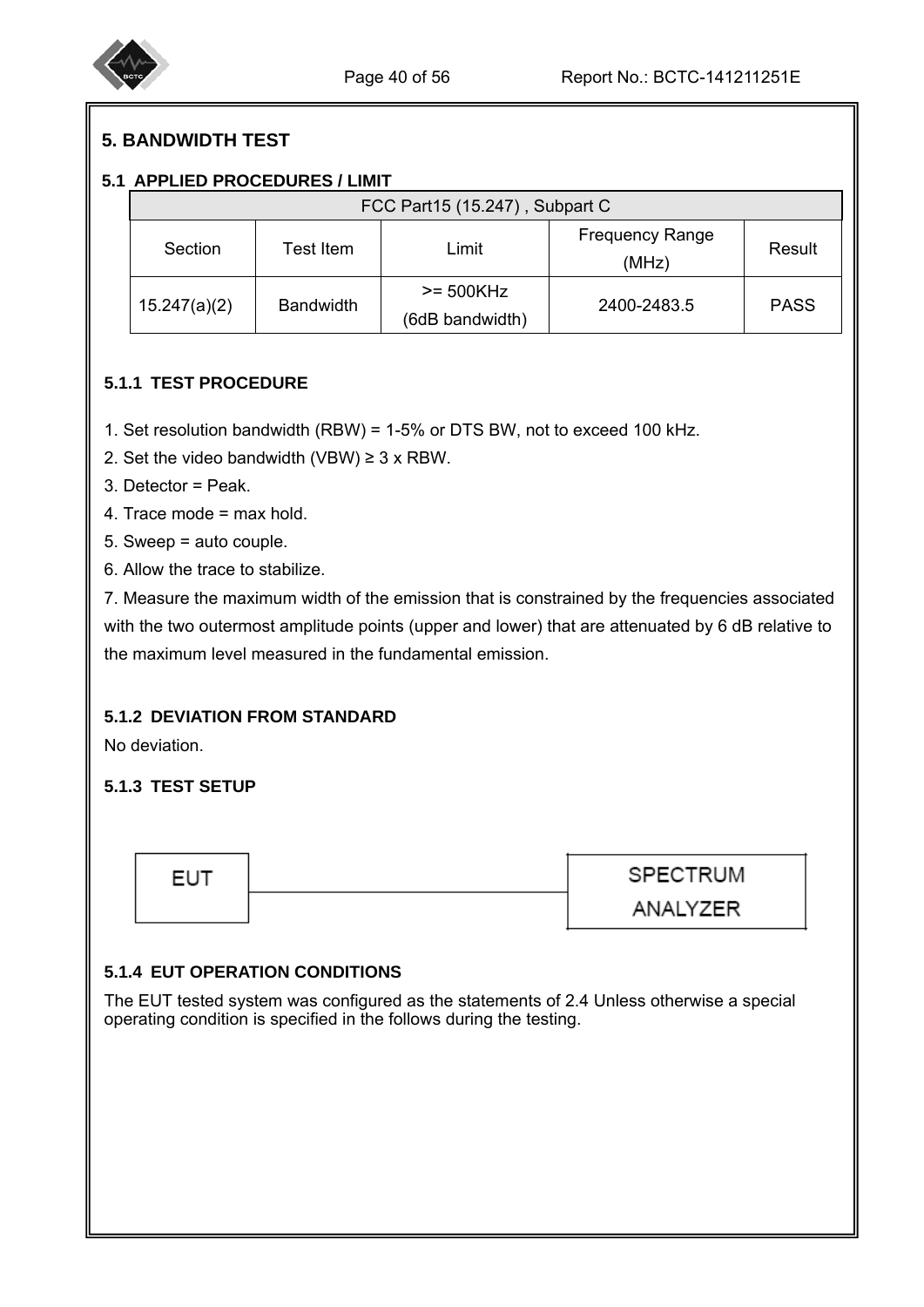# 5. BANDWIDTH TEST

## 5.1 APPLIED PROCEDURES / LIMIT

| FCC Part15 (15.247) , Subpart C | | | | |
|---|---|---|---|---|
| Section | Test Item | Limit | Frequency Range (MHz) | Result |
| 15.247(a)(2) | Bandwidth | >= 500KHz (6dB bandwidth) | 2400-2483.5 | PASS |

### 5.1.1 TEST PROCEDURE

1. Set resolution bandwidth (RBW) = 1-5% or DTS BW, not to exceed 100 kHz.
2. Set the video bandwidth (VBW) ≥ 3 x RBW.
3. Detector = Peak.
4. Trace mode = max hold.
5. Sweep = auto couple.
6. Allow the trace to stabilize.
7. Measure the maximum width of the emission that is constrained by the frequencies associated with the two outermost amplitude points (upper and lower) that are attenuated by 6 dB relative to the maximum level measured in the fundamental emission.

### 5.1.2 DEVIATION FROM STANDARD

No deviation.

### 5.1.3 TEST SETUP

EUT ——— SPECTRUM ANALYZER

### 5.1.4 EUT OPERATION CONDITIONS

The EUT tested system was configured as the statements of 2.4 Unless otherwise a special operating condition is specified in the follows during the testing.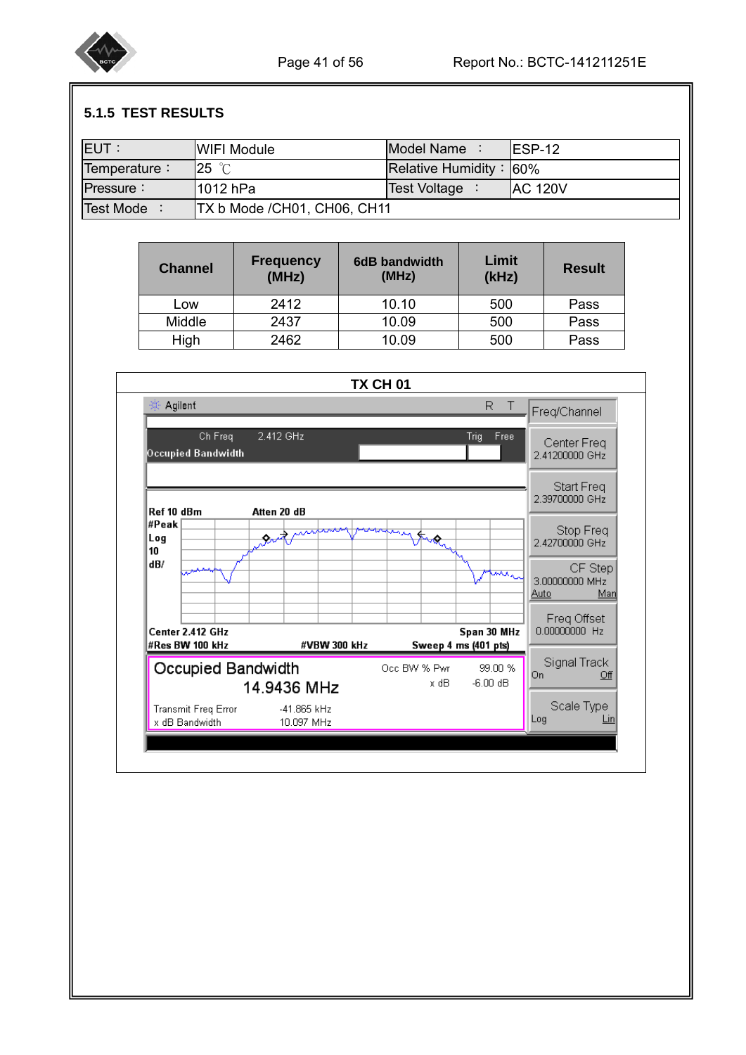### 5.1.5 TEST RESULTS

| EUT： | WIFI Module | Model Name ： | ESP-12 |
|---|---|---|---|
| Temperature： | 25 ℃ | Relative Humidity： | 60% |
| Pressure： | 1012 hPa | Test Voltage ： | AC 120V |
| Test Mode ： | TX b Mode /CH01, CH06, CH11 | | |

| Channel | Frequency (MHz) | 6dB bandwidth (MHz) | Limit (kHz) | Result |
|---|---|---|---|---|
| Low | 2412 | 10.10 | 500 | Pass |
| Middle | 2437 | 10.09 | 500 | Pass |
| High | 2462 | 10.09 | 500 | Pass |

**TX CH 01**

Agilent R T

Ch Freq 2.412 GHz Trig Free

Occupied Bandwidth

Ref 10 dBm Atten 20 dB

#Peak
Log
10
dB/

Center 2.412 GHz Span 30 MHz
#Res BW 100 kHz #VBW 300 kHz Sweep 4 ms (401 pts)

Occupied Bandwidth
14.9436 MHz

Occ BW % Pwr 99.00 %
x dB -6.00 dB

Transmit Freq Error -41.865 kHz
x dB Bandwidth 10.097 MHz

Freq/Channel
Center Freq 2.41200000 GHz
Start Freq 2.39700000 GHz
Stop Freq 2.42700000 GHz
CF Step 3.00000000 MHz Auto Man
Freq Offset 0.00000000 Hz
Signal Track On Off
Scale Type Log Lin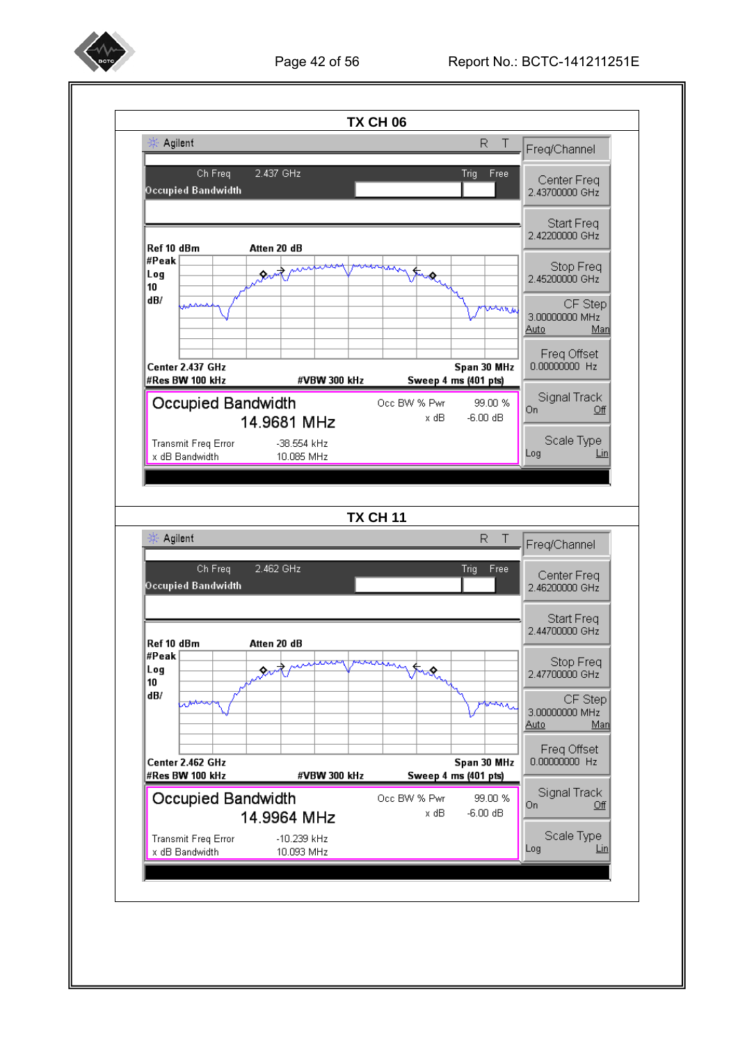## TX CH 06

Agilent R T

Ch Freq 2.437 GHz Trig Free

Occupied Bandwidth

Ref 10 dBm Atten 20 dB

#Peak
Log
10
dB/

Center 2.437 GHz Span 30 MHz

#Res BW 100 kHz #VBW 300 kHz Sweep 4 ms (401 pts)

**Occupied Bandwidth**

**14.9681 MHz**

Occ BW % Pwr 99.00 %

x dB -6.00 dB

Transmit Freq Error -38.554 kHz

x dB Bandwidth 10.085 MHz

Freq/Channel

Center Freq 2.43700000 GHz

Start Freq 2.42200000 GHz

Stop Freq 2.45200000 GHz

CF Step 3.00000000 MHz Auto Man

Freq Offset 0.00000000 Hz

Signal Track On Off

Scale Type Log Lin

## TX CH 11

Agilent R T

Ch Freq 2.462 GHz Trig Free

Occupied Bandwidth

Ref 10 dBm Atten 20 dB

#Peak
Log
10
dB/

Center 2.462 GHz Span 30 MHz

#Res BW 100 kHz #VBW 300 kHz Sweep 4 ms (401 pts)

**Occupied Bandwidth**

**14.9964 MHz**

Occ BW % Pwr 99.00 %

x dB -6.00 dB

Transmit Freq Error -10.239 kHz

x dB Bandwidth 10.093 MHz

Freq/Channel

Center Freq 2.46200000 GHz

Start Freq 2.44700000 GHz

Stop Freq 2.47700000 GHz

CF Step 3.00000000 MHz Auto Man

Freq Offset 0.00000000 Hz

Signal Track On Off

Scale Type Log Lin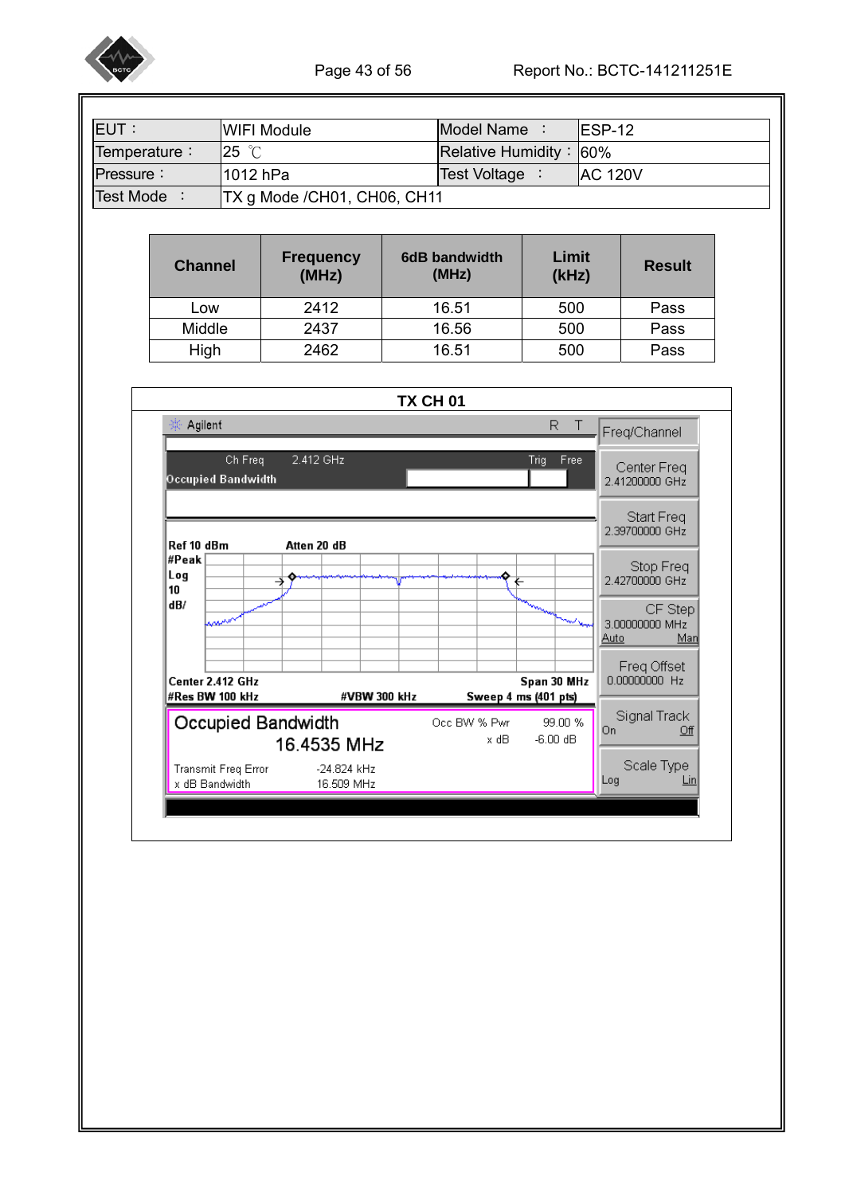| EUT： | WIFI Module | Model Name ： | ESP-12 |
|---|---|---|---|
| Temperature： | 25 ℃ | Relative Humidity： | 60% |
| Pressure： | 1012 hPa | Test Voltage ： | AC 120V |
| Test Mode ： | TX g Mode /CH01, CH06, CH11 | | |

| Channel | Frequency (MHz) | 6dB bandwidth (MHz) | Limit (kHz) | Result |
|---|---|---|---|---|
| Low | 2412 | 16.51 | 500 | Pass |
| Middle | 2437 | 16.56 | 500 | Pass |
| High | 2462 | 16.51 | 500 | Pass |

**TX CH 01**

Agilent R T

Ch Freq 2.412 GHz Trig Free

Occupied Bandwidth

Ref 10 dBm Atten 20 dB
#Peak
Log
10
dB/

Center 2.412 GHz Span 30 MHz
#Res BW 100 kHz #VBW 300 kHz Sweep 4 ms (401 pts)

Occupied Bandwidth
16.4535 MHz

Occ BW % Pwr 99.00 %
x dB -6.00 dB

Transmit Freq Error -24.824 kHz
x dB Bandwidth 16.509 MHz

Freq/Channel
Center Freq 2.41200000 GHz
Start Freq 2.39700000 GHz
Stop Freq 2.42700000 GHz
CF Step 3.00000000 MHz Auto Man
Freq Offset 0.00000000 Hz
Signal Track On Off
Scale Type Log Lin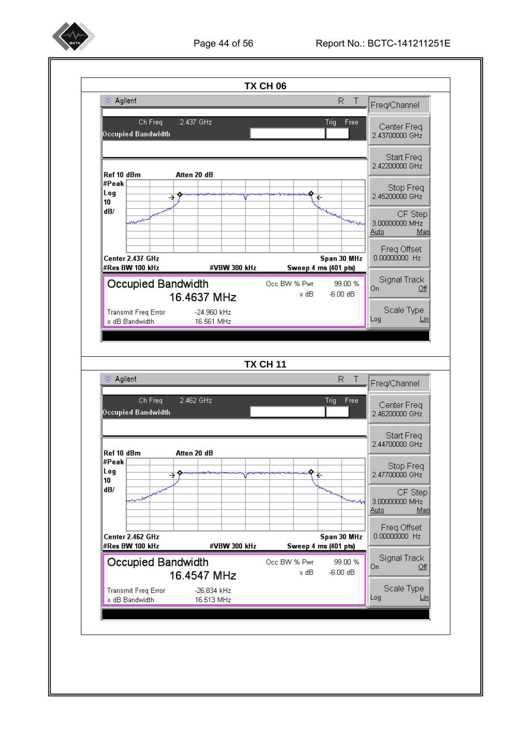**TX CH 06**

Agilent R T

Ch Freq 2.437 GHz Trig Free

Occupied Bandwidth

Ref 10 dBm Atten 20 dB
#Peak
Log
10
dB/

Center 2.437 GHz Span 30 MHz
#Res BW 100 kHz #VBW 300 kHz Sweep 4 ms (401 pts)

Occupied Bandwidth
16.4637 MHz

Occ BW % Pwr 99.00 %
x dB -6.00 dB

Transmit Freq Error -24.960 kHz
x dB Bandwidth 16.561 MHz

Freq/Channel
Center Freq 2.43700000 GHz
Start Freq 2.42200000 GHz
Stop Freq 2.45200000 GHz
CF Step 3.00000000 MHz Auto Man
Freq Offset 0.00000000 Hz
Signal Track On Off
Scale Type Log Lin

**TX CH 11**

Agilent R T

Ch Freq 2.462 GHz Trig Free

Occupied Bandwidth

Ref 10 dBm Atten 20 dB
#Peak
Log
10
dB/

Center 2.462 GHz Span 30 MHz
#Res BW 100 kHz #VBW 300 kHz Sweep 4 ms (401 pts)

Occupied Bandwidth
16.4547 MHz

Occ BW % Pwr 99.00 %
x dB -6.00 dB

Transmit Freq Error -26.834 kHz
x dB Bandwidth 16.513 MHz

Freq/Channel
Center Freq 2.46200000 GHz
Start Freq 2.44700000 GHz
Stop Freq 2.47700000 GHz
CF Step 3.00000000 MHz Auto Man
Freq Offset 0.00000000 Hz
Signal Track On Off
Scale Type Log Lin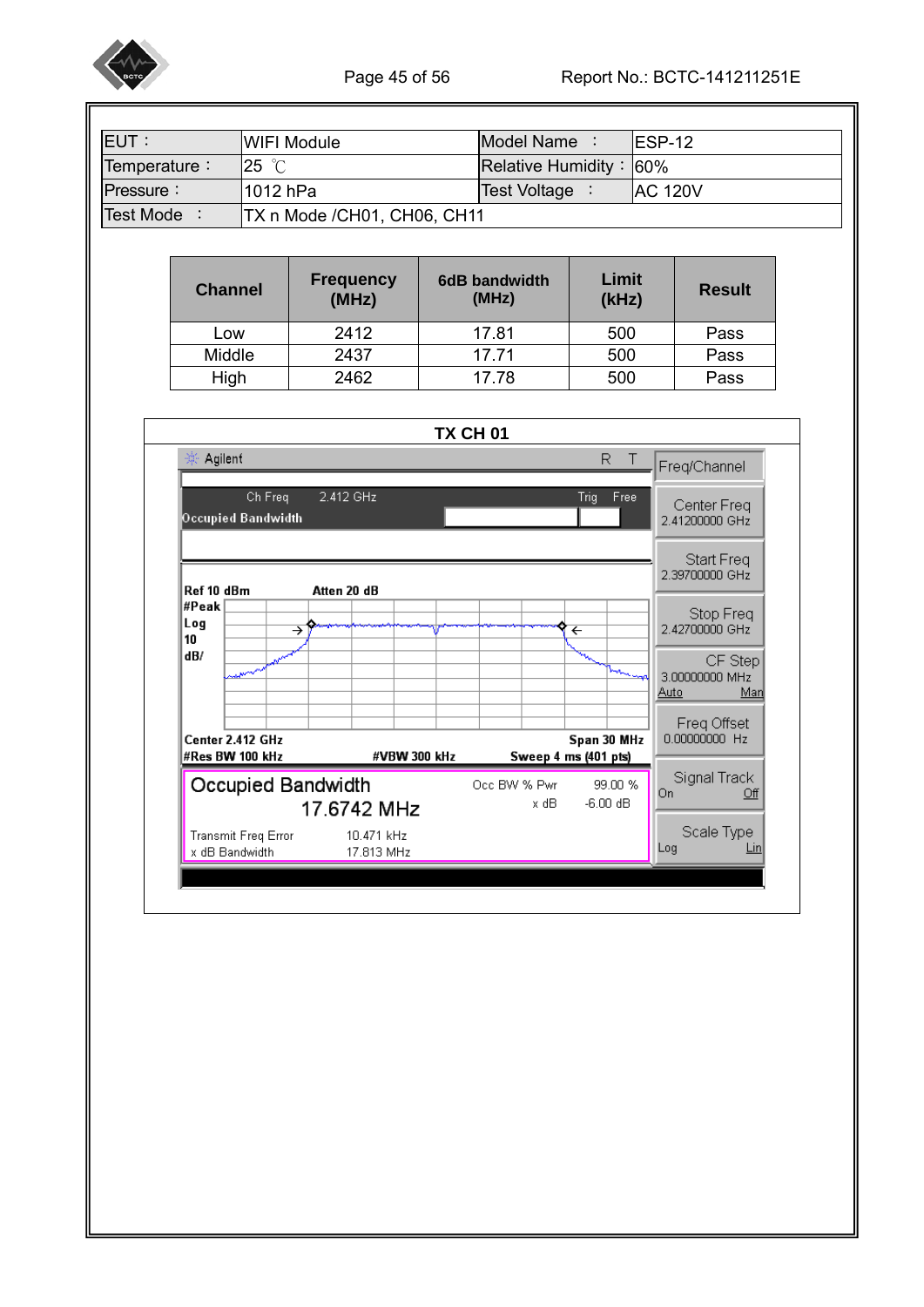| EUT： | WIFI Module | Model Name ： | ESP-12 |
|---|---|---|---|
| Temperature： | 25 ℃ | Relative Humidity： | 60% |
| Pressure： | 1012 hPa | Test Voltage ： | AC 120V |
| Test Mode ： | TX n Mode /CH01, CH06, CH11 | | |

| Channel | Frequency (MHz) | 6dB bandwidth (MHz) | Limit (kHz) | Result |
|---|---|---|---|---|
| Low | 2412 | 17.81 | 500 | Pass |
| Middle | 2437 | 17.71 | 500 | Pass |
| High | 2462 | 17.78 | 500 | Pass |

**TX CH 01**

Agilent R T

Ch Freq 2.412 GHz Trig Free

Occupied Bandwidth

Ref 10 dBm Atten 20 dB

#Peak Log 10 dB/

Center 2.412 GHz Span 30 MHz

#Res BW 100 kHz #VBW 300 kHz Sweep 4 ms (401 pts)

Occupied Bandwidth 17.6742 MHz

Occ BW % Pwr 99.00 %

x dB -6.00 dB

Transmit Freq Error 10.471 kHz

x dB Bandwidth 17.813 MHz

Freq/Channel

Center Freq 2.41200000 GHz

Start Freq 2.39700000 GHz

Stop Freq 2.42700000 GHz

CF Step 3.00000000 MHz Auto Man

Freq Offset 0.00000000 Hz

Signal Track On Off

Scale Type Log Lin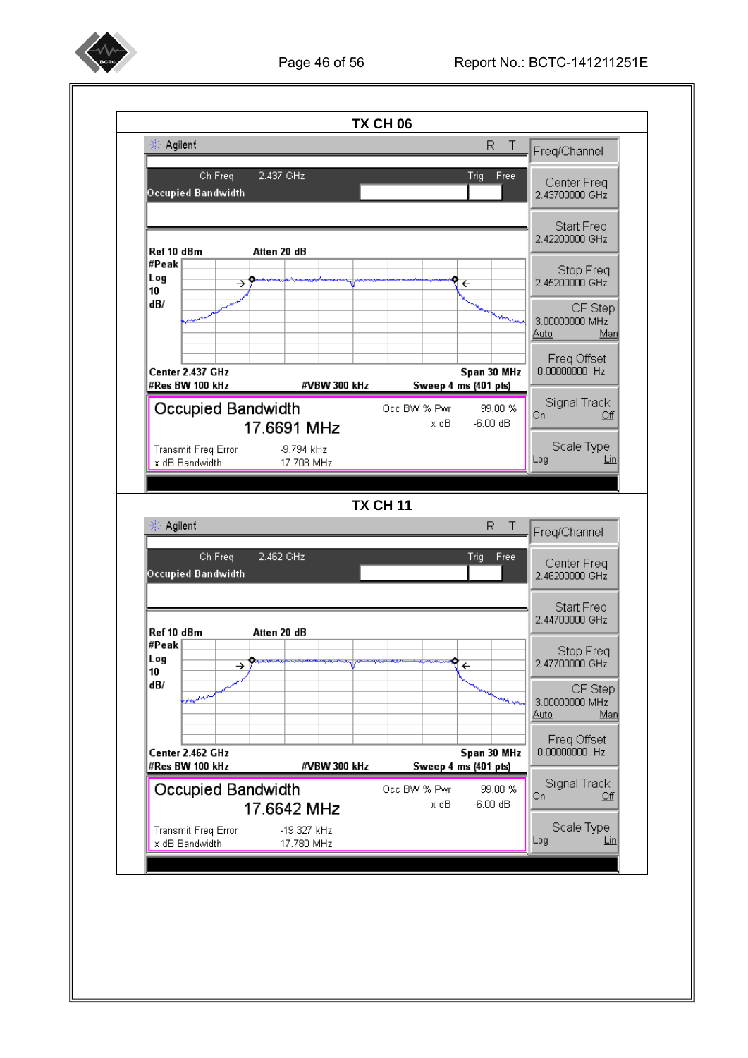**TX CH 06**

Agilent R T

Ch Freq 2.437 GHz Trig Free

Occupied Bandwidth

Ref 10 dBm Atten 20 dB

#Peak
Log
10
dB/

Center 2.437 GHz Span 30 MHz

#Res BW 100 kHz #VBW 300 kHz Sweep 4 ms (401 pts)

Occupied Bandwidth
17.6691 MHz

Occ BW % Pwr 99.00 %
x dB -6.00 dB

Transmit Freq Error -9.794 kHz
x dB Bandwidth 17.708 MHz

Freq/Channel
Center Freq 2.43700000 GHz
Start Freq 2.42200000 GHz
Stop Freq 2.45200000 GHz
CF Step 3.00000000 MHz Auto Man
Freq Offset 0.00000000 Hz
Signal Track On Off
Scale Type Log Lin

**TX CH 11**

Agilent R T

Ch Freq 2.462 GHz Trig Free

Occupied Bandwidth

Ref 10 dBm Atten 20 dB

#Peak
Log
10
dB/

Center 2.462 GHz Span 30 MHz

#Res BW 100 kHz #VBW 300 kHz Sweep 4 ms (401 pts)

Occupied Bandwidth
17.6642 MHz

Occ BW % Pwr 99.00 %
x dB -6.00 dB

Transmit Freq Error -19.327 kHz
x dB Bandwidth 17.780 MHz

Freq/Channel
Center Freq 2.46200000 GHz
Start Freq 2.44700000 GHz
Stop Freq 2.47700000 GHz
CF Step 3.00000000 MHz Auto Man
Freq Offset 0.00000000 Hz
Signal Track On Off
Scale Type Log Lin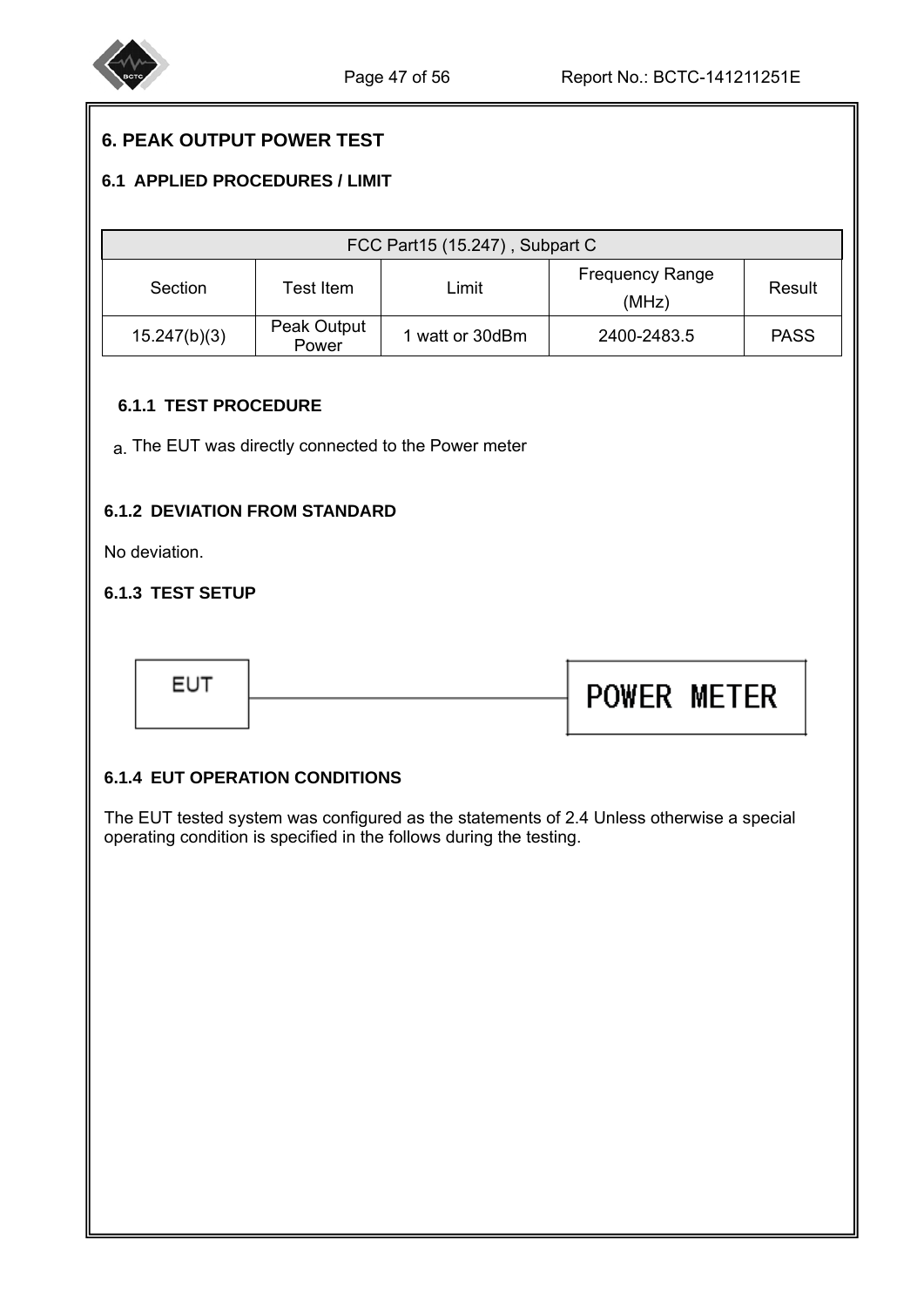## 6. PEAK OUTPUT POWER TEST

### 6.1 APPLIED PROCEDURES / LIMIT

| FCC Part15 (15.247) , Subpart C | | | | |
|---|---|---|---|---|
| Section | Test Item | Limit | Frequency Range (MHz) | Result |
| 15.247(b)(3) | Peak Output Power | 1 watt or 30dBm | 2400-2483.5 | PASS |

#### 6.1.1 TEST PROCEDURE

a. The EUT was directly connected to the Power meter

#### 6.1.2 DEVIATION FROM STANDARD

No deviation.

#### 6.1.3 TEST SETUP

EUT ———— POWER METER

#### 6.1.4 EUT OPERATION CONDITIONS

The EUT tested system was configured as the statements of 2.4 Unless otherwise a special operating condition is specified in the follows during the testing.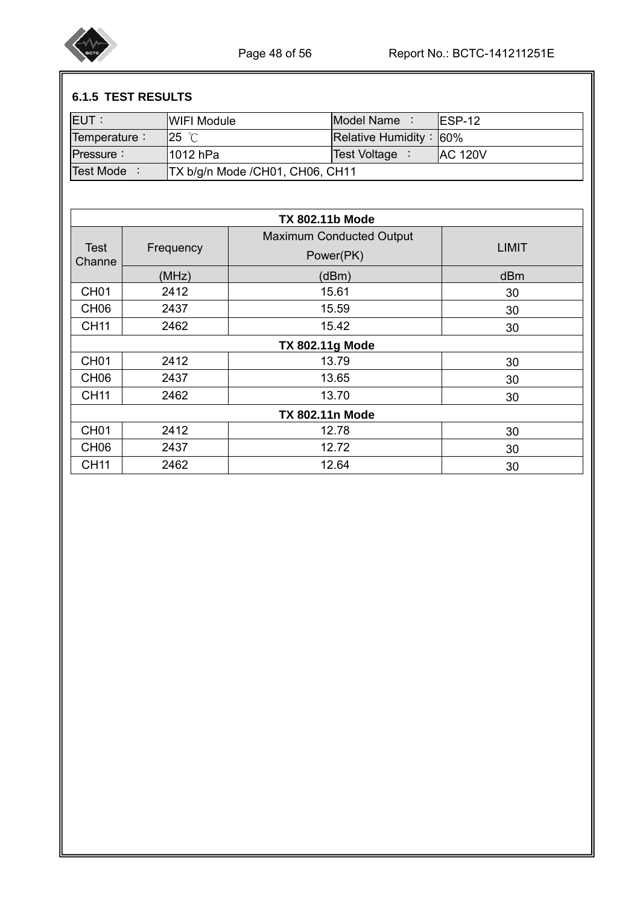### 6.1.5 TEST RESULTS

| EUT： | WIFI Module | Model Name ： | ESP-12 |
|---|---|---|---|
| Temperature： | 25 ℃ | Relative Humidity： | 60% |
| Pressure： | 1012 hPa | Test Voltage ： | AC 120V |
| Test Mode ： | TX b/g/n Mode /CH01, CH06, CH11 | | |

| TX 802.11b Mode | | | |
|---|---|---|---|
| Test Channe | Frequency | Maximum Conducted Output Power(PK) | LIMIT |
| | (MHz) | (dBm) | dBm |
| CH01 | 2412 | 15.61 | 30 |
| CH06 | 2437 | 15.59 | 30 |
| CH11 | 2462 | 15.42 | 30 |
| **TX 802.11g Mode** | | | |
| CH01 | 2412 | 13.79 | 30 |
| CH06 | 2437 | 13.65 | 30 |
| CH11 | 2462 | 13.70 | 30 |
| **TX 802.11n Mode** | | | |
| CH01 | 2412 | 12.78 | 30 |
| CH06 | 2437 | 12.72 | 30 |
| CH11 | 2462 | 12.64 | 30 |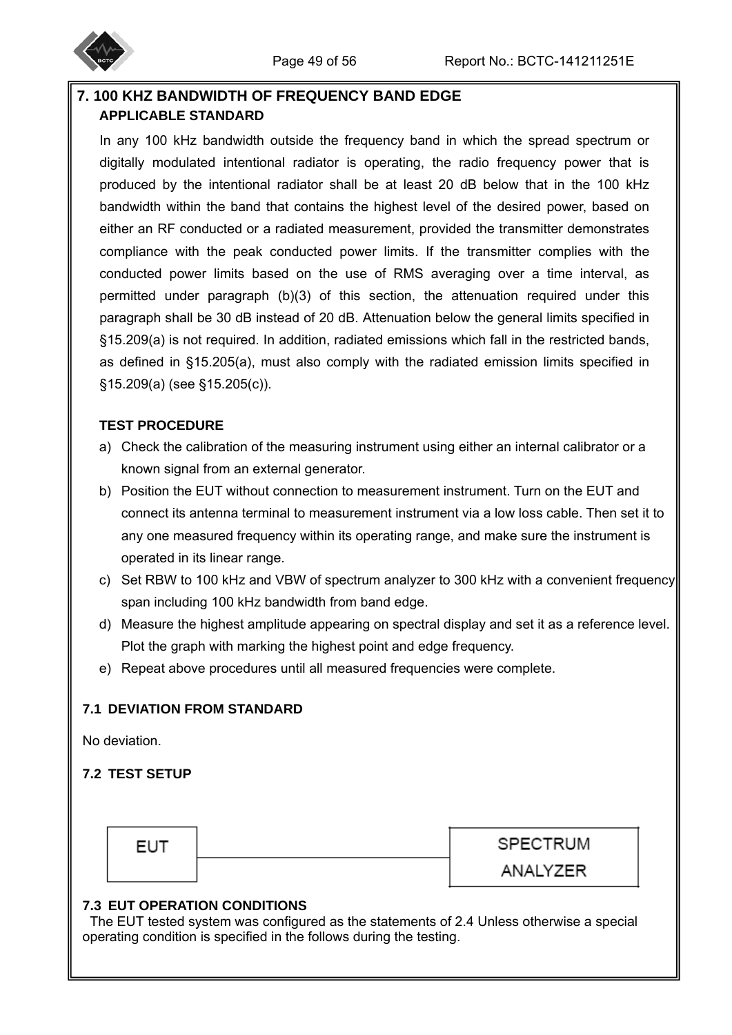## 7. 100 KHZ BANDWIDTH OF FREQUENCY BAND EDGE

### APPLICABLE STANDARD

In any 100 kHz bandwidth outside the frequency band in which the spread spectrum or digitally modulated intentional radiator is operating, the radio frequency power that is produced by the intentional radiator shall be at least 20 dB below that in the 100 kHz bandwidth within the band that contains the highest level of the desired power, based on either an RF conducted or a radiated measurement, provided the transmitter demonstrates compliance with the peak conducted power limits. If the transmitter complies with the conducted power limits based on the use of RMS averaging over a time interval, as permitted under paragraph (b)(3) of this section, the attenuation required under this paragraph shall be 30 dB instead of 20 dB. Attenuation below the general limits specified in §15.209(a) is not required. In addition, radiated emissions which fall in the restricted bands, as defined in §15.205(a), must also comply with the radiated emission limits specified in §15.209(a) (see §15.205(c)).

### TEST PROCEDURE

a) Check the calibration of the measuring instrument using either an internal calibrator or a known signal from an external generator.
b) Position the EUT without connection to measurement instrument. Turn on the EUT and connect its antenna terminal to measurement instrument via a low loss cable. Then set it to any one measured frequency within its operating range, and make sure the instrument is operated in its linear range.
c) Set RBW to 100 kHz and VBW of spectrum analyzer to 300 kHz with a convenient frequency span including 100 kHz bandwidth from band edge.
d) Measure the highest amplitude appearing on spectral display and set it as a reference level. Plot the graph with marking the highest point and edge frequency.
e) Repeat above procedures until all measured frequencies were complete.

### 7.1 DEVIATION FROM STANDARD

No deviation.

### 7.2 TEST SETUP

EUT —— SPECTRUM ANALYZER

### 7.3 EUT OPERATION CONDITIONS

The EUT tested system was configured as the statements of 2.4 Unless otherwise a special operating condition is specified in the follows during the testing.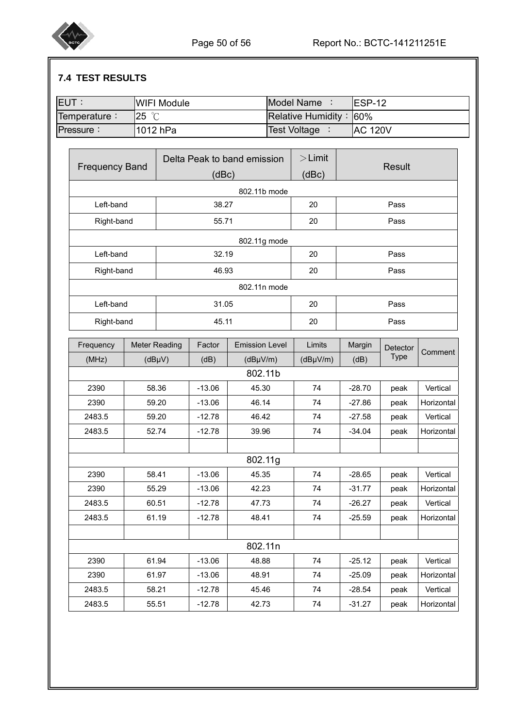### 7.4 TEST RESULTS

| EUT： | WIFI Module | Model Name ： | ESP-12 |
|---|---|---|---|
| Temperature： | 25 ℃ | Relative Humidity： | 60% |
| Pressure： | 1012 hPa | Test Voltage ： | AC 120V |

| Frequency Band | Delta Peak to band emission (dBc) | ＞Limit (dBc) | Result |
|---|---|---|---|
| 802.11b mode | | | |
| Left-band | 38.27 | 20 | Pass |
| Right-band | 55.71 | 20 | Pass |
| 802.11g mode | | | |
| Left-band | 32.19 | 20 | Pass |
| Right-band | 46.93 | 20 | Pass |
| 802.11n mode | | | |
| Left-band | 31.05 | 20 | Pass |
| Right-band | 45.11 | 20 | Pass |

| Frequency (MHz) | Meter Reading (dBμV) | Factor (dB) | Emission Level (dBμV/m) | Limits (dBμV/m) | Margin (dB) | Detector Type | Comment |
|---|---|---|---|---|---|---|---|
| 802.11b | | | | | | | |
| 2390 | 58.36 | -13.06 | 45.30 | 74 | -28.70 | peak | Vertical |
| 2390 | 59.20 | -13.06 | 46.14 | 74 | -27.86 | peak | Horizontal |
| 2483.5 | 59.20 | -12.78 | 46.42 | 74 | -27.58 | peak | Vertical |
| 2483.5 | 52.74 | -12.78 | 39.96 | 74 | -34.04 | peak | Horizontal |
| | | | | | | | |
| 802.11g | | | | | | | |
| 2390 | 58.41 | -13.06 | 45.35 | 74 | -28.65 | peak | Vertical |
| 2390 | 55.29 | -13.06 | 42.23 | 74 | -31.77 | peak | Horizontal |
| 2483.5 | 60.51 | -12.78 | 47.73 | 74 | -26.27 | peak | Vertical |
| 2483.5 | 61.19 | -12.78 | 48.41 | 74 | -25.59 | peak | Horizontal |
| | | | | | | | |
| 802.11n | | | | | | | |
| 2390 | 61.94 | -13.06 | 48.88 | 74 | -25.12 | peak | Vertical |
| 2390 | 61.97 | -13.06 | 48.91 | 74 | -25.09 | peak | Horizontal |
| 2483.5 | 58.21 | -12.78 | 45.46 | 74 | -28.54 | peak | Vertical |
| 2483.5 | 55.51 | -12.78 | 42.73 | 74 | -31.27 | peak | Horizontal |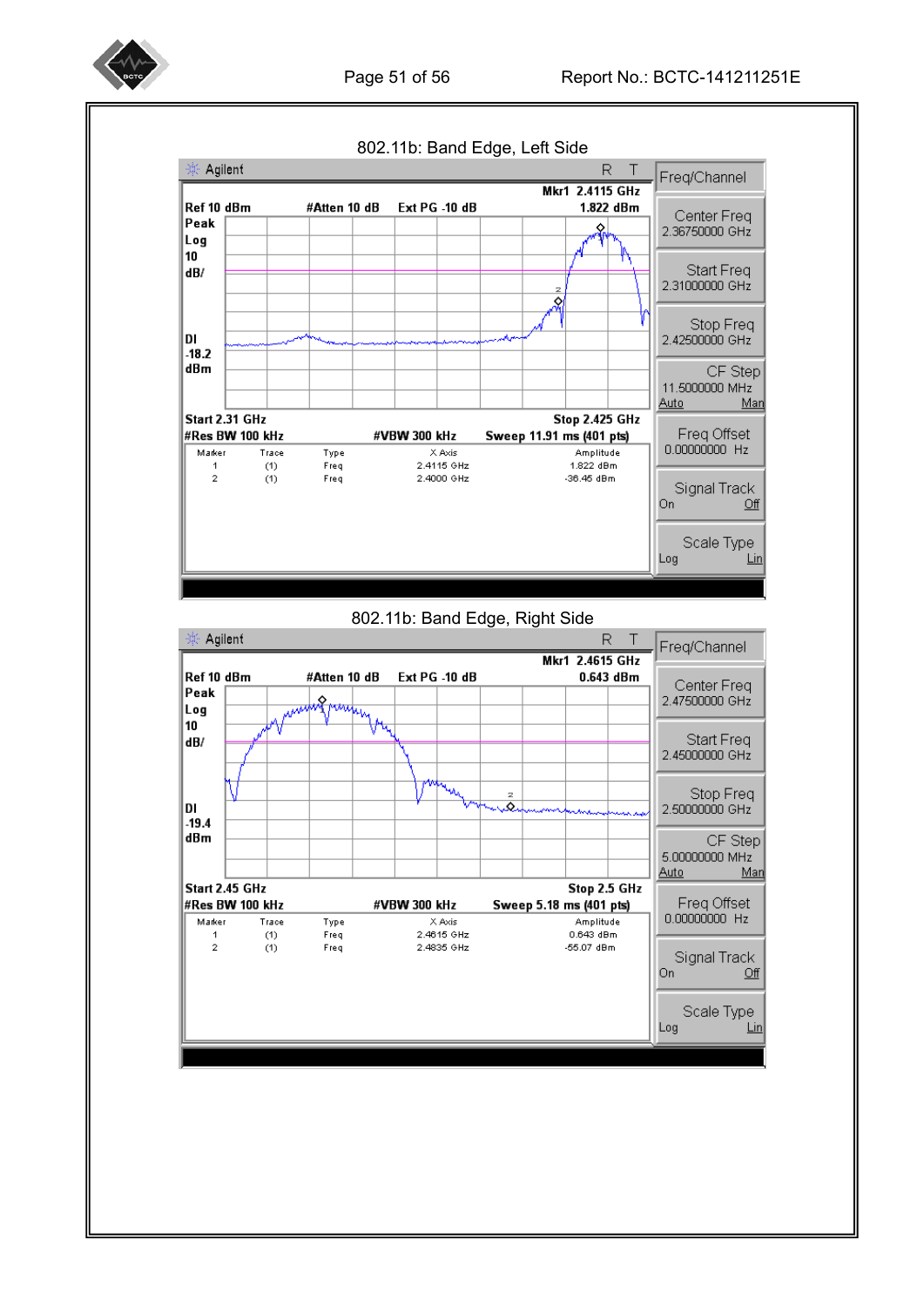802.11b: Band Edge, Left Side

Agilent R T

Mkr1 2.4115 GHz

Ref 10 dBm #Atten 10 dB Ext PG -10 dB 1.822 dBm

Peak
Log
10
dB/

Dl
-18.2
dBm

Start 2.31 GHz Stop 2.425 GHz

#Res BW 100 kHz #VBW 300 kHz Sweep 11.91 ms (401 pts)

| Marker | Trace | Type | X Axis | Amplitude |
|---|---|---|---|---|
| 1 | (1) | Freq | 2.4115 GHz | 1.822 dBm |
| 2 | (1) | Freq | 2.4000 GHz | -36.45 dBm |

Freq/Channel

Center Freq 2.36750000 GHz

Start Freq 2.31000000 GHz

Stop Freq 2.42500000 GHz

CF Step 11.5000000 MHz Auto Man

Freq Offset 0.00000000 Hz

Signal Track On Off

Scale Type Log Lin

802.11b: Band Edge, Right Side

Agilent R T

Mkr1 2.4615 GHz

Ref 10 dBm #Atten 10 dB Ext PG -10 dB 0.643 dBm

Peak
Log
10
dB/

Dl
-19.4
dBm

Start 2.45 GHz Stop 2.5 GHz

#Res BW 100 kHz #VBW 300 kHz Sweep 5.18 ms (401 pts)

| Marker | Trace | Type | X Axis | Amplitude |
|---|---|---|---|---|
| 1 | (1) | Freq | 2.4615 GHz | 0.643 dBm |
| 2 | (1) | Freq | 2.4835 GHz | -55.07 dBm |

Freq/Channel

Center Freq 2.47500000 GHz

Start Freq 2.45000000 GHz

Stop Freq 2.50000000 GHz

CF Step 5.00000000 MHz Auto Man

Freq Offset 0.00000000 Hz

Signal Track On Off

Scale Type Log Lin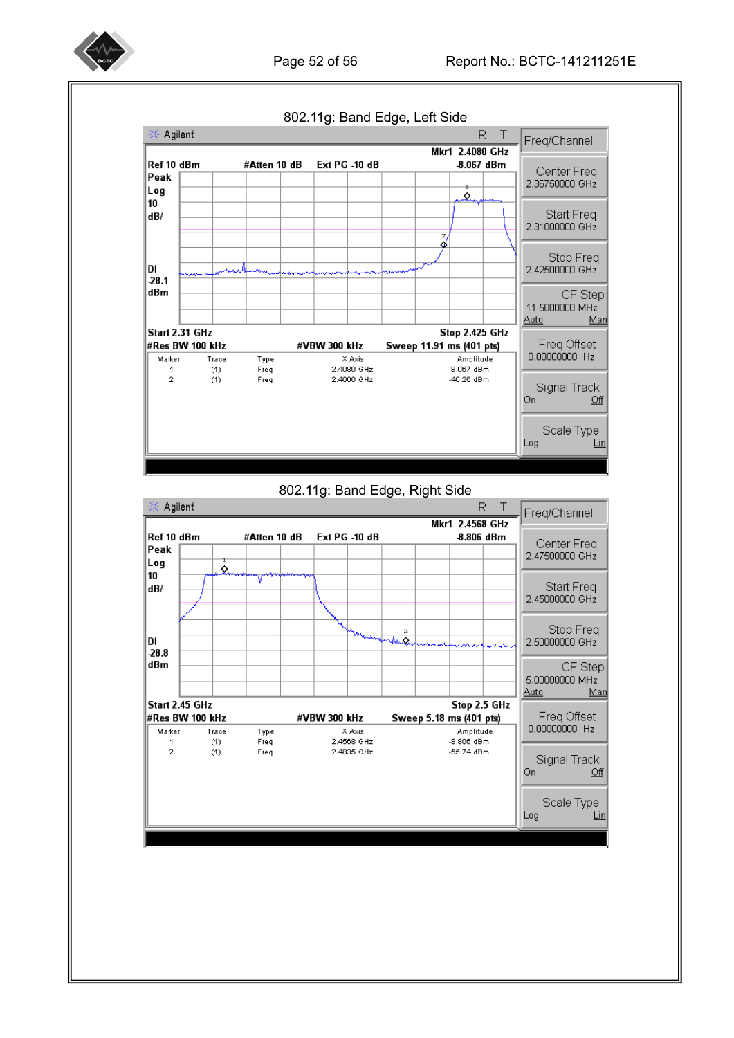802.11g: Band Edge, Left Side

Agilent R T

Mkr1 2.4080 GHz
Ref 10 dBm #Atten 10 dB Ext PG -10 dB -8.067 dBm
Peak
Log
10
dB/

DI
-28.1
dBm

Start 2.31 GHz Stop 2.425 GHz
#Res BW 100 kHz #VBW 300 kHz Sweep 11.91 ms (401 pts)

| Marker | Trace | Type | X Axis | Amplitude |
|---|---|---|---|---|
| 1 | (1) | Freq | 2.4080 GHz | -8.067 dBm |
| 2 | (1) | Freq | 2.4000 GHz | -40.26 dBm |

Freq/Channel
Center Freq 2.36750000 GHz
Start Freq 2.31000000 GHz
Stop Freq 2.42500000 GHz
CF Step 11.5000000 MHz Auto Man
Freq Offset 0.00000000 Hz
Signal Track On Off
Scale Type Log Lin

802.11g: Band Edge, Right Side

Agilent R T

Mkr1 2.4568 GHz
Ref 10 dBm #Atten 10 dB Ext PG -10 dB -8.806 dBm
Peak
Log
10
dB/

DI
-28.8
dBm

Start 2.45 GHz Stop 2.5 GHz
#Res BW 100 kHz #VBW 300 kHz Sweep 5.18 ms (401 pts)

| Marker | Trace | Type | X Axis | Amplitude |
|---|---|---|---|---|
| 1 | (1) | Freq | 2.4568 GHz | -8.806 dBm |
| 2 | (1) | Freq | 2.4835 GHz | -55.74 dBm |

Freq/Channel
Center Freq 2.47500000 GHz
Start Freq 2.45000000 GHz
Stop Freq 2.50000000 GHz
CF Step 5.00000000 MHz Auto Man
Freq Offset 0.00000000 Hz
Signal Track On Off
Scale Type Log Lin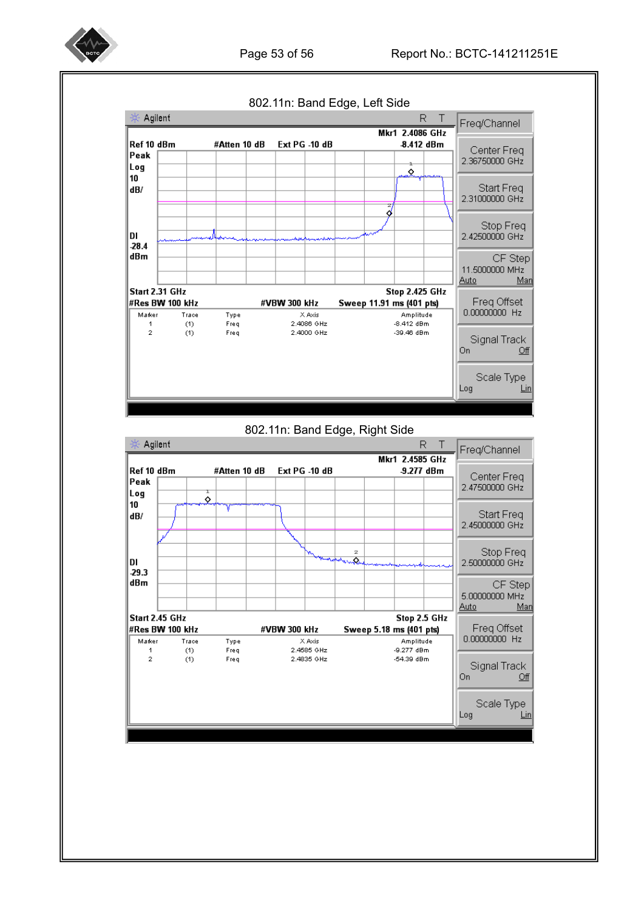802.11n: Band Edge, Left Side

Agilent R T

Mkr1 2.4086 GHz

Ref 10 dBm #Atten 10 dB Ext PG -10 dB -8.412 dBm

Peak
Log
10
dB/

Dl
-28.4
dBm

Start 2.31 GHz Stop 2.425 GHz

#Res BW 100 kHz #VBW 300 kHz Sweep 11.91 ms (401 pts)

| Marker | Trace | Type | X Axis | Amplitude |
|---|---|---|---|---|
| 1 | (1) | Freq | 2.4086 GHz | -8.412 dBm |
| 2 | (1) | Freq | 2.4000 GHz | -39.46 dBm |

Freq/Channel

Center Freq 2.36750000 GHz

Start Freq 2.31000000 GHz

Stop Freq 2.42500000 GHz

CF Step 11.5000000 MHz Auto Man

Freq Offset 0.00000000 Hz

Signal Track On Off

Scale Type Log Lin

802.11n: Band Edge, Right Side

Agilent R T

Mkr1 2.4585 GHz

Ref 10 dBm #Atten 10 dB Ext PG -10 dB -9.277 dBm

Peak
Log
10
dB/

Dl
-29.3
dBm

Start 2.45 GHz Stop 2.5 GHz

#Res BW 100 kHz #VBW 300 kHz Sweep 5.18 ms (401 pts)

| Marker | Trace | Type | X Axis | Amplitude |
|---|---|---|---|---|
| 1 | (1) | Freq | 2.4585 GHz | -9.277 dBm |
| 2 | (1) | Freq | 2.4835 GHz | -54.39 dBm |

Freq/Channel

Center Freq 2.47500000 GHz

Start Freq 2.45000000 GHz

Stop Freq 2.50000000 GHz

CF Step 5.00000000 MHz Auto Man

Freq Offset 0.00000000 Hz

Signal Track On Off

Scale Type Log Lin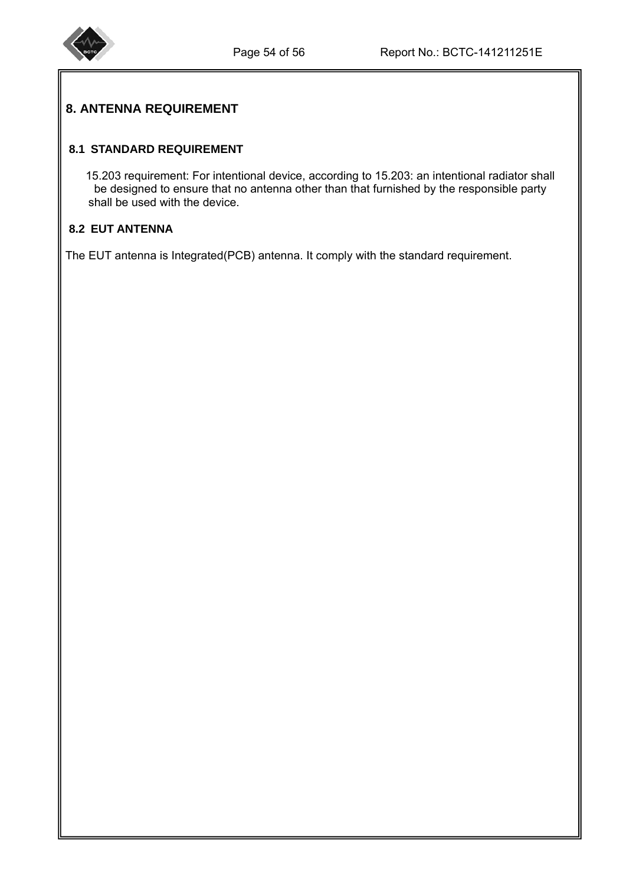# 8. ANTENNA REQUIREMENT

## 8.1 STANDARD REQUIREMENT

15.203 requirement: For intentional device, according to 15.203: an intentional radiator shall be designed to ensure that no antenna other than that furnished by the responsible party shall be used with the device.

## 8.2 EUT ANTENNA

The EUT antenna is Integrated(PCB) antenna. It comply with the standard requirement.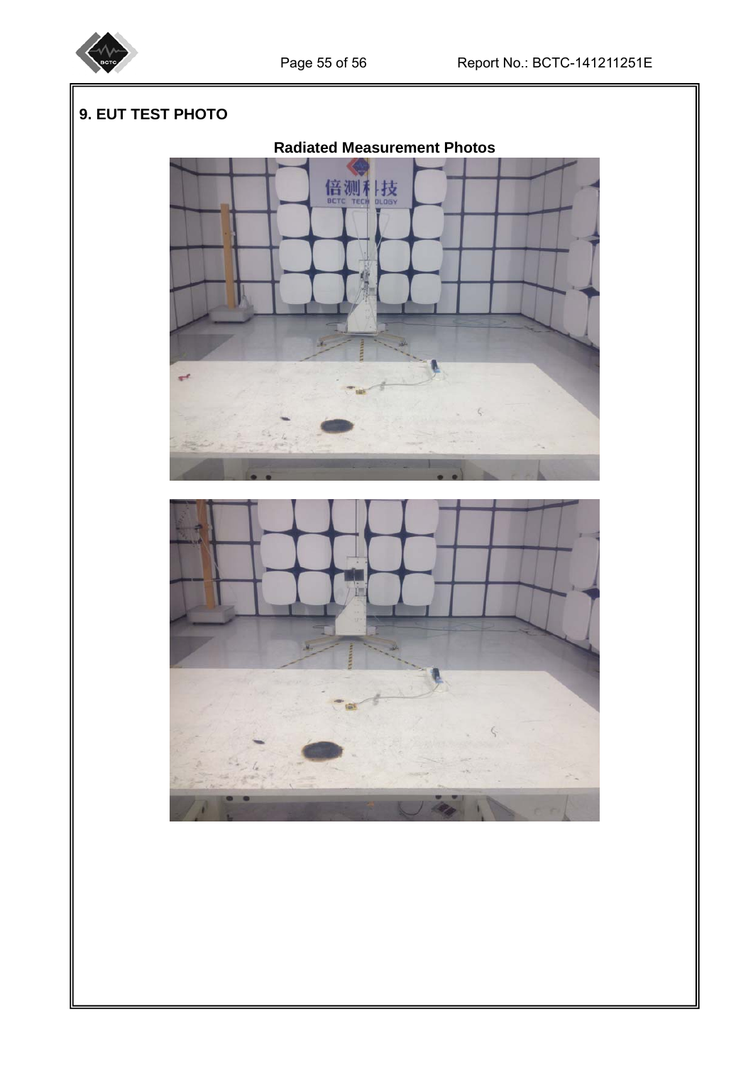## 9. EUT TEST PHOTO

**Radiated Measurement Photos**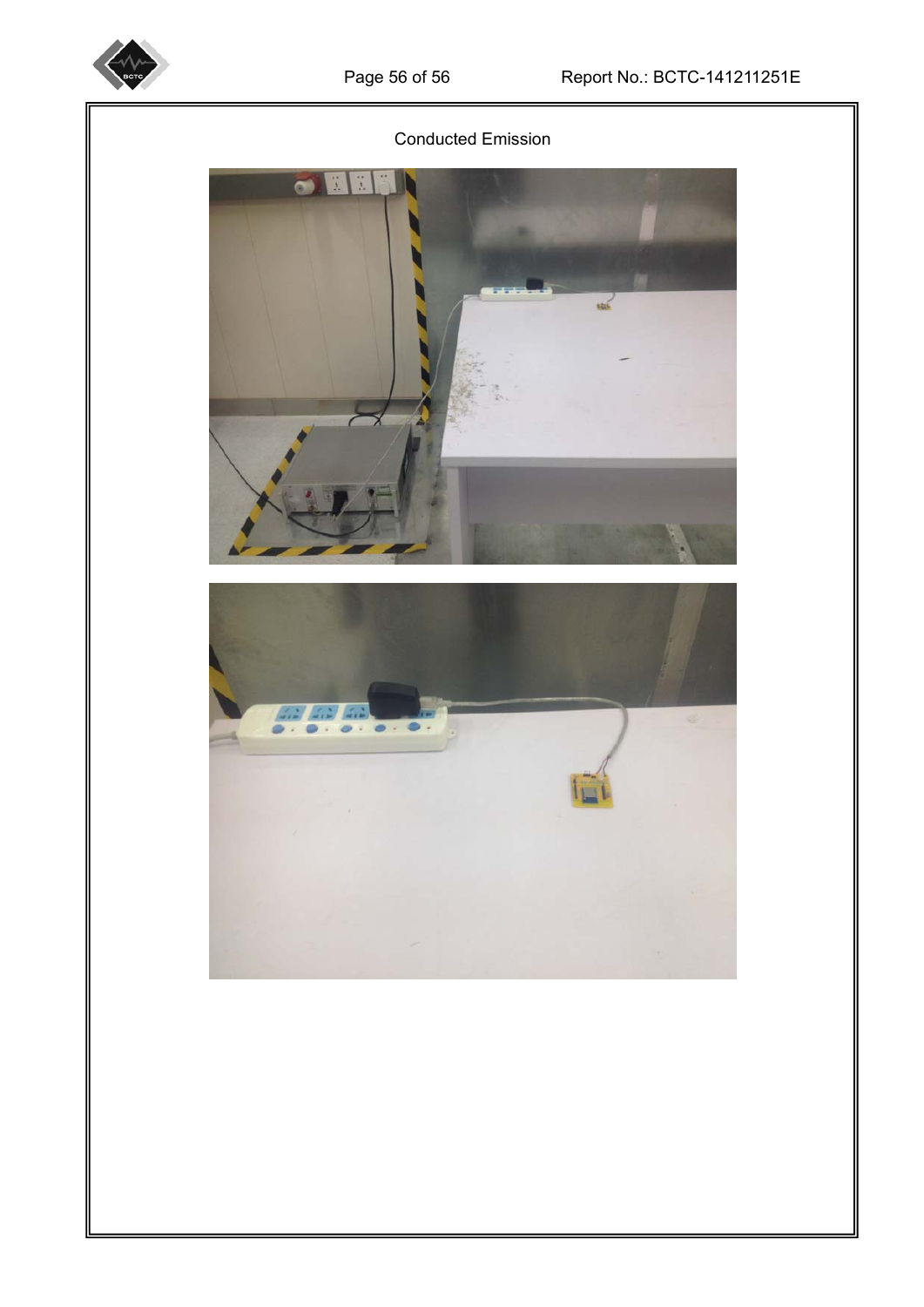Conducted Emission